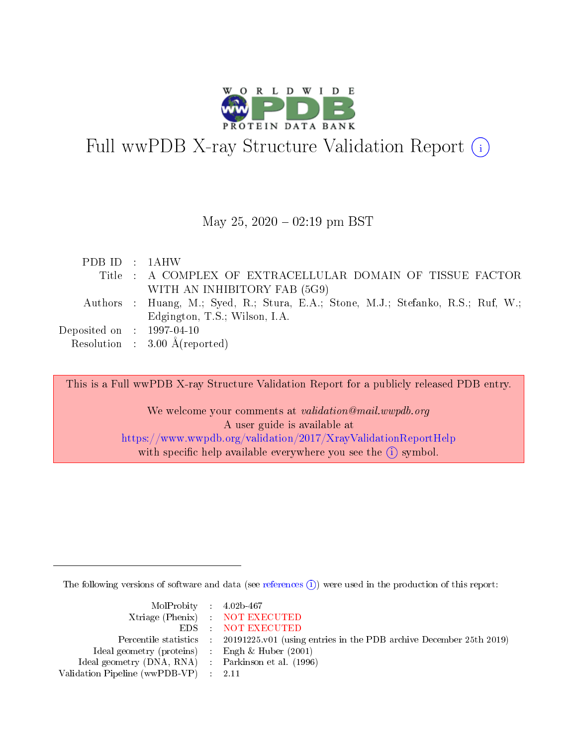# Full wwPDB X-ray Structure Validation Report ⓘ

May 25, 2020 – 02:19 pm BST

| | | |
|---|---|---|
| PDB ID | : | 1AHW |
| Title | : | A COMPLEX OF EXTRACELLULAR DOMAIN OF TISSUE FACTOR WITH AN INHIBITORY FAB (5G9) |
| Authors | : | Huang, M.; Syed, R.; Stura, E.A.; Stone, M.J.; Stefanko, R.S.; Ruf, W.; Edgington, T.S.; Wilson, I.A. |
| Deposited on | : | 1997-04-10 |
| Resolution | : | 3.00 Å(reported) |

This is a Full wwPDB X-ray Structure Validation Report for a publicly released PDB entry.

We welcome your comments at *validation@mail.wwpdb.org*
A user guide is available at
https://www.wwpdb.org/validation/2017/XrayValidationReportHelp
with specific help available everywhere you see the ⓘ symbol.

The following versions of software and data (see references ⓘ) were used in the production of this report:

| | | |
|---|---|---|
| MolProbity | : | 4.02b-467 |
| Xtriage (Phenix) | : | NOT EXECUTED |
| EDS | : | NOT EXECUTED |
| Percentile statistics | : | 20191225.v01 (using entries in the PDB archive December 25th 2019) |
| Ideal geometry (proteins) | : | Engh & Huber (2001) |
| Ideal geometry (DNA, RNA) | : | Parkinson et al. (1996) |
| Validation Pipeline (wwPDB-VP) | : | 2.11 |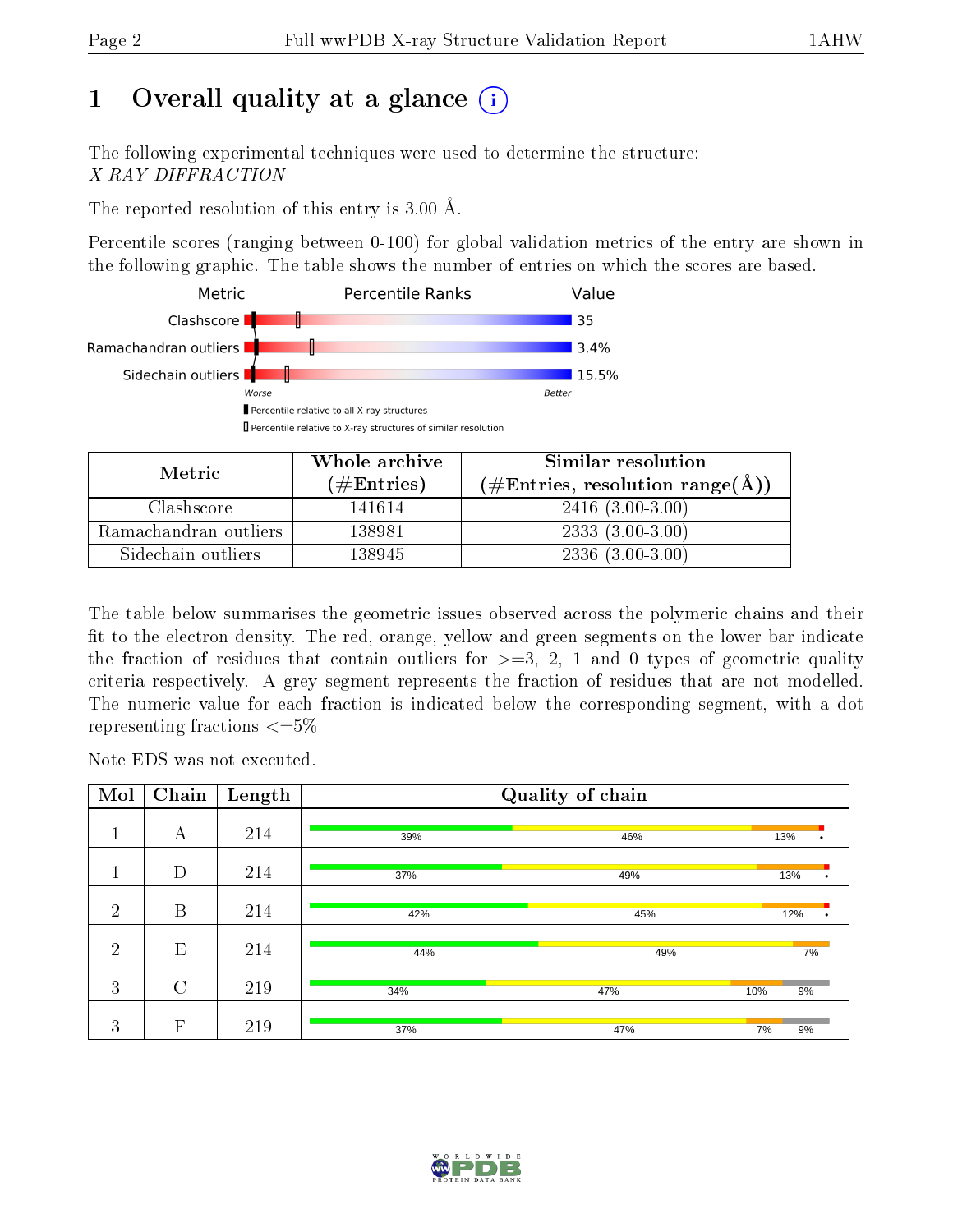# 1 Overall quality at a glance

The following experimental techniques were used to determine the structure:
*X-RAY DIFFRACTION*

The reported resolution of this entry is 3.00 Å.

Percentile scores (ranging between 0-100) for global validation metrics of the entry are shown in the following graphic. The table shows the number of entries on which the scores are based.

| Metric | Value |
|---|---|
| Clashscore | 35 |
| Ramachandran outliers | 3.4% |
| Sidechain outliers | 15.5% |

| Metric | Whole archive (#Entries) | Similar resolution (#Entries, resolution range(Å)) |
|---|---|---|
| Clashscore | 141614 | 2416 (3.00-3.00) |
| Ramachandran outliers | 138981 | 2333 (3.00-3.00) |
| Sidechain outliers | 138945 | 2336 (3.00-3.00) |

The table below summarises the geometric issues observed across the polymeric chains and their fit to the electron density. The red, orange, yellow and green segments on the lower bar indicate the fraction of residues that contain outliers for >=3, 2, 1 and 0 types of geometric quality criteria respectively. A grey segment represents the fraction of residues that are not modelled. The numeric value for each fraction is indicated below the corresponding segment, with a dot representing fractions <=5%

Note EDS was not executed.

| Mol | Chain | Length | Quality of chain |
|---|---|---|---|
| 1 | A | 214 | 39% / 46% / 13% / • |
| 1 | D | 214 | 37% / 49% / 13% / • |
| 2 | B | 214 | 42% / 45% / 12% / • |
| 2 | E | 214 | 44% / 49% / 7% |
| 3 | C | 219 | 34% / 47% / 10% / 9% |
| 3 | F | 219 | 37% / 47% / 7% / 9% |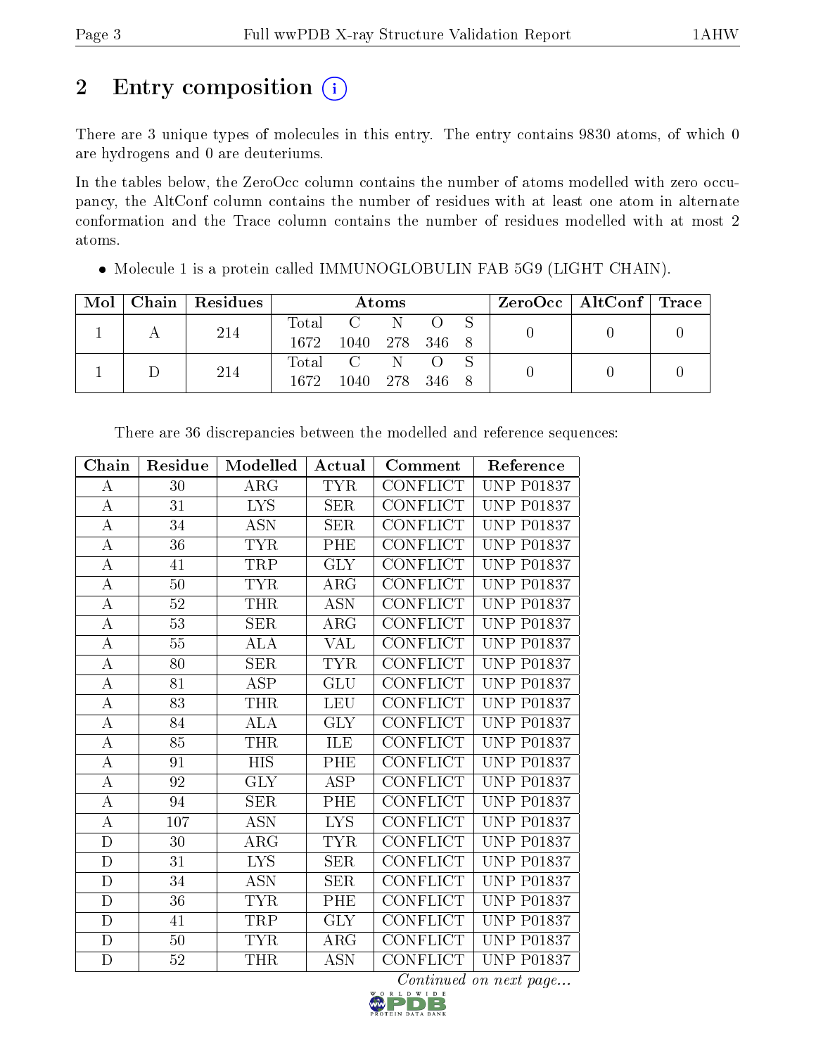# 2 Entry composition

There are 3 unique types of molecules in this entry. The entry contains 9830 atoms, of which 0 are hydrogens and 0 are deuteriums.

In the tables below, the ZeroOcc column contains the number of atoms modelled with zero occupancy, the AltConf column contains the number of residues with at least one atom in alternate conformation and the Trace column contains the number of residues modelled with at most 2 atoms.

- Molecule 1 is a protein called IMMUNOGLOBULIN FAB 5G9 (LIGHT CHAIN).

| Mol | Chain | Residues | Atoms | | | | | ZeroOcc | AltConf | Trace |
|---|---|---|---|---|---|---|---|---|---|---|
| 1 | A | 214 | Total 1672 | C 1040 | N 278 | O 346 | S 8 | 0 | 0 | 0 |
| 1 | D | 214 | Total 1672 | C 1040 | N 278 | O 346 | S 8 | 0 | 0 | 0 |

There are 36 discrepancies between the modelled and reference sequences:

| Chain | Residue | Modelled | Actual | Comment | Reference |
|---|---|---|---|---|---|
| A | 30 | ARG | TYR | CONFLICT | UNP P01837 |
| A | 31 | LYS | SER | CONFLICT | UNP P01837 |
| A | 34 | ASN | SER | CONFLICT | UNP P01837 |
| A | 36 | TYR | PHE | CONFLICT | UNP P01837 |
| A | 41 | TRP | GLY | CONFLICT | UNP P01837 |
| A | 50 | TYR | ARG | CONFLICT | UNP P01837 |
| A | 52 | THR | ASN | CONFLICT | UNP P01837 |
| A | 53 | SER | ARG | CONFLICT | UNP P01837 |
| A | 55 | ALA | VAL | CONFLICT | UNP P01837 |
| A | 80 | SER | TYR | CONFLICT | UNP P01837 |
| A | 81 | ASP | GLU | CONFLICT | UNP P01837 |
| A | 83 | THR | LEU | CONFLICT | UNP P01837 |
| A | 84 | ALA | GLY | CONFLICT | UNP P01837 |
| A | 85 | THR | ILE | CONFLICT | UNP P01837 |
| A | 91 | HIS | PHE | CONFLICT | UNP P01837 |
| A | 92 | GLY | ASP | CONFLICT | UNP P01837 |
| A | 94 | SER | PHE | CONFLICT | UNP P01837 |
| A | 107 | ASN | LYS | CONFLICT | UNP P01837 |
| D | 30 | ARG | TYR | CONFLICT | UNP P01837 |
| D | 31 | LYS | SER | CONFLICT | UNP P01837 |
| D | 34 | ASN | SER | CONFLICT | UNP P01837 |
| D | 36 | TYR | PHE | CONFLICT | UNP P01837 |
| D | 41 | TRP | GLY | CONFLICT | UNP P01837 |
| D | 50 | TYR | ARG | CONFLICT | UNP P01837 |
| D | 52 | THR | ASN | CONFLICT | UNP P01837 |

*Continued on next page...*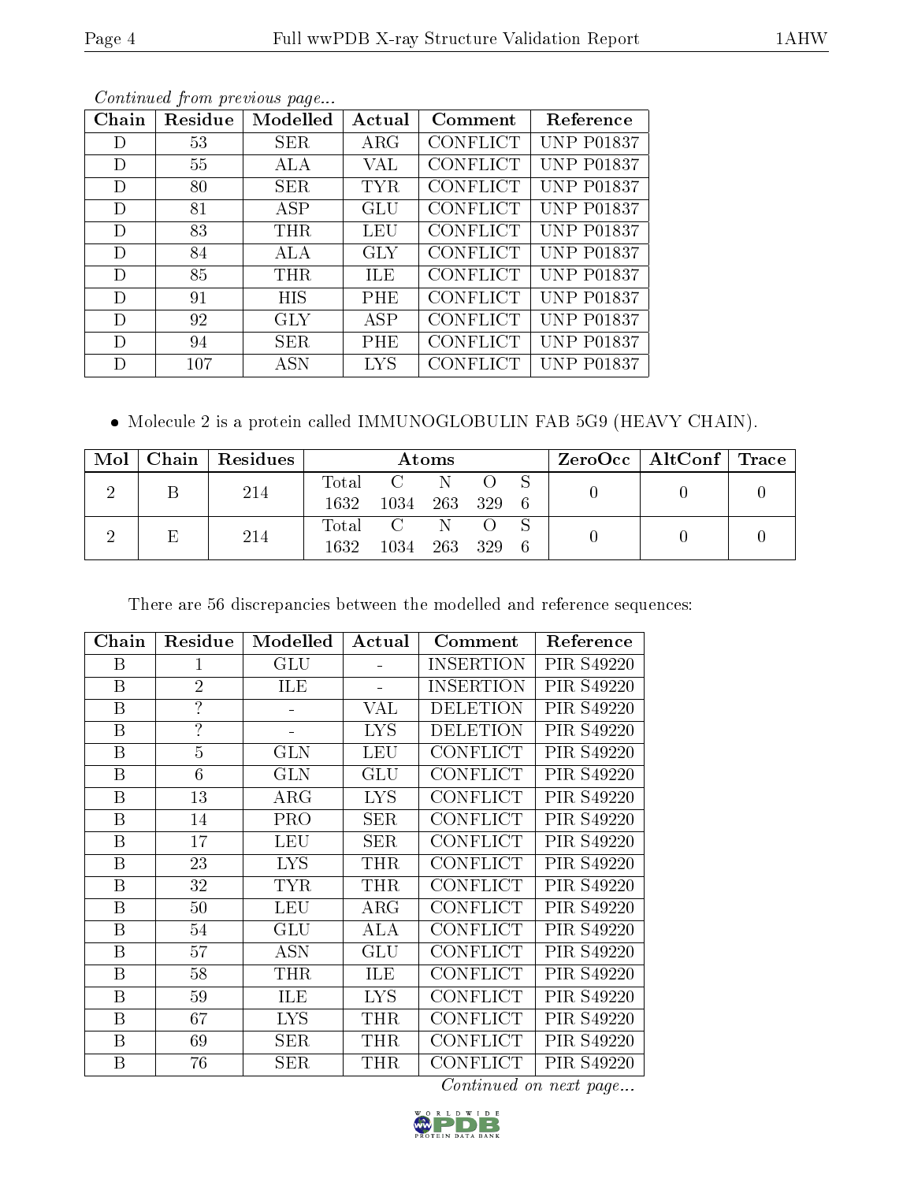*Continued from previous page...*

| Chain | Residue | Modelled | Actual | Comment | Reference |
|---|---|---|---|---|---|
| D | 53 | SER | ARG | CONFLICT | UNP P01837 |
| D | 55 | ALA | VAL | CONFLICT | UNP P01837 |
| D | 80 | SER | TYR | CONFLICT | UNP P01837 |
| D | 81 | ASP | GLU | CONFLICT | UNP P01837 |
| D | 83 | THR | LEU | CONFLICT | UNP P01837 |
| D | 84 | ALA | GLY | CONFLICT | UNP P01837 |
| D | 85 | THR | ILE | CONFLICT | UNP P01837 |
| D | 91 | HIS | PHE | CONFLICT | UNP P01837 |
| D | 92 | GLY | ASP | CONFLICT | UNP P01837 |
| D | 94 | SER | PHE | CONFLICT | UNP P01837 |
| D | 107 | ASN | LYS | CONFLICT | UNP P01837 |

- Molecule 2 is a protein called IMMUNOGLOBULIN FAB 5G9 (HEAVY CHAIN).

| Mol | Chain | Residues | Atoms | | | | | ZeroOcc | AltConf | Trace |
|---|---|---|---|---|---|---|---|---|---|---|
| 2 | B | 214 | Total 1632 | C 1034 | N 263 | O 329 | S 6 | 0 | 0 | 0 |
| 2 | E | 214 | Total 1632 | C 1034 | N 263 | O 329 | S 6 | 0 | 0 | 0 |

There are 56 discrepancies between the modelled and reference sequences:

| Chain | Residue | Modelled | Actual | Comment | Reference |
|---|---|---|---|---|---|
| B | 1 | GLU | - | INSERTION | PIR S49220 |
| B | 2 | ILE | - | INSERTION | PIR S49220 |
| B | ? | - | VAL | DELETION | PIR S49220 |
| B | ? | - | LYS | DELETION | PIR S49220 |
| B | 5 | GLN | LEU | CONFLICT | PIR S49220 |
| B | 6 | GLN | GLU | CONFLICT | PIR S49220 |
| B | 13 | ARG | LYS | CONFLICT | PIR S49220 |
| B | 14 | PRO | SER | CONFLICT | PIR S49220 |
| B | 17 | LEU | SER | CONFLICT | PIR S49220 |
| B | 23 | LYS | THR | CONFLICT | PIR S49220 |
| B | 32 | TYR | THR | CONFLICT | PIR S49220 |
| B | 50 | LEU | ARG | CONFLICT | PIR S49220 |
| B | 54 | GLU | ALA | CONFLICT | PIR S49220 |
| B | 57 | ASN | GLU | CONFLICT | PIR S49220 |
| B | 58 | THR | ILE | CONFLICT | PIR S49220 |
| B | 59 | ILE | LYS | CONFLICT | PIR S49220 |
| B | 67 | LYS | THR | CONFLICT | PIR S49220 |
| B | 69 | SER | THR | CONFLICT | PIR S49220 |
| B | 76 | SER | THR | CONFLICT | PIR S49220 |

*Continued on next page...*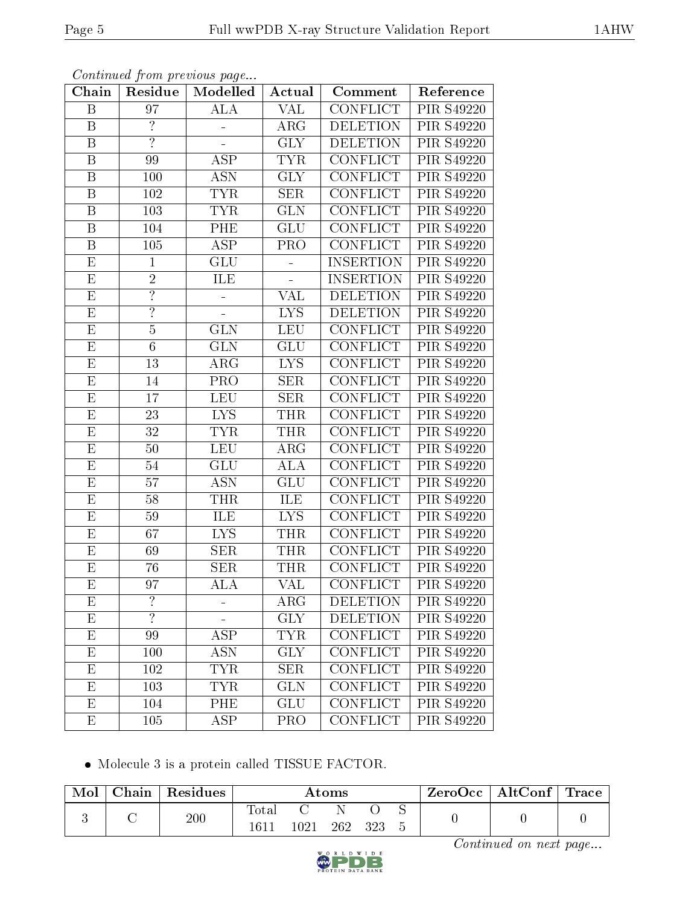*Continued from previous page...*

| Chain | Residue | Modelled | Actual | Comment | Reference |
|---|---|---|---|---|---|
| B | 97 | ALA | VAL | CONFLICT | PIR S49220 |
| B | ? | - | ARG | DELETION | PIR S49220 |
| B | ? | - | GLY | DELETION | PIR S49220 |
| B | 99 | ASP | TYR | CONFLICT | PIR S49220 |
| B | 100 | ASN | GLY | CONFLICT | PIR S49220 |
| B | 102 | TYR | SER | CONFLICT | PIR S49220 |
| B | 103 | TYR | GLN | CONFLICT | PIR S49220 |
| B | 104 | PHE | GLU | CONFLICT | PIR S49220 |
| B | 105 | ASP | PRO | CONFLICT | PIR S49220 |
| E | 1 | GLU | - | INSERTION | PIR S49220 |
| E | 2 | ILE | - | INSERTION | PIR S49220 |
| E | ? | - | VAL | DELETION | PIR S49220 |
| E | ? | - | LYS | DELETION | PIR S49220 |
| E | 5 | GLN | LEU | CONFLICT | PIR S49220 |
| E | 6 | GLN | GLU | CONFLICT | PIR S49220 |
| E | 13 | ARG | LYS | CONFLICT | PIR S49220 |
| E | 14 | PRO | SER | CONFLICT | PIR S49220 |
| E | 17 | LEU | SER | CONFLICT | PIR S49220 |
| E | 23 | LYS | THR | CONFLICT | PIR S49220 |
| E | 32 | TYR | THR | CONFLICT | PIR S49220 |
| E | 50 | LEU | ARG | CONFLICT | PIR S49220 |
| E | 54 | GLU | ALA | CONFLICT | PIR S49220 |
| E | 57 | ASN | GLU | CONFLICT | PIR S49220 |
| E | 58 | THR | ILE | CONFLICT | PIR S49220 |
| E | 59 | ILE | LYS | CONFLICT | PIR S49220 |
| E | 67 | LYS | THR | CONFLICT | PIR S49220 |
| E | 69 | SER | THR | CONFLICT | PIR S49220 |
| E | 76 | SER | THR | CONFLICT | PIR S49220 |
| E | 97 | ALA | VAL | CONFLICT | PIR S49220 |
| E | ? | - | ARG | DELETION | PIR S49220 |
| E | ? | - | GLY | DELETION | PIR S49220 |
| E | 99 | ASP | TYR | CONFLICT | PIR S49220 |
| E | 100 | ASN | GLY | CONFLICT | PIR S49220 |
| E | 102 | TYR | SER | CONFLICT | PIR S49220 |
| E | 103 | TYR | GLN | CONFLICT | PIR S49220 |
| E | 104 | PHE | GLU | CONFLICT | PIR S49220 |
| E | 105 | ASP | PRO | CONFLICT | PIR S49220 |

- Molecule 3 is a protein called TISSUE FACTOR.

| Mol | Chain | Residues | Atoms | | | | | ZeroOcc | AltConf | Trace |
|---|---|---|---|---|---|---|---|---|---|---|
| 3 | C | 200 | Total | C | N | O | S | 0 | 0 | 0 |
| | | | 1611 | 1021 | 262 | 323 | 5 | | | |

*Continued on next page...*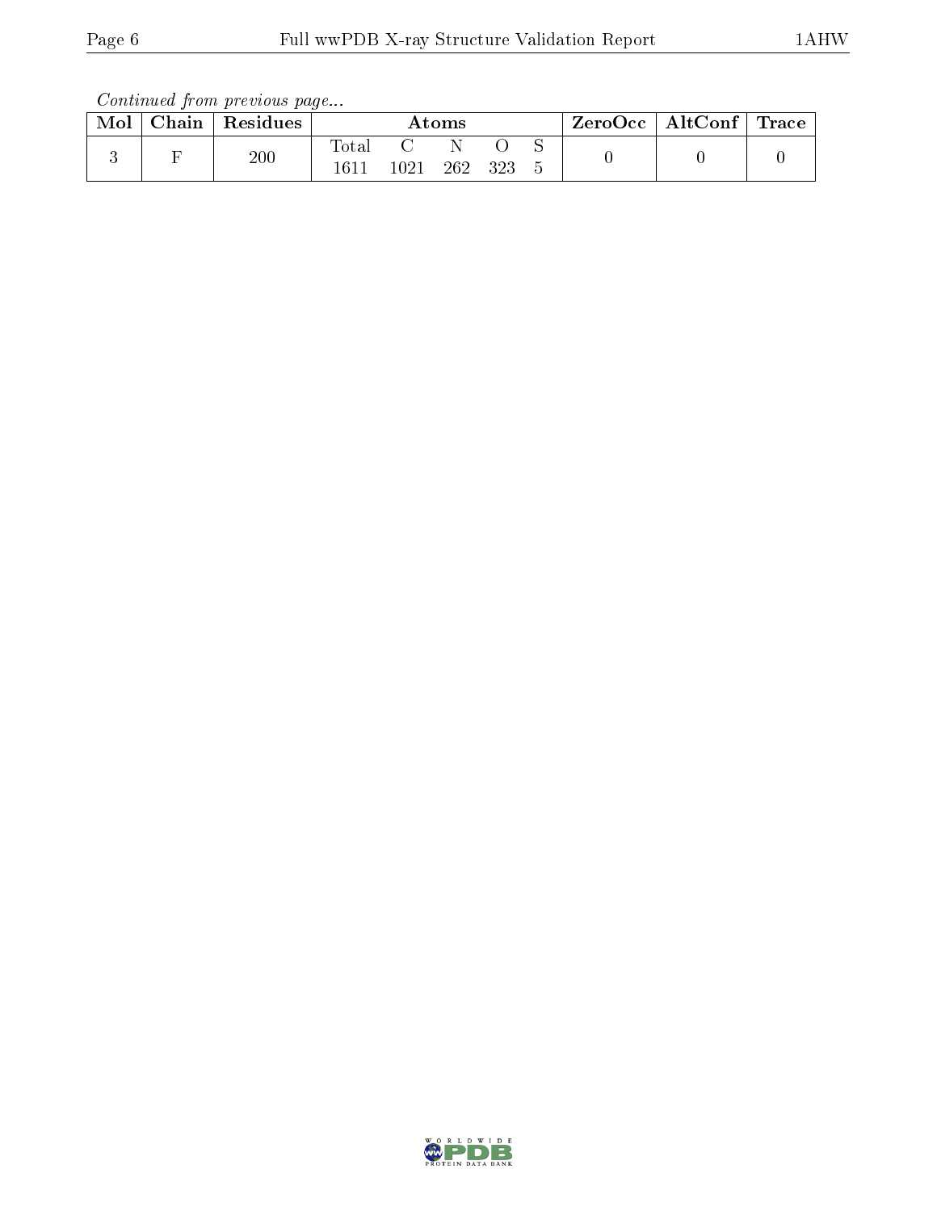*Continued from previous page...*

| Mol | Chain | Residues | Atoms | | | | | ZeroOcc | AltConf | Trace |
|---|---|---|---|---|---|---|---|---|---|---|
| 3 | F | 200 | Total | C | N | O | S | 0 | 0 | 0 |
| | | | 1611 | 1021 | 262 | 323 | 5 | | | |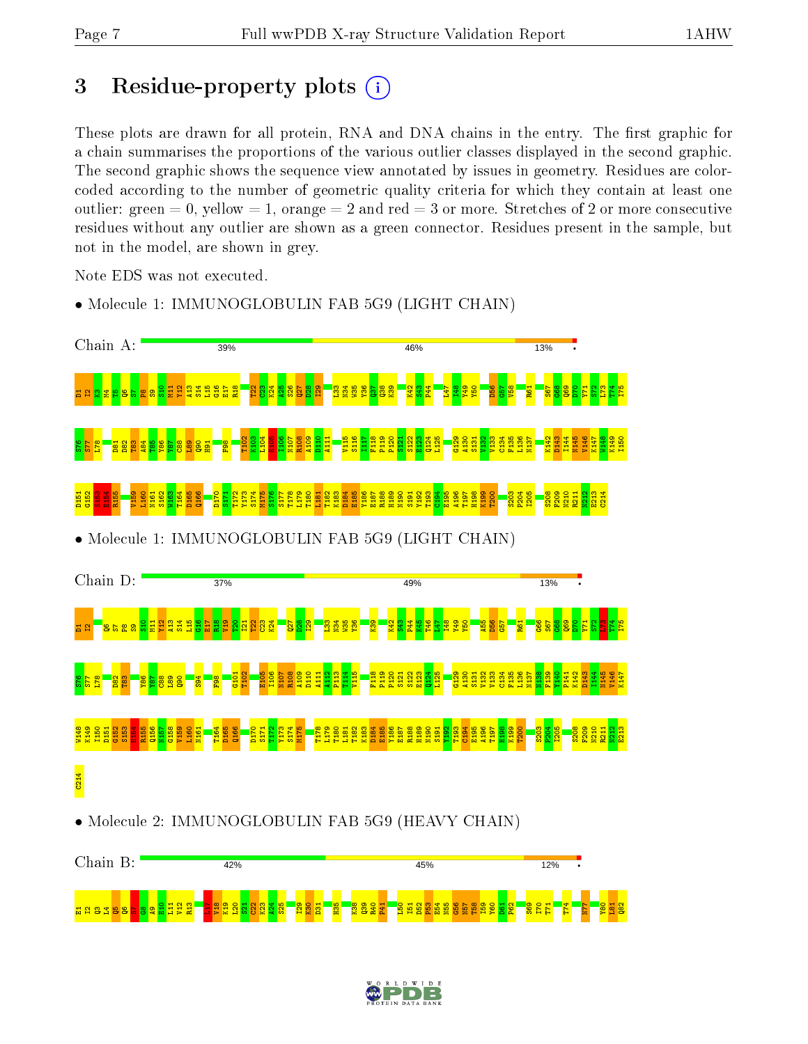# 3 Residue-property plots

These plots are drawn for all protein, RNA and DNA chains in the entry. The first graphic for a chain summarises the proportions of the various outlier classes displayed in the second graphic. The second graphic shows the sequence view annotated by issues in geometry. Residues are color-coded according to the number of geometric quality criteria for which they contain at least one outlier: green = 0, yellow = 1, orange = 2 and red = 3 or more. Stretches of 2 or more consecutive residues without any outlier are shown as a green connector. Residues present in the sample, but not in the model, are shown in grey.

Note EDS was not executed.

- Molecule 1: IMMUNOGLOBULIN FAB 5G9 (LIGHT CHAIN)

Chain A: 39% | 46% | 13% | •

D1 I2 K3 M4 T5 Q6 S7 P8 S9 S10 M11 Y12 A13 S14 L15 G16 E17 R18 T22 C23 K24 A25 S26 Q27 D28 I29 L33 N34 W35 Y36 Q37 Q38 K39 K42 S43 P44 I47 I48 Y49 Y50 D56 G57 V58 R61 S67 G68 Q69 D70 Y71 S72 L73 T74 I75 S76 S77 L78 D81 D82 T83 A84 T85 Y86 Y87 C88 L89 Q90 H91 F98 T102 K103 L104 E105 I106 N107 R108 A109 D110 A111 V115 S116 I117 F118 P119 P120 S121 S122 E123 Q124 L125 G129 A130 S131 V132 V133 C134 F135 L136 N137 K142 D143 I144 N145 V146 K147 W148 K149 I150 D151 G152 S153 E154 R155 V159 L160 N161 S162 W163 T164 D165 Q166 D170 S171 T172 Y173 S174 M175 S176 S177 T178 L179 T180 L181 T182 K183 D184 E185 Y186 E187 R188 H189 N190 S191 Y192 T193 C194 E195 A196 T197 H198 K199 T200 S203 P204 I205 S208 F209 N210 R211 N212 E213 C214

- Molecule 1: IMMUNOGLOBULIN FAB 5G9 (LIGHT CHAIN)

Chain D: 37% | 49% | 13% | •

D1 I2 Q6 S7 P8 S9 S10 M11 Y12 A13 S14 L15 G16 E17 R18 V19 T20 I21 T22 C23 K24 Q27 D28 I29 L33 N34 W35 Y36 K39 K42 S43 P44 K45 L46 I47 I48 Y49 Y50 A55 D56 G57 R61 G66 S67 G68 Q69 D70 Y71 S72 L73 T74 I75 S76 S77 L78 D82 T83 Y86 Y87 C88 L89 Q90 S94 F98 G101 T102 E105 I106 N107 R108 A109 D110 A111 A112 P113 T114 V115 F118 P119 P120 S121 S122 E123 Q124 L125 G129 A130 S131 V132 V133 C134 F135 L136 N137 N138 F139 Y140 P141 K142 D143 I144 N145 V146 K147 W148 K149 I150 D151 G152 S153 E154 R155 Q156 N157 G158 V159 L160 N161 T164 D165 Q166 D170 S171 T172 Y173 S174 M175 T178 L179 T180 L181 T182 K183 D184 E185 Y186 E187 R188 H189 N190 S191 Y192 T193 C194 E195 A196 T197 H198 K199 T200 S203 P204 I205 S208 F209 N210 R211 N212 E213 C214

- Molecule 2: IMMUNOGLOBULIN FAB 5G9 (HEAVY CHAIN)

Chain B: 42% | 45% | 12% | •

E1 I2 Q3 L4 Q5 Q6 S7 G8 A9 E10 L11 V12 R13 L17 V18 K19 I20 S21 C22 K23 A24 S25 I29 K30 D31 H35 K38 Q39 R40 P41 L50 I51 D52 P53 E54 N55 G56 N57 T58 I59 Y60 D61 P62 S69 I70 T71 T74 N77 Y80 L81 Q82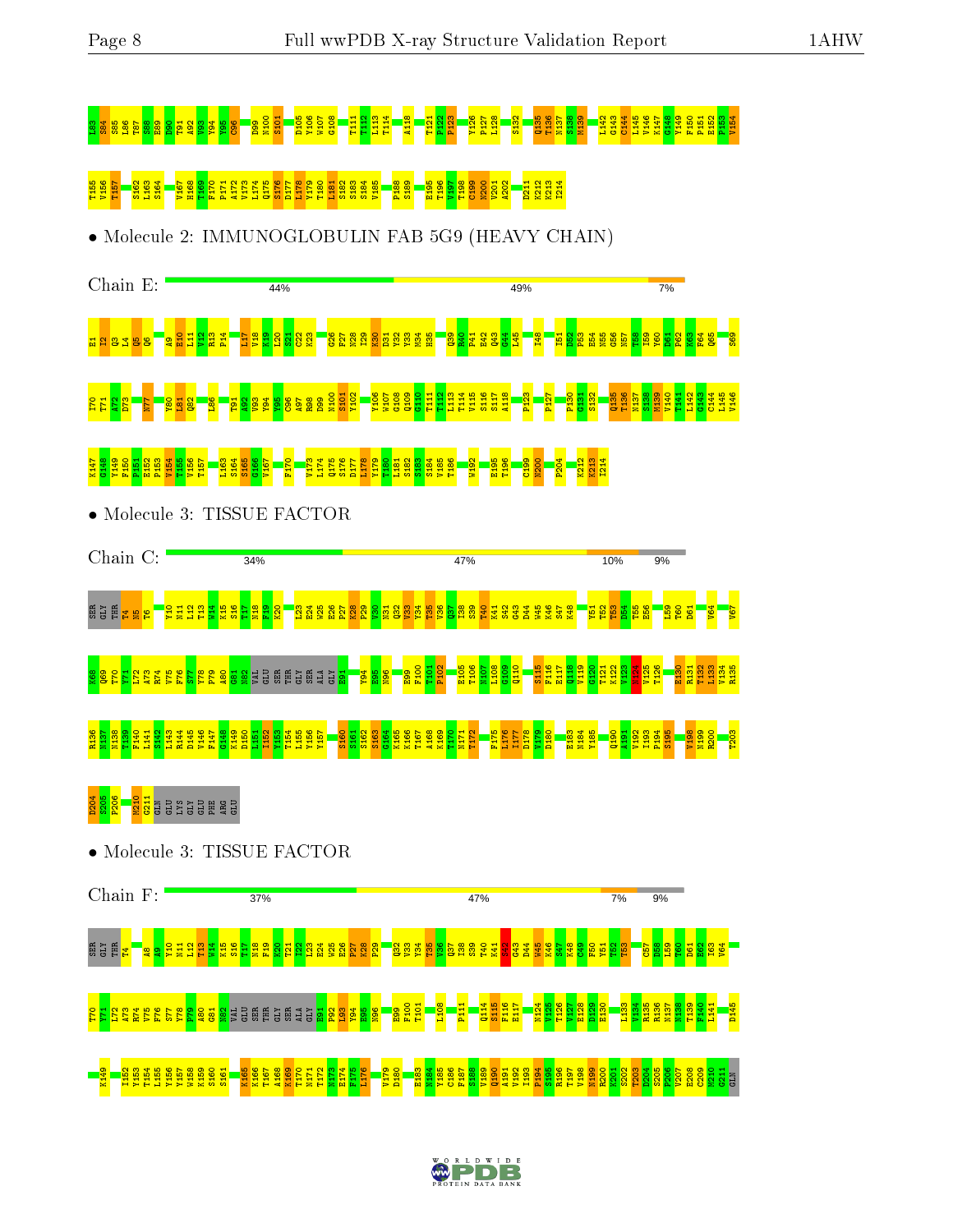L83 S84 S85 L86 T87 S88 E89 D90 T91 A92 V93 Y94 Y95 C96 D99 M100 S101 D105 Y106 W107 G108 T111 T112 L113 T114 A118 T121 P122 P123 Y126 P127 L128 S132 Q135 T136 N137 S138 M139 L142 G143 C144 L145 V146 K147 G148 Y149 F150 P151 E152 P153 V154

T155 V156 T157 S162 L163 S164 V167 H168 T169 F170 P171 A172 V173 L174 Q175 S176 D177 L178 Y179 T180 L181 S182 S183 S184 V185 P188 S189 E195 T196 V197 T198 C199 N200 V201 A202 D211 K212 K213 I214

- Molecule 2: IMMUNOGLOBULIN FAB 5G9 (HEAVY CHAIN)

Chain E: 44% | 49% | 7%

E1 I2 Q3 L4 Q5 Q6 A9 E10 L11 V12 R13 P14 L17 V18 K19 L20 S21 C22 K23 G26 F27 N28 I29 K30 D31 Y32 Y33 M34 H35 Q39 R40 P41 E42 Q43 G44 L45 I48 I51 D52 P53 E54 N55 G56 N57 T58 I59 Y60 D61 P62 K63 F64 Q65 S69

T70 T71 A72 D73 N77 Y80 L81 Q82 L86 T91 A92 V93 Y94 Y95 C96 A97 R98 D99 N100 S101 Y102 Y106 W107 G108 Q109 G110 T111 T112 L113 T114 V115 S116 S117 A118 P123 P127 P130 G131 S132 Q135 T136 N137 S138 M139 V140 T141 L142 G143 C144 L145 V146

K147 G148 Y149 F150 P151 E152 P153 V154 T155 V156 T157 L163 S164 S165 G166 V167 F170 V173 L174 Q175 S176 D177 L178 Y179 T180 L181 S182 S183 S184 V185 T186 W192 E195 T196 C199 N200 P204 K212 K213 I214

- Molecule 3: TISSUE FACTOR

Chain C: 34% | 47% | 10% | 9%

SER GLY THR T4 N5 T6 Y10 N11 L12 T13 W14 K15 S16 T17 N18 F19 K20 L23 E24 W25 E26 P27 K28 P29 V30 N31 Q32 V33 Y34 T35 V36 Q37 I38 S39 T40 K41 S42 G43 D44 W45 K46 S47 K48 Y51 T52 T53 D54 T55 E56 L59 T60 D61 V64 V67

K68 D69 T70 Y71 L72 A73 R74 V75 F76 S77 Y78 P79 A80 G81 N82 VAL GLU SER THR GLY SER ALA GLY E91 Y94 E95 N96 E99 F100 T101 P102 E105 T106 N107 L108 G109 Q110 S115 F116 E117 Q118 V119 G120 T121 K122 V123 N124 V125 T126 E130 R131 T132 L133 V134 R135

R136 N137 N138 T139 F140 L141 S142 L143 R144 D145 V146 F147 G148 K149 D150 L151 I152 Y153 T154 L155 Y156 Y157 S160 S161 S162 S163 G164 K165 K166 T167 A168 K169 T170 N171 T172 F175 L176 I177 D178 V179 D180 E183 N184 Y185 Q190 A191 V192 I193 P194 S195 V198 N199 R200 T203

D204 S205 P206 M210 G211 GLN GLU LYS GLY GLU PHE ARG GLU

- Molecule 3: TISSUE FACTOR

Chain F: 37% | 47% | 7% | 9%

SER GLY THR T4 A8 A9 Y10 N11 L12 T13 W14 K15 S16 T17 N18 F19 K20 T21 I22 L23 E24 W25 E26 P27 K28 P29 Q32 V33 Y34 T35 V36 Q37 I38 S39 T40 K41 S42 G43 D44 W45 K46 S47 K48 C49 F50 Y51 T52 T53 C57 D58 L59 T60 D61 E62 I63 V64

T70 Y71 L72 A73 R74 V75 F76 S77 Y78 P79 A80 G81 N82 VAL GLU SER THR GLY SER ALA GLY E91 P92 L93 Y94 E95 N96 E99 F100 T101 L108 P111 Q114 S115 F116 E117 N124 V125 T126 V127 E128 D129 E130 L133 V134 R135 R136 N137 N138 T139 F140 L141 D145

K149 I152 Y153 T154 L155 Y156 Y157 W158 K159 S160 S161 K165 K166 T167 A168 K169 T170 N171 T172 N173 E174 F175 L176 V179 D180 E183 N184 Y185 C186 F187 S188 V189 Q190 A191 V192 I193 P194 S195 R196 T197 V198 N199 R200 K201 S202 T203 D204 S205 P206 V207 E208 C209 M210 G211 GLN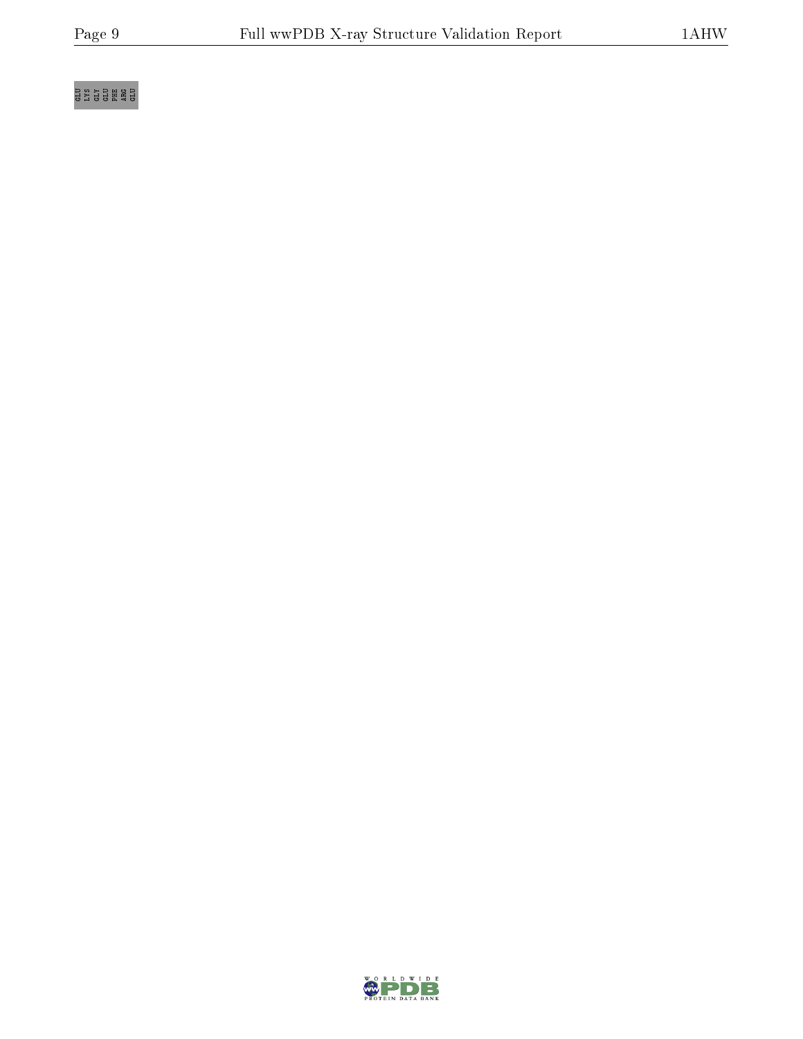GLU LYS GLY GLU PHE ARG GLU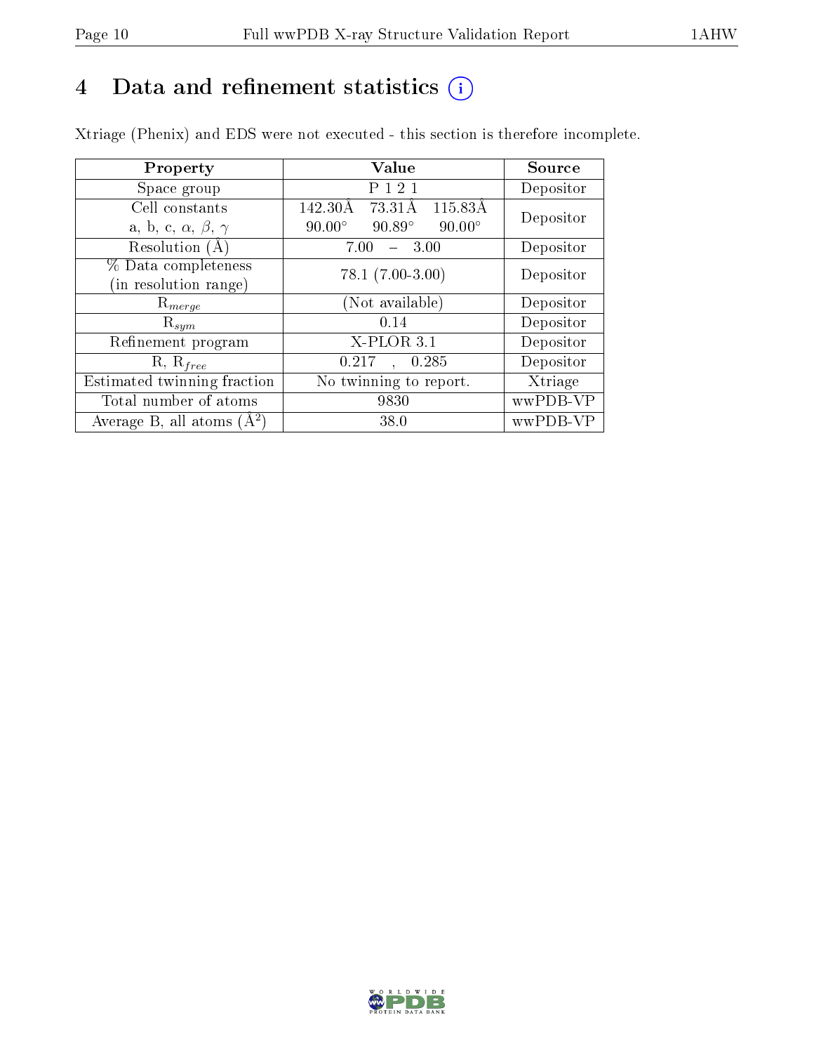# 4 Data and refinement statistics (i)

Xtriage (Phenix) and EDS were not executed - this section is therefore incomplete.

| Property | Value | Source |
|---|---|---|
| Space group | P 1 2 1 | Depositor |
| Cell constants<br>a, b, c, $\alpha$, $\beta$, $\gamma$ | 142.30Å 73.31Å 115.83Å<br>90.00° 90.89° 90.00° | Depositor |
| Resolution (Å) | 7.00 – 3.00 | Depositor |
| % Data completeness<br>(in resolution range) | 78.1 (7.00-3.00) | Depositor |
| $R_{merge}$ | (Not available) | Depositor |
| $R_{sym}$ | 0.14 | Depositor |
| Refinement program | X-PLOR 3.1 | Depositor |
| R, $R_{free}$ | 0.217 , 0.285 | Depositor |
| Estimated twinning fraction | No twinning to report. | Xtriage |
| Total number of atoms | 9830 | wwPDB-VP |
| Average B, all atoms ($Å^2$) | 38.0 | wwPDB-VP |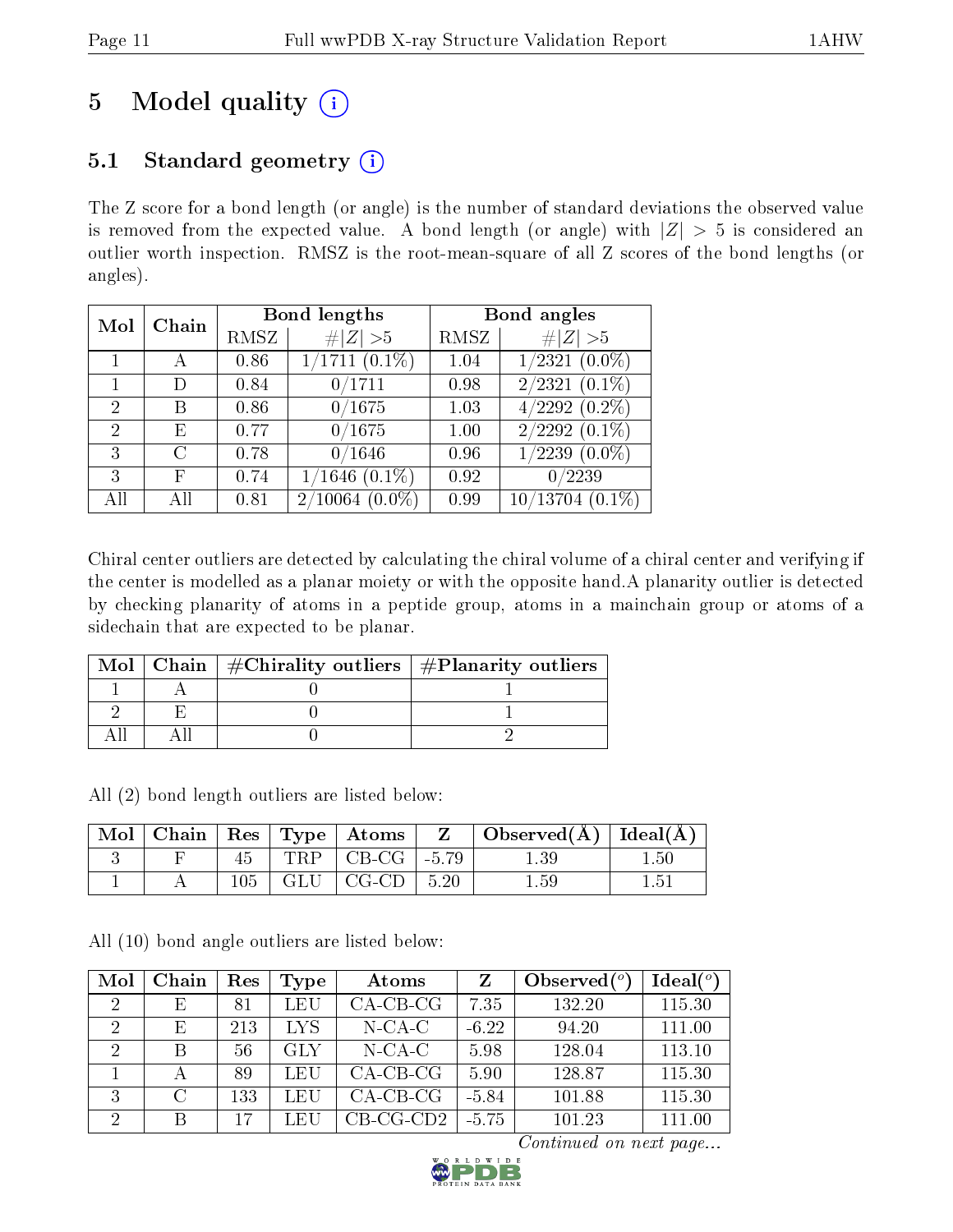# 5 Model quality (i)

## 5.1 Standard geometry (i)

The Z score for a bond length (or angle) is the number of standard deviations the observed value is removed from the expected value. A bond length (or angle) with $|Z| > 5$ is considered an outlier worth inspection. RMSZ is the root-mean-square of all Z scores of the bond lengths (or angles).

| Mol | Chain | Bond lengths | | Bond angles | |
|---|---|---|---|---|---|
| | | RMSZ | $\#|Z| > 5$ | RMSZ | $\#|Z| > 5$ |
| 1 | A | 0.86 | 1/1711 (0.1%) | 1.04 | 1/2321 (0.0%) |
| 1 | D | 0.84 | 0/1711 | 0.98 | 2/2321 (0.1%) |
| 2 | B | 0.86 | 0/1675 | 1.03 | 4/2292 (0.2%) |
| 2 | E | 0.77 | 0/1675 | 1.00 | 2/2292 (0.1%) |
| 3 | C | 0.78 | 0/1646 | 0.96 | 1/2239 (0.0%) |
| 3 | F | 0.74 | 1/1646 (0.1%) | 0.92 | 0/2239 |
| All | All | 0.81 | 2/10064 (0.0%) | 0.99 | 10/13704 (0.1%) |

Chiral center outliers are detected by calculating the chiral volume of a chiral center and verifying if the center is modelled as a planar moiety or with the opposite hand.A planarity outlier is detected by checking planarity of atoms in a peptide group, atoms in a mainchain group or atoms of a sidechain that are expected to be planar.

| Mol | Chain | #Chirality outliers | #Planarity outliers |
|---|---|---|---|
| 1 | A | 0 | 1 |
| 2 | E | 0 | 1 |
| All | All | 0 | 2 |

All (2) bond length outliers are listed below:

| Mol | Chain | Res | Type | Atoms | Z | Observed(Å) | Ideal(Å) |
|---|---|---|---|---|---|---|---|
| 3 | F | 45 | TRP | CB-CG | -5.79 | 1.39 | 1.50 |
| 1 | A | 105 | GLU | CG-CD | 5.20 | 1.59 | 1.51 |

All (10) bond angle outliers are listed below:

| Mol | Chain | Res | Type | Atoms | Z | Observed($^o$) | Ideal($^o$) |
|---|---|---|---|---|---|---|---|
| 2 | E | 81 | LEU | CA-CB-CG | 7.35 | 132.20 | 115.30 |
| 2 | E | 213 | LYS | N-CA-C | -6.22 | 94.20 | 111.00 |
| 2 | B | 56 | GLY | N-CA-C | 5.98 | 128.04 | 113.10 |
| 1 | A | 89 | LEU | CA-CB-CG | 5.90 | 128.87 | 115.30 |
| 3 | C | 133 | LEU | CA-CB-CG | -5.84 | 101.88 | 115.30 |
| 2 | B | 17 | LEU | CB-CG-CD2 | -5.75 | 101.23 | 111.00 |

*Continued on next page...*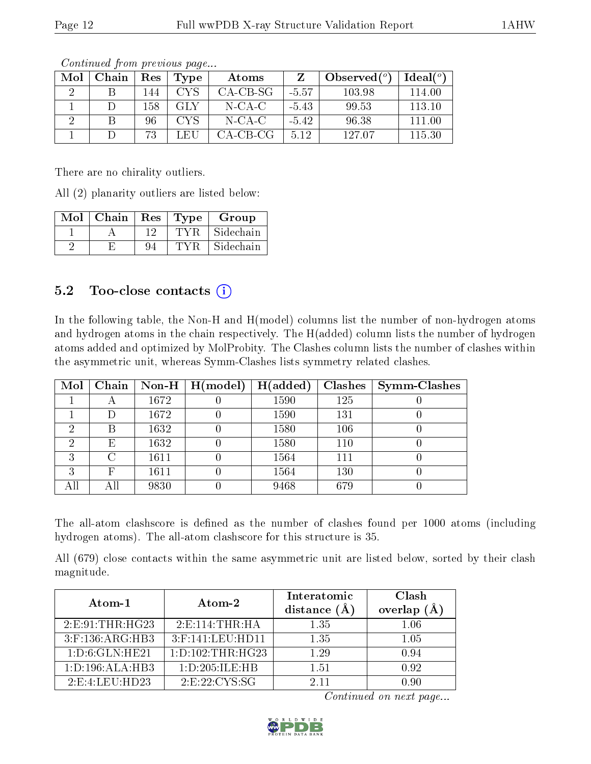*Continued from previous page...*

| Mol | Chain | Res | Type | Atoms | Z | Observed(°) | Ideal(°) |
|---|---|---|---|---|---|---|---|
| 2 | B | 144 | CYS | CA-CB-SG | -5.57 | 103.98 | 114.00 |
| 1 | D | 158 | GLY | N-CA-C | -5.43 | 99.53 | 113.10 |
| 2 | B | 96 | CYS | N-CA-C | -5.42 | 96.38 | 111.00 |
| 1 | D | 73 | LEU | CA-CB-CG | 5.12 | 127.07 | 115.30 |

There are no chirality outliers.

All (2) planarity outliers are listed below:

| Mol | Chain | Res | Type | Group |
|---|---|---|---|---|
| 1 | A | 12 | TYR | Sidechain |
| 2 | E | 94 | TYR | Sidechain |

## 5.2 Too-close contacts

In the following table, the Non-H and H(model) columns list the number of non-hydrogen atoms and hydrogen atoms in the chain respectively. The H(added) column lists the number of hydrogen atoms added and optimized by MolProbity. The Clashes column lists the number of clashes within the asymmetric unit, whereas Symm-Clashes lists symmetry related clashes.

| Mol | Chain | Non-H | H(model) | H(added) | Clashes | Symm-Clashes |
|---|---|---|---|---|---|---|
| 1 | A | 1672 | 0 | 1590 | 125 | 0 |
| 1 | D | 1672 | 0 | 1590 | 131 | 0 |
| 2 | B | 1632 | 0 | 1580 | 106 | 0 |
| 2 | E | 1632 | 0 | 1580 | 110 | 0 |
| 3 | C | 1611 | 0 | 1564 | 111 | 0 |
| 3 | F | 1611 | 0 | 1564 | 130 | 0 |
| All | All | 9830 | 0 | 9468 | 679 | 0 |

The all-atom clashscore is defined as the number of clashes found per 1000 atoms (including hydrogen atoms). The all-atom clashscore for this structure is 35.

All (679) close contacts within the same asymmetric unit are listed below, sorted by their clash magnitude.

| Atom-1 | Atom-2 | Interatomic distance (Å) | Clash overlap (Å) |
|---|---|---|---|
| 2:E:91:THR:HG23 | 2:E:114:THR:HA | 1.35 | 1.06 |
| 3:F:136:ARG:HB3 | 3:F:141:LEU:HD11 | 1.35 | 1.05 |
| 1:D:6:GLN:HE21 | 1:D:102:THR:HG23 | 1.29 | 0.94 |
| 1:D:196:ALA:HB3 | 1:D:205:ILE:HB | 1.51 | 0.92 |
| 2:E:4:LEU:HD23 | 2:E:22:CYS:SG | 2.11 | 0.90 |

*Continued on next page...*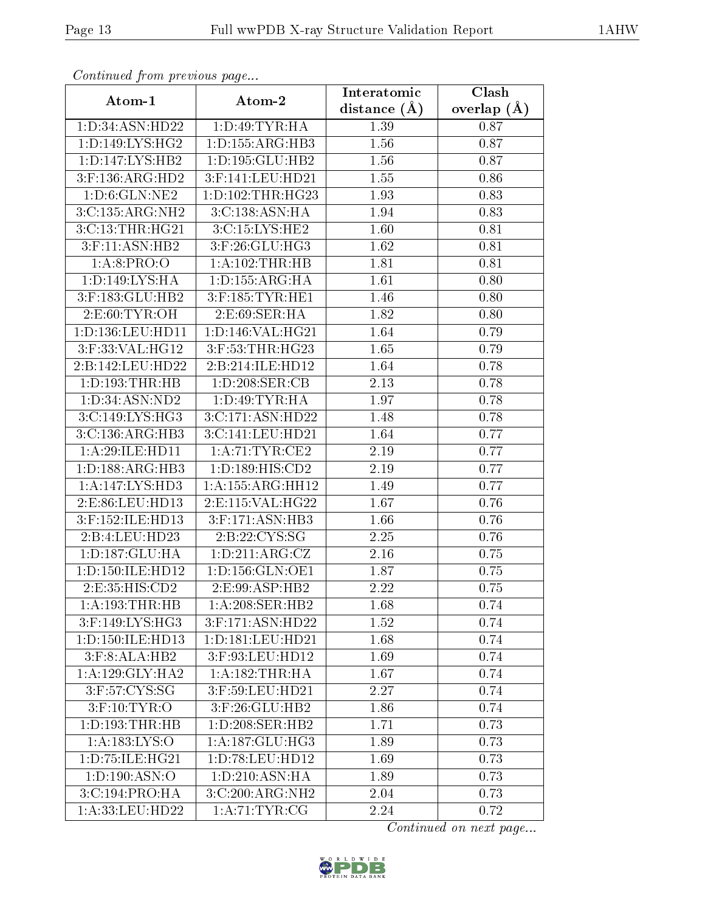*Continued from previous page...*

| Atom-1 | Atom-2 | Interatomic distance (Å) | Clash overlap (Å) |
|---|---|---|---|
| 1:D:34:ASN:HD22 | 1:D:49:TYR:HA | 1.39 | 0.87 |
| 1:D:149:LYS:HG2 | 1:D:155:ARG:HB3 | 1.56 | 0.87 |
| 1:D:147:LYS:HB2 | 1:D:195:GLU:HB2 | 1.56 | 0.87 |
| 3:F:136:ARG:HD2 | 3:F:141:LEU:HD21 | 1.55 | 0.86 |
| 1:D:6:GLN:NE2 | 1:D:102:THR:HG23 | 1.93 | 0.83 |
| 3:C:135:ARG:NH2 | 3:C:138:ASN:HA | 1.94 | 0.83 |
| 3:C:13:THR:HG21 | 3:C:15:LYS:HE2 | 1.60 | 0.81 |
| 3:F:11:ASN:HB2 | 3:F:26:GLU:HG3 | 1.62 | 0.81 |
| 1:A:8:PRO:O | 1:A:102:THR:HB | 1.81 | 0.81 |
| 1:D:149:LYS:HA | 1:D:155:ARG:HA | 1.61 | 0.80 |
| 3:F:183:GLU:HB2 | 3:F:185:TYR:HE1 | 1.46 | 0.80 |
| 2:E:60:TYR:OH | 2:E:69:SER:HA | 1.82 | 0.80 |
| 1:D:136:LEU:HD11 | 1:D:146:VAL:HG21 | 1.64 | 0.79 |
| 3:F:33:VAL:HG12 | 3:F:53:THR:HG23 | 1.65 | 0.79 |
| 2:B:142:LEU:HD22 | 2:B:214:ILE:HD12 | 1.64 | 0.78 |
| 1:D:193:THR:HB | 1:D:208:SER:CB | 2.13 | 0.78 |
| 1:D:34:ASN:ND2 | 1:D:49:TYR:HA | 1.97 | 0.78 |
| 3:C:149:LYS:HG3 | 3:C:171:ASN:HD22 | 1.48 | 0.78 |
| 3:C:136:ARG:HB3 | 3:C:141:LEU:HD21 | 1.64 | 0.77 |
| 1:A:29:ILE:HD11 | 1:A:71:TYR:CE2 | 2.19 | 0.77 |
| 1:D:188:ARG:HB3 | 1:D:189:HIS:CD2 | 2.19 | 0.77 |
| 1:A:147:LYS:HD3 | 1:A:155:ARG:HH12 | 1.49 | 0.77 |
| 2:E:86:LEU:HD13 | 2:E:115:VAL:HG22 | 1.67 | 0.76 |
| 3:F:152:ILE:HD13 | 3:F:171:ASN:HB3 | 1.66 | 0.76 |
| 2:B:4:LEU:HD23 | 2:B:22:CYS:SG | 2.25 | 0.76 |
| 1:D:187:GLU:HA | 1:D:211:ARG:CZ | 2.16 | 0.75 |
| 1:D:150:ILE:HD12 | 1:D:156:GLN:OE1 | 1.87 | 0.75 |
| 2:E:35:HIS:CD2 | 2:E:99:ASP:HB2 | 2.22 | 0.75 |
| 1:A:193:THR:HB | 1:A:208:SER:HB2 | 1.68 | 0.74 |
| 3:F:149:LYS:HG3 | 3:F:171:ASN:HD22 | 1.52 | 0.74 |
| 1:D:150:ILE:HD13 | 1:D:181:LEU:HD21 | 1.68 | 0.74 |
| 3:F:8:ALA:HB2 | 3:F:93:LEU:HD12 | 1.69 | 0.74 |
| 1:A:129:GLY:HA2 | 1:A:182:THR:HA | 1.67 | 0.74 |
| 3:F:57:CYS:SG | 3:F:59:LEU:HD21 | 2.27 | 0.74 |
| 3:F:10:TYR:O | 3:F:26:GLU:HB2 | 1.86 | 0.74 |
| 1:D:193:THR:HB | 1:D:208:SER:HB2 | 1.71 | 0.73 |
| 1:A:183:LYS:O | 1:A:187:GLU:HG3 | 1.89 | 0.73 |
| 1:D:75:ILE:HG21 | 1:D:78:LEU:HD12 | 1.69 | 0.73 |
| 1:D:190:ASN:O | 1:D:210:ASN:HA | 1.89 | 0.73 |
| 3:C:194:PRO:HA | 3:C:200:ARG:NH2 | 2.04 | 0.73 |
| 1:A:33:LEU:HD22 | 1:A:71:TYR:CG | 2.24 | 0.72 |

*Continued on next page...*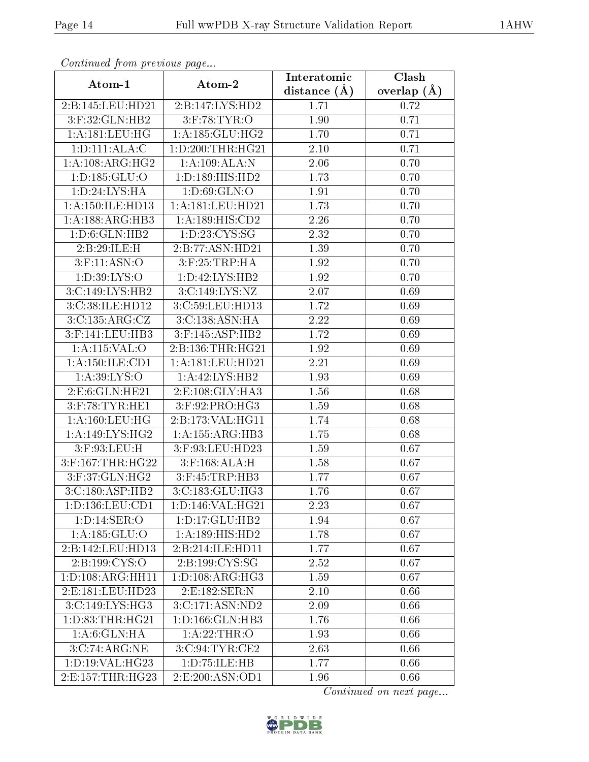*Continued from previous page...*

| Atom-1 | Atom-2 | Interatomic distance (Å) | Clash overlap (Å) |
|---|---|---|---|
| 2:B:145:LEU:HD21 | 2:B:147:LYS:HD2 | 1.71 | 0.72 |
| 3:F:32:GLN:HB2 | 3:F:78:TYR:O | 1.90 | 0.71 |
| 1:A:181:LEU:HG | 1:A:185:GLU:HG2 | 1.70 | 0.71 |
| 1:D:111:ALA:C | 1:D:200:THR:HG21 | 2.10 | 0.71 |
| 1:A:108:ARG:HG2 | 1:A:109:ALA:N | 2.06 | 0.70 |
| 1:D:185:GLU:O | 1:D:189:HIS:HD2 | 1.73 | 0.70 |
| 1:D:24:LYS:HA | 1:D:69:GLN:O | 1.91 | 0.70 |
| 1:A:150:ILE:HD13 | 1:A:181:LEU:HD21 | 1.73 | 0.70 |
| 1:A:188:ARG:HB3 | 1:A:189:HIS:CD2 | 2.26 | 0.70 |
| 1:D:6:GLN:HB2 | 1:D:23:CYS:SG | 2.32 | 0.70 |
| 2:B:29:ILE:H | 2:B:77:ASN:HD21 | 1.39 | 0.70 |
| 3:F:11:ASN:O | 3:F:25:TRP:HA | 1.92 | 0.70 |
| 1:D:39:LYS:O | 1:D:42:LYS:HB2 | 1.92 | 0.70 |
| 3:C:149:LYS:HB2 | 3:C:149:LYS:NZ | 2.07 | 0.69 |
| 3:C:38:ILE:HD12 | 3:C:59:LEU:HD13 | 1.72 | 0.69 |
| 3:C:135:ARG:CZ | 3:C:138:ASN:HA | 2.22 | 0.69 |
| 3:F:141:LEU:HB3 | 3:F:145:ASP:HB2 | 1.72 | 0.69 |
| 1:A:115:VAL:O | 2:B:136:THR:HG21 | 1.92 | 0.69 |
| 1:A:150:ILE:CD1 | 1:A:181:LEU:HD21 | 2.21 | 0.69 |
| 1:A:39:LYS:O | 1:A:42:LYS:HB2 | 1.93 | 0.69 |
| 2:E:6:GLN:HE21 | 2:E:108:GLY:HA3 | 1.56 | 0.68 |
| 3:F:78:TYR:HE1 | 3:F:92:PRO:HG3 | 1.59 | 0.68 |
| 1:A:160:LEU:HG | 2:B:173:VAL:HG11 | 1.74 | 0.68 |
| 1:A:149:LYS:HG2 | 1:A:155:ARG:HB3 | 1.75 | 0.68 |
| 3:F:93:LEU:H | 3:F:93:LEU:HD23 | 1.59 | 0.67 |
| 3:F:167:THR:HG22 | 3:F:168:ALA:H | 1.58 | 0.67 |
| 3:F:37:GLN:HG2 | 3:F:45:TRP:HB3 | 1.77 | 0.67 |
| 3:C:180:ASP:HB2 | 3:C:183:GLU:HG3 | 1.76 | 0.67 |
| 1:D:136:LEU:CD1 | 1:D:146:VAL:HG21 | 2.23 | 0.67 |
| 1:D:14:SER:O | 1:D:17:GLU:HB2 | 1.94 | 0.67 |
| 1:A:185:GLU:O | 1:A:189:HIS:HD2 | 1.78 | 0.67 |
| 2:B:142:LEU:HD13 | 2:B:214:ILE:HD11 | 1.77 | 0.67 |
| 2:B:199:CYS:O | 2:B:199:CYS:SG | 2.52 | 0.67 |
| 1:D:108:ARG:HH11 | 1:D:108:ARG:HG3 | 1.59 | 0.67 |
| 2:E:181:LEU:HD23 | 2:E:182:SER:N | 2.10 | 0.66 |
| 3:C:149:LYS:HG3 | 3:C:171:ASN:ND2 | 2.09 | 0.66 |
| 1:D:83:THR:HG21 | 1:D:166:GLN:HB3 | 1.76 | 0.66 |
| 1:A:6:GLN:HA | 1:A:22:THR:O | 1.93 | 0.66 |
| 3:C:74:ARG:NE | 3:C:94:TYR:CE2 | 2.63 | 0.66 |
| 1:D:19:VAL:HG23 | 1:D:75:ILE:HB | 1.77 | 0.66 |
| 2:E:157:THR:HG23 | 2:E:200:ASN:OD1 | 1.96 | 0.66 |

*Continued on next page...*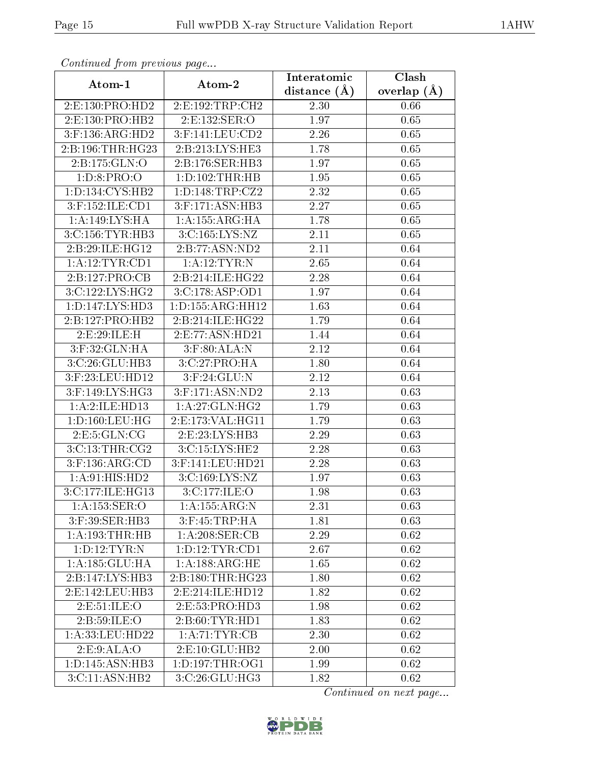*Continued from previous page...*

| Atom-1 | Atom-2 | Interatomic distance (Å) | Clash overlap (Å) |
|---|---|---|---|
| 2:E:130:PRO:HD2 | 2:E:192:TRP:CH2 | 2.30 | 0.66 |
| 2:E:130:PRO:HB2 | 2:E:132:SER:O | 1.97 | 0.65 |
| 3:F:136:ARG:HD2 | 3:F:141:LEU:CD2 | 2.26 | 0.65 |
| 2:B:196:THR:HG23 | 2:B:213:LYS:HE3 | 1.78 | 0.65 |
| 2:B:175:GLN:O | 2:B:176:SER:HB3 | 1.97 | 0.65 |
| 1:D:8:PRO:O | 1:D:102:THR:HB | 1.95 | 0.65 |
| 1:D:134:CYS:HB2 | 1:D:148:TRP:CZ2 | 2.32 | 0.65 |
| 3:F:152:ILE:CD1 | 3:F:171:ASN:HB3 | 2.27 | 0.65 |
| 1:A:149:LYS:HA | 1:A:155:ARG:HA | 1.78 | 0.65 |
| 3:C:156:TYR:HB3 | 3:C:165:LYS:NZ | 2.11 | 0.65 |
| 2:B:29:ILE:HG12 | 2:B:77:ASN:ND2 | 2.11 | 0.64 |
| 1:A:12:TYR:CD1 | 1:A:12:TYR:N | 2.65 | 0.64 |
| 2:B:127:PRO:CB | 2:B:214:ILE:HG22 | 2.28 | 0.64 |
| 3:C:122:LYS:HG2 | 3:C:178:ASP:OD1 | 1.97 | 0.64 |
| 1:D:147:LYS:HD3 | 1:D:155:ARG:HH12 | 1.63 | 0.64 |
| 2:B:127:PRO:HB2 | 2:B:214:ILE:HG22 | 1.79 | 0.64 |
| 2:E:29:ILE:H | 2:E:77:ASN:HD21 | 1.44 | 0.64 |
| 3:F:32:GLN:HA | 3:F:80:ALA:N | 2.12 | 0.64 |
| 3:C:26:GLU:HB3 | 3:C:27:PRO:HA | 1.80 | 0.64 |
| 3:F:23:LEU:HD12 | 3:F:24:GLU:N | 2.12 | 0.64 |
| 3:F:149:LYS:HG3 | 3:F:171:ASN:ND2 | 2.13 | 0.63 |
| 1:A:2:ILE:HD13 | 1:A:27:GLN:HG2 | 1.79 | 0.63 |
| 1:D:160:LEU:HG | 2:E:173:VAL:HG11 | 1.79 | 0.63 |
| 2:E:5:GLN:CG | 2:E:23:LYS:HB3 | 2.29 | 0.63 |
| 3:C:13:THR:CG2 | 3:C:15:LYS:HE2 | 2.28 | 0.63 |
| 3:F:136:ARG:CD | 3:F:141:LEU:HD21 | 2.28 | 0.63 |
| 1:A:91:HIS:HD2 | 3:C:169:LYS:NZ | 1.97 | 0.63 |
| 3:C:177:ILE:HG13 | 3:C:177:ILE:O | 1.98 | 0.63 |
| 1:A:153:SER:O | 1:A:155:ARG:N | 2.31 | 0.63 |
| 3:F:39:SER:HB3 | 3:F:45:TRP:HA | 1.81 | 0.63 |
| 1:A:193:THR:HB | 1:A:208:SER:CB | 2.29 | 0.62 |
| 1:D:12:TYR:N | 1:D:12:TYR:CD1 | 2.67 | 0.62 |
| 1:A:185:GLU:HA | 1:A:188:ARG:HE | 1.65 | 0.62 |
| 2:B:147:LYS:HB3 | 2:B:180:THR:HG23 | 1.80 | 0.62 |
| 2:E:142:LEU:HB3 | 2:E:214:ILE:HD12 | 1.82 | 0.62 |
| 2:E:51:ILE:O | 2:E:53:PRO:HD3 | 1.98 | 0.62 |
| 2:B:59:ILE:O | 2:B:60:TYR:HD1 | 1.83 | 0.62 |
| 1:A:33:LEU:HD22 | 1:A:71:TYR:CB | 2.30 | 0.62 |
| 2:E:9:ALA:O | 2:E:10:GLU:HB2 | 2.00 | 0.62 |
| 1:D:145:ASN:HB3 | 1:D:197:THR:OG1 | 1.99 | 0.62 |
| 3:C:11:ASN:HB2 | 3:C:26:GLU:HG3 | 1.82 | 0.62 |

*Continued on next page...*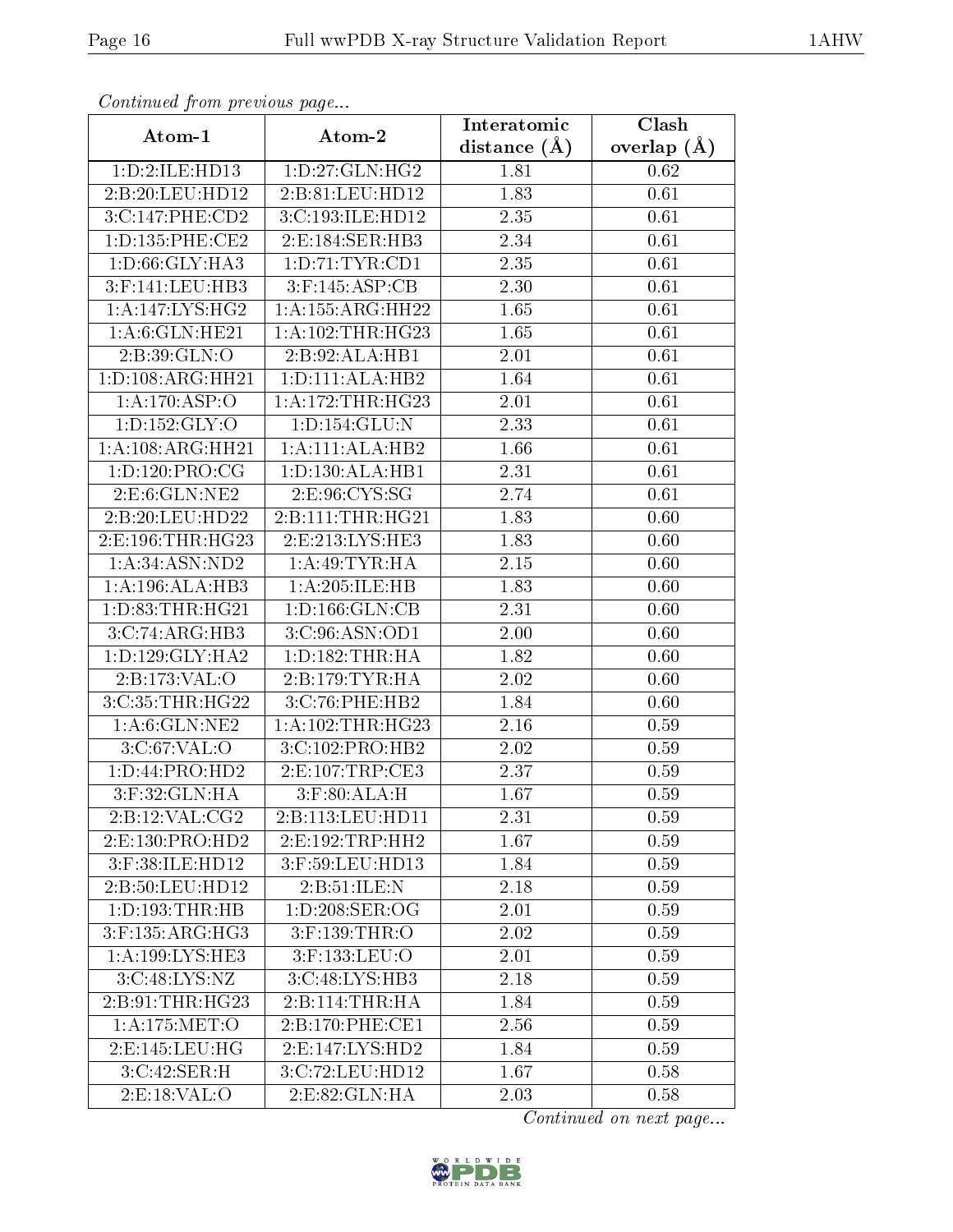*Continued from previous page...*

| Atom-1 | Atom-2 | Interatomic distance (Å) | Clash overlap (Å) |
|---|---|---|---|
| 1:D:2:ILE:HD13 | 1:D:27:GLN:HG2 | 1.81 | 0.62 |
| 2:B:20:LEU:HD12 | 2:B:81:LEU:HD12 | 1.83 | 0.61 |
| 3:C:147:PHE:CD2 | 3:C:193:ILE:HD12 | 2.35 | 0.61 |
| 1:D:135:PHE:CE2 | 2:E:184:SER:HB3 | 2.34 | 0.61 |
| 1:D:66:GLY:HA3 | 1:D:71:TYR:CD1 | 2.35 | 0.61 |
| 3:F:141:LEU:HB3 | 3:F:145:ASP:CB | 2.30 | 0.61 |
| 1:A:147:LYS:HG2 | 1:A:155:ARG:HH22 | 1.65 | 0.61 |
| 1:A:6:GLN:HE21 | 1:A:102:THR:HG23 | 1.65 | 0.61 |
| 2:B:39:GLN:O | 2:B:92:ALA:HB1 | 2.01 | 0.61 |
| 1:D:108:ARG:HH21 | 1:D:111:ALA:HB2 | 1.64 | 0.61 |
| 1:A:170:ASP:O | 1:A:172:THR:HG23 | 2.01 | 0.61 |
| 1:D:152:GLY:O | 1:D:154:GLU:N | 2.33 | 0.61 |
| 1:A:108:ARG:HH21 | 1:A:111:ALA:HB2 | 1.66 | 0.61 |
| 1:D:120:PRO:CG | 1:D:130:ALA:HB1 | 2.31 | 0.61 |
| 2:E:6:GLN:NE2 | 2:E:96:CYS:SG | 2.74 | 0.61 |
| 2:B:20:LEU:HD22 | 2:B:111:THR:HG21 | 1.83 | 0.60 |
| 2:E:196:THR:HG23 | 2:E:213:LYS:HE3 | 1.83 | 0.60 |
| 1:A:34:ASN:ND2 | 1:A:49:TYR:HA | 2.15 | 0.60 |
| 1:A:196:ALA:HB3 | 1:A:205:ILE:HB | 1.83 | 0.60 |
| 1:D:83:THR:HG21 | 1:D:166:GLN:CB | 2.31 | 0.60 |
| 3:C:74:ARG:HB3 | 3:C:96:ASN:OD1 | 2.00 | 0.60 |
| 1:D:129:GLY:HA2 | 1:D:182:THR:HA | 1.82 | 0.60 |
| 2:B:173:VAL:O | 2:B:179:TYR:HA | 2.02 | 0.60 |
| 3:C:35:THR:HG22 | 3:C:76:PHE:HB2 | 1.84 | 0.60 |
| 1:A:6:GLN:NE2 | 1:A:102:THR:HG23 | 2.16 | 0.59 |
| 3:C:67:VAL:O | 3:C:102:PRO:HB2 | 2.02 | 0.59 |
| 1:D:44:PRO:HD2 | 2:E:107:TRP:CE3 | 2.37 | 0.59 |
| 3:F:32:GLN:HA | 3:F:80:ALA:H | 1.67 | 0.59 |
| 2:B:12:VAL:CG2 | 2:B:113:LEU:HD11 | 2.31 | 0.59 |
| 2:E:130:PRO:HD2 | 2:E:192:TRP:HH2 | 1.67 | 0.59 |
| 3:F:38:ILE:HD12 | 3:F:59:LEU:HD13 | 1.84 | 0.59 |
| 2:B:50:LEU:HD12 | 2:B:51:ILE:N | 2.18 | 0.59 |
| 1:D:193:THR:HB | 1:D:208:SER:OG | 2.01 | 0.59 |
| 3:F:135:ARG:HG3 | 3:F:139:THR:O | 2.02 | 0.59 |
| 1:A:199:LYS:HE3 | 3:F:133:LEU:O | 2.01 | 0.59 |
| 3:C:48:LYS:NZ | 3:C:48:LYS:HB3 | 2.18 | 0.59 |
| 2:B:91:THR:HG23 | 2:B:114:THR:HA | 1.84 | 0.59 |
| 1:A:175:MET:O | 2:B:170:PHE:CE1 | 2.56 | 0.59 |
| 2:E:145:LEU:HG | 2:E:147:LYS:HD2 | 1.84 | 0.59 |
| 3:C:42:SER:H | 3:C:72:LEU:HD12 | 1.67 | 0.58 |
| 2:E:18:VAL:O | 2:E:82:GLN:HA | 2.03 | 0.58 |

*Continued on next page...*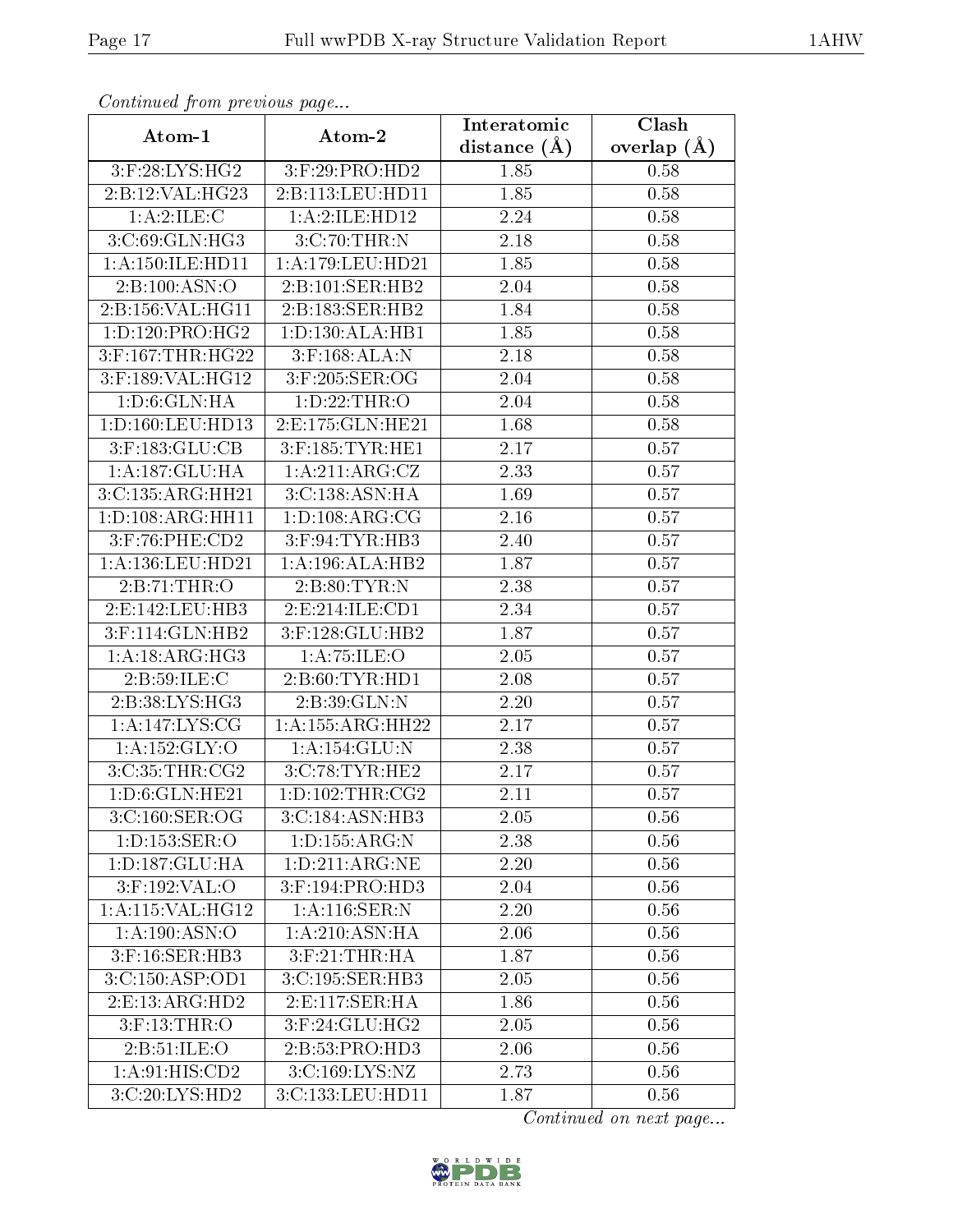*Continued from previous page...*

| Atom-1 | Atom-2 | Interatomic distance (Å) | Clash overlap (Å) |
|---|---|---|---|
| 3:F:28:LYS:HG2 | 3:F:29:PRO:HD2 | 1.85 | 0.58 |
| 2:B:12:VAL:HG23 | 2:B:113:LEU:HD11 | 1.85 | 0.58 |
| 1:A:2:ILE:C | 1:A:2:ILE:HD12 | 2.24 | 0.58 |
| 3:C:69:GLN:HG3 | 3:C:70:THR:N | 2.18 | 0.58 |
| 1:A:150:ILE:HD11 | 1:A:179:LEU:HD21 | 1.85 | 0.58 |
| 2:B:100:ASN:O | 2:B:101:SER:HB2 | 2.04 | 0.58 |
| 2:B:156:VAL:HG11 | 2:B:183:SER:HB2 | 1.84 | 0.58 |
| 1:D:120:PRO:HG2 | 1:D:130:ALA:HB1 | 1.85 | 0.58 |
| 3:F:167:THR:HG22 | 3:F:168:ALA:N | 2.18 | 0.58 |
| 3:F:189:VAL:HG12 | 3:F:205:SER:OG | 2.04 | 0.58 |
| 1:D:6:GLN:HA | 1:D:22:THR:O | 2.04 | 0.58 |
| 1:D:160:LEU:HD13 | 2:E:175:GLN:HE21 | 1.68 | 0.58 |
| 3:F:183:GLU:CB | 3:F:185:TYR:HE1 | 2.17 | 0.57 |
| 1:A:187:GLU:HA | 1:A:211:ARG:CZ | 2.33 | 0.57 |
| 3:C:135:ARG:HH21 | 3:C:138:ASN:HA | 1.69 | 0.57 |
| 1:D:108:ARG:HH11 | 1:D:108:ARG:CG | 2.16 | 0.57 |
| 3:F:76:PHE:CD2 | 3:F:94:TYR:HB3 | 2.40 | 0.57 |
| 1:A:136:LEU:HD21 | 1:A:196:ALA:HB2 | 1.87 | 0.57 |
| 2:B:71:THR:O | 2:B:80:TYR:N | 2.38 | 0.57 |
| 2:E:142:LEU:HB3 | 2:E:214:ILE:CD1 | 2.34 | 0.57 |
| 3:F:114:GLN:HB2 | 3:F:128:GLU:HB2 | 1.87 | 0.57 |
| 1:A:18:ARG:HG3 | 1:A:75:ILE:O | 2.05 | 0.57 |
| 2:B:59:ILE:C | 2:B:60:TYR:HD1 | 2.08 | 0.57 |
| 2:B:38:LYS:HG3 | 2:B:39:GLN:N | 2.20 | 0.57 |
| 1:A:147:LYS:CG | 1:A:155:ARG:HH22 | 2.17 | 0.57 |
| 1:A:152:GLY:O | 1:A:154:GLU:N | 2.38 | 0.57 |
| 3:C:35:THR:CG2 | 3:C:78:TYR:HE2 | 2.17 | 0.57 |
| 1:D:6:GLN:HE21 | 1:D:102:THR:CG2 | 2.11 | 0.57 |
| 3:C:160:SER:OG | 3:C:184:ASN:HB3 | 2.05 | 0.56 |
| 1:D:153:SER:O | 1:D:155:ARG:N | 2.38 | 0.56 |
| 1:D:187:GLU:HA | 1:D:211:ARG:NE | 2.20 | 0.56 |
| 3:F:192:VAL:O | 3:F:194:PRO:HD3 | 2.04 | 0.56 |
| 1:A:115:VAL:HG12 | 1:A:116:SER:N | 2.20 | 0.56 |
| 1:A:190:ASN:O | 1:A:210:ASN:HA | 2.06 | 0.56 |
| 3:F:16:SER:HB3 | 3:F:21:THR:HA | 1.87 | 0.56 |
| 3:C:150:ASP:OD1 | 3:C:195:SER:HB3 | 2.05 | 0.56 |
| 2:E:13:ARG:HD2 | 2:E:117:SER:HA | 1.86 | 0.56 |
| 3:F:13:THR:O | 3:F:24:GLU:HG2 | 2.05 | 0.56 |
| 2:B:51:ILE:O | 2:B:53:PRO:HD3 | 2.06 | 0.56 |
| 1:A:91:HIS:CD2 | 3:C:169:LYS:NZ | 2.73 | 0.56 |
| 3:C:20:LYS:HD2 | 3:C:133:LEU:HD11 | 1.87 | 0.56 |

*Continued on next page...*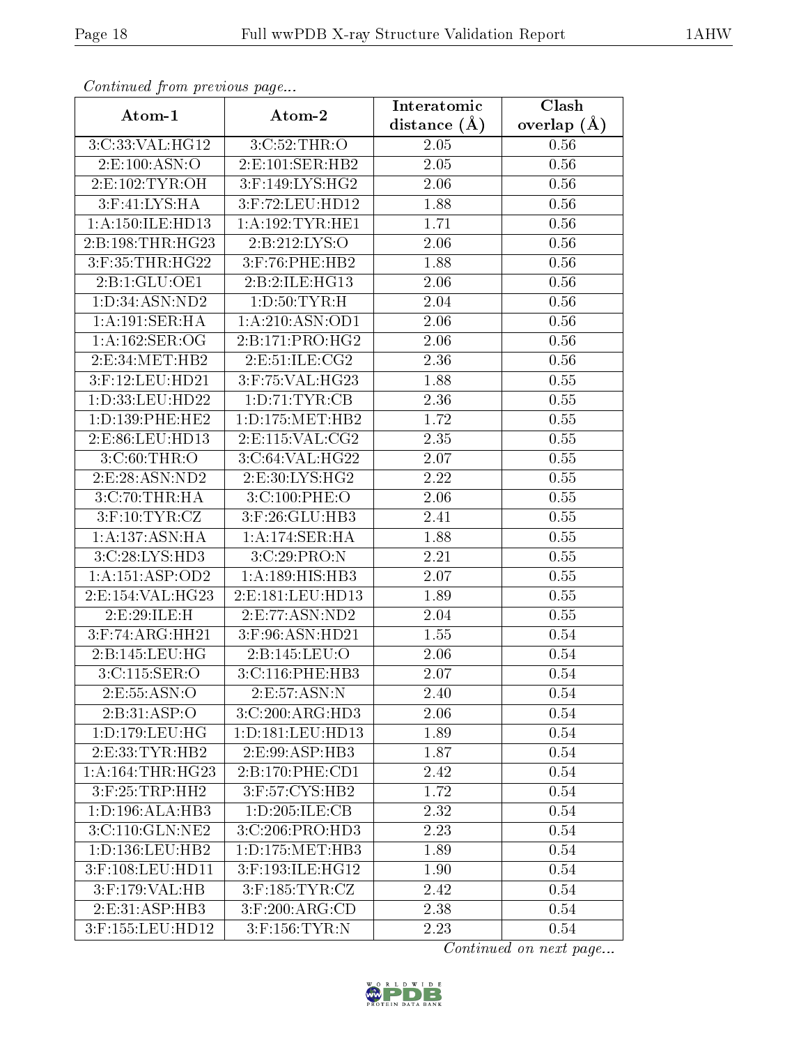*Continued from previous page...*

| Atom-1 | Atom-2 | Interatomic distance (Å) | Clash overlap (Å) |
| --- | --- | --- | --- |
| 3:C:33:VAL:HG12 | 3:C:52:THR:O | 2.05 | 0.56 |
| 2:E:100:ASN:O | 2:E:101:SER:HB2 | 2.05 | 0.56 |
| 2:E:102:TYR:OH | 3:F:149:LYS:HG2 | 2.06 | 0.56 |
| 3:F:41:LYS:HA | 3:F:72:LEU:HD12 | 1.88 | 0.56 |
| 1:A:150:ILE:HD13 | 1:A:192:TYR:HE1 | 1.71 | 0.56 |
| 2:B:198:THR:HG23 | 2:B:212:LYS:O | 2.06 | 0.56 |
| 3:F:35:THR:HG22 | 3:F:76:PHE:HB2 | 1.88 | 0.56 |
| 2:B:1:GLU:OE1 | 2:B:2:ILE:HG13 | 2.06 | 0.56 |
| 1:D:34:ASN:ND2 | 1:D:50:TYR:H | 2.04 | 0.56 |
| 1:A:191:SER:HA | 1:A:210:ASN:OD1 | 2.06 | 0.56 |
| 1:A:162:SER:OG | 2:B:171:PRO:HG2 | 2.06 | 0.56 |
| 2:E:34:MET:HB2 | 2:E:51:ILE:CG2 | 2.36 | 0.56 |
| 3:F:12:LEU:HD21 | 3:F:75:VAL:HG23 | 1.88 | 0.55 |
| 1:D:33:LEU:HD22 | 1:D:71:TYR:CB | 2.36 | 0.55 |
| 1:D:139:PHE:HE2 | 1:D:175:MET:HB2 | 1.72 | 0.55 |
| 2:E:86:LEU:HD13 | 2:E:115:VAL:CG2 | 2.35 | 0.55 |
| 3:C:60:THR:O | 3:C:64:VAL:HG22 | 2.07 | 0.55 |
| 2:E:28:ASN:ND2 | 2:E:30:LYS:HG2 | 2.22 | 0.55 |
| 3:C:70:THR:HA | 3:C:100:PHE:O | 2.06 | 0.55 |
| 3:F:10:TYR:CZ | 3:F:26:GLU:HB3 | 2.41 | 0.55 |
| 1:A:137:ASN:HA | 1:A:174:SER:HA | 1.88 | 0.55 |
| 3:C:28:LYS:HD3 | 3:C:29:PRO:N | 2.21 | 0.55 |
| 1:A:151:ASP:OD2 | 1:A:189:HIS:HB3 | 2.07 | 0.55 |
| 2:E:154:VAL:HG23 | 2:E:181:LEU:HD13 | 1.89 | 0.55 |
| 2:E:29:ILE:H | 2:E:77:ASN:ND2 | 2.04 | 0.55 |
| 3:F:74:ARG:HH21 | 3:F:96:ASN:HD21 | 1.55 | 0.54 |
| 2:B:145:LEU:HG | 2:B:145:LEU:O | 2.06 | 0.54 |
| 3:C:115:SER:O | 3:C:116:PHE:HB3 | 2.07 | 0.54 |
| 2:E:55:ASN:O | 2:E:57:ASN:N | 2.40 | 0.54 |
| 2:B:31:ASP:O | 3:C:200:ARG:HD3 | 2.06 | 0.54 |
| 1:D:179:LEU:HG | 1:D:181:LEU:HD13 | 1.89 | 0.54 |
| 2:E:33:TYR:HB2 | 2:E:99:ASP:HB3 | 1.87 | 0.54 |
| 1:A:164:THR:HG23 | 2:B:170:PHE:CD1 | 2.42 | 0.54 |
| 3:F:25:TRP:HH2 | 3:F:57:CYS:HB2 | 1.72 | 0.54 |
| 1:D:196:ALA:HB3 | 1:D:205:ILE:CB | 2.32 | 0.54 |
| 3:C:110:GLN:NE2 | 3:C:206:PRO:HD3 | 2.23 | 0.54 |
| 1:D:136:LEU:HB2 | 1:D:175:MET:HB3 | 1.89 | 0.54 |
| 3:F:108:LEU:HD11 | 3:F:193:ILE:HG12 | 1.90 | 0.54 |
| 3:F:179:VAL:HB | 3:F:185:TYR:CZ | 2.42 | 0.54 |
| 2:E:31:ASP:HB3 | 3:F:200:ARG:CD | 2.38 | 0.54 |
| 3:F:155:LEU:HD12 | 3:F:156:TYR:N | 2.23 | 0.54 |

*Continued on next page...*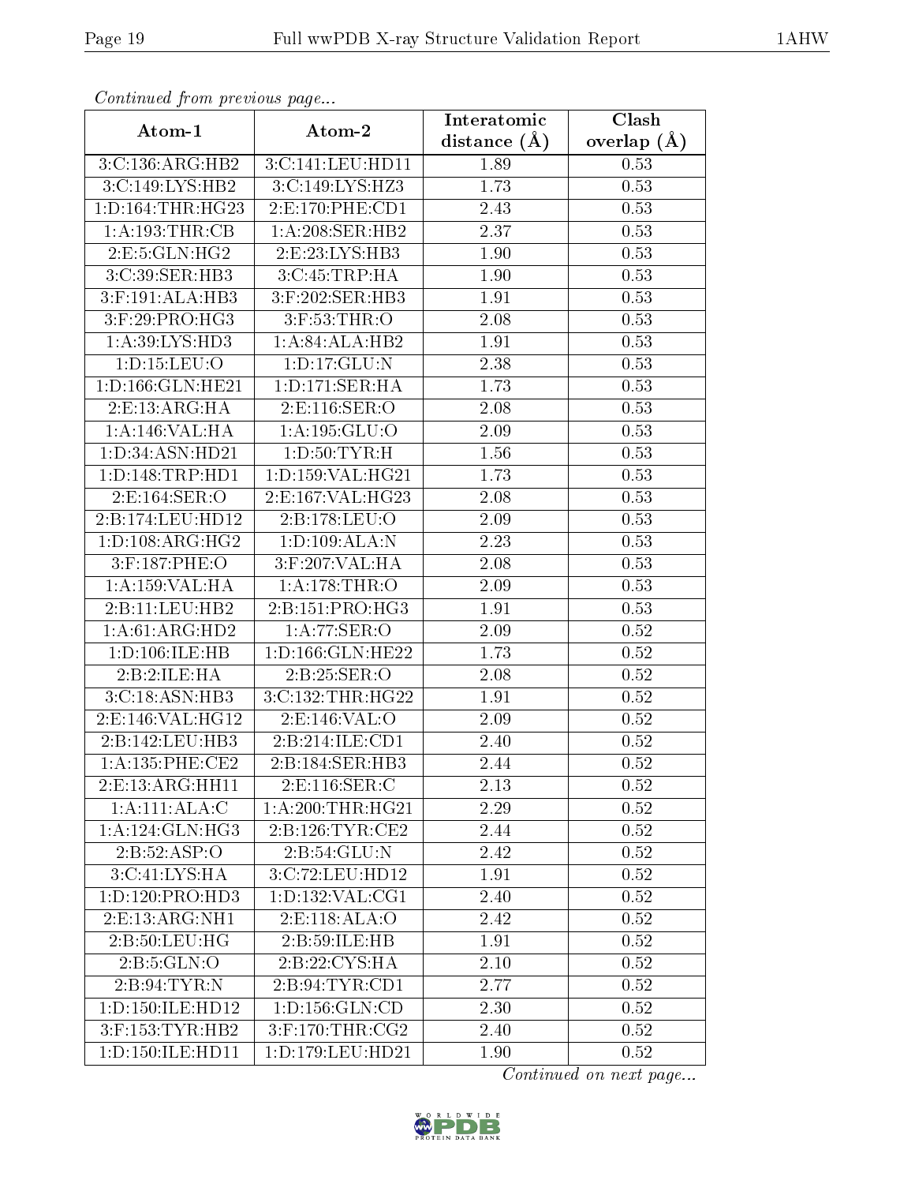*Continued from previous page...*

| Atom-1 | Atom-2 | Interatomic distance (Å) | Clash overlap (Å) |
| --- | --- | --- | --- |
| 3:C:136:ARG:HB2 | 3:C:141:LEU:HD11 | 1.89 | 0.53 |
| 3:C:149:LYS:HB2 | 3:C:149:LYS:HZ3 | 1.73 | 0.53 |
| 1:D:164:THR:HG23 | 2:E:170:PHE:CD1 | 2.43 | 0.53 |
| 1:A:193:THR:CB | 1:A:208:SER:HB2 | 2.37 | 0.53 |
| 2:E:5:GLN:HG2 | 2:E:23:LYS:HB3 | 1.90 | 0.53 |
| 3:C:39:SER:HB3 | 3:C:45:TRP:HA | 1.90 | 0.53 |
| 3:F:191:ALA:HB3 | 3:F:202:SER:HB3 | 1.91 | 0.53 |
| 3:F:29:PRO:HG3 | 3:F:53:THR:O | 2.08 | 0.53 |
| 1:A:39:LYS:HD3 | 1:A:84:ALA:HB2 | 1.91 | 0.53 |
| 1:D:15:LEU:O | 1:D:17:GLU:N | 2.38 | 0.53 |
| 1:D:166:GLN:HE21 | 1:D:171:SER:HA | 1.73 | 0.53 |
| 2:E:13:ARG:HA | 2:E:116:SER:O | 2.08 | 0.53 |
| 1:A:146:VAL:HA | 1:A:195:GLU:O | 2.09 | 0.53 |
| 1:D:34:ASN:HD21 | 1:D:50:TYR:H | 1.56 | 0.53 |
| 1:D:148:TRP:HD1 | 1:D:159:VAL:HG21 | 1.73 | 0.53 |
| 2:E:164:SER:O | 2:E:167:VAL:HG23 | 2.08 | 0.53 |
| 2:B:174:LEU:HD12 | 2:B:178:LEU:O | 2.09 | 0.53 |
| 1:D:108:ARG:HG2 | 1:D:109:ALA:N | 2.23 | 0.53 |
| 3:F:187:PHE:O | 3:F:207:VAL:HA | 2.08 | 0.53 |
| 1:A:159:VAL:HA | 1:A:178:THR:O | 2.09 | 0.53 |
| 2:B:11:LEU:HB2 | 2:B:151:PRO:HG3 | 1.91 | 0.53 |
| 1:A:61:ARG:HD2 | 1:A:77:SER:O | 2.09 | 0.52 |
| 1:D:106:ILE:HB | 1:D:166:GLN:HE22 | 1.73 | 0.52 |
| 2:B:2:ILE:HA | 2:B:25:SER:O | 2.08 | 0.52 |
| 3:C:18:ASN:HB3 | 3:C:132:THR:HG22 | 1.91 | 0.52 |
| 2:E:146:VAL:HG12 | 2:E:146:VAL:O | 2.09 | 0.52 |
| 2:B:142:LEU:HB3 | 2:B:214:ILE:CD1 | 2.40 | 0.52 |
| 1:A:135:PHE:CE2 | 2:B:184:SER:HB3 | 2.44 | 0.52 |
| 2:E:13:ARG:HH11 | 2:E:116:SER:C | 2.13 | 0.52 |
| 1:A:111:ALA:C | 1:A:200:THR:HG21 | 2.29 | 0.52 |
| 1:A:124:GLN:HG3 | 2:B:126:TYR:CE2 | 2.44 | 0.52 |
| 2:B:52:ASP:O | 2:B:54:GLU:N | 2.42 | 0.52 |
| 3:C:41:LYS:HA | 3:C:72:LEU:HD12 | 1.91 | 0.52 |
| 1:D:120:PRO:HD3 | 1:D:132:VAL:CG1 | 2.40 | 0.52 |
| 2:E:13:ARG:NH1 | 2:E:118:ALA:O | 2.42 | 0.52 |
| 2:B:50:LEU:HG | 2:B:59:ILE:HB | 1.91 | 0.52 |
| 2:B:5:GLN:O | 2:B:22:CYS:HA | 2.10 | 0.52 |
| 2:B:94:TYR:N | 2:B:94:TYR:CD1 | 2.77 | 0.52 |
| 1:D:150:ILE:HD12 | 1:D:156:GLN:CD | 2.30 | 0.52 |
| 3:F:153:TYR:HB2 | 3:F:170:THR:CG2 | 2.40 | 0.52 |
| 1:D:150:ILE:HD11 | 1:D:179:LEU:HD21 | 1.90 | 0.52 |

*Continued on next page...*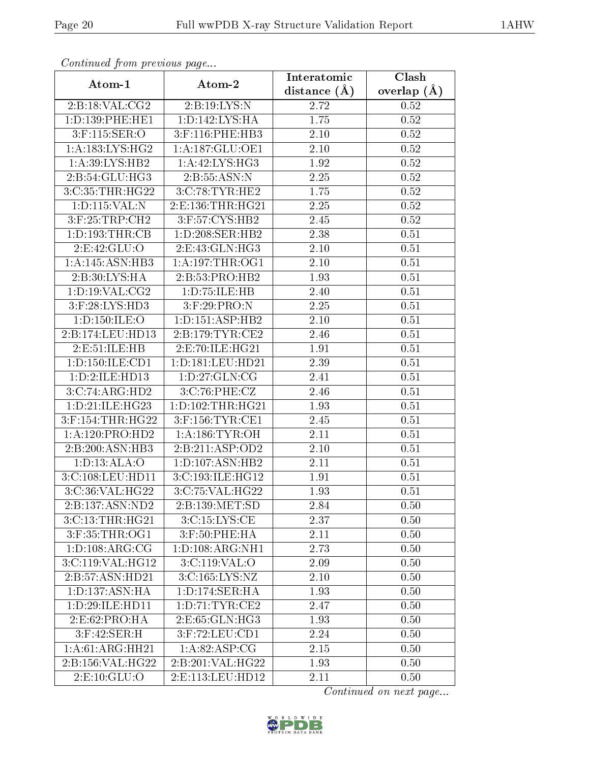*Continued from previous page...*

| Atom-1 | Atom-2 | Interatomic distance (Å) | Clash overlap (Å) |
| --- | --- | --- | --- |
| 2:B:18:VAL:CG2 | 2:B:19:LYS:N | 2.72 | 0.52 |
| 1:D:139:PHE:HE1 | 1:D:142:LYS:HA | 1.75 | 0.52 |
| 3:F:115:SER:O | 3:F:116:PHE:HB3 | 2.10 | 0.52 |
| 1:A:183:LYS:HG2 | 1:A:187:GLU:OE1 | 2.10 | 0.52 |
| 1:A:39:LYS:HB2 | 1:A:42:LYS:HG3 | 1.92 | 0.52 |
| 2:B:54:GLU:HG3 | 2:B:55:ASN:N | 2.25 | 0.52 |
| 3:C:35:THR:HG22 | 3:C:78:TYR:HE2 | 1.75 | 0.52 |
| 1:D:115:VAL:N | 2:E:136:THR:HG21 | 2.25 | 0.52 |
| 3:F:25:TRP:CH2 | 3:F:57:CYS:HB2 | 2.45 | 0.52 |
| 1:D:193:THR:CB | 1:D:208:SER:HB2 | 2.38 | 0.51 |
| 2:E:42:GLU:O | 2:E:43:GLN:HG3 | 2.10 | 0.51 |
| 1:A:145:ASN:HB3 | 1:A:197:THR:OG1 | 2.10 | 0.51 |
| 2:B:30:LYS:HA | 2:B:53:PRO:HB2 | 1.93 | 0.51 |
| 1:D:19:VAL:CG2 | 1:D:75:ILE:HB | 2.40 | 0.51 |
| 3:F:28:LYS:HD3 | 3:F:29:PRO:N | 2.25 | 0.51 |
| 1:D:150:ILE:O | 1:D:151:ASP:HB2 | 2.10 | 0.51 |
| 2:B:174:LEU:HD13 | 2:B:179:TYR:CE2 | 2.46 | 0.51 |
| 2:E:51:ILE:HB | 2:E:70:ILE:HG21 | 1.91 | 0.51 |
| 1:D:150:ILE:CD1 | 1:D:181:LEU:HD21 | 2.39 | 0.51 |
| 1:D:2:ILE:HD13 | 1:D:27:GLN:CG | 2.41 | 0.51 |
| 3:C:74:ARG:HD2 | 3:C:76:PHE:CZ | 2.46 | 0.51 |
| 1:D:21:ILE:HG23 | 1:D:102:THR:HG21 | 1.93 | 0.51 |
| 3:F:154:THR:HG22 | 3:F:156:TYR:CE1 | 2.45 | 0.51 |
| 1:A:120:PRO:HD2 | 1:A:186:TYR:OH | 2.11 | 0.51 |
| 2:B:200:ASN:HB3 | 2:B:211:ASP:OD2 | 2.10 | 0.51 |
| 1:D:13:ALA:O | 1:D:107:ASN:HB2 | 2.11 | 0.51 |
| 3:C:108:LEU:HD11 | 3:C:193:ILE:HG12 | 1.91 | 0.51 |
| 3:C:36:VAL:HG22 | 3:C:75:VAL:HG22 | 1.93 | 0.51 |
| 2:B:137:ASN:ND2 | 2:B:139:MET:SD | 2.84 | 0.50 |
| 3:C:13:THR:HG21 | 3:C:15:LYS:CE | 2.37 | 0.50 |
| 3:F:35:THR:OG1 | 3:F:50:PHE:HA | 2.11 | 0.50 |
| 1:D:108:ARG:CG | 1:D:108:ARG:NH1 | 2.73 | 0.50 |
| 3:C:119:VAL:HG12 | 3:C:119:VAL:O | 2.09 | 0.50 |
| 2:B:57:ASN:HD21 | 3:C:165:LYS:NZ | 2.10 | 0.50 |
| 1:D:137:ASN:HA | 1:D:174:SER:HA | 1.93 | 0.50 |
| 1:D:29:ILE:HD11 | 1:D:71:TYR:CE2 | 2.47 | 0.50 |
| 2:E:62:PRO:HA | 2:E:65:GLN:HG3 | 1.93 | 0.50 |
| 3:F:42:SER:H | 3:F:72:LEU:CD1 | 2.24 | 0.50 |
| 1:A:61:ARG:HH21 | 1:A:82:ASP:CG | 2.15 | 0.50 |
| 2:B:156:VAL:HG22 | 2:B:201:VAL:HG22 | 1.93 | 0.50 |
| 2:E:10:GLU:O | 2:E:113:LEU:HD12 | 2.11 | 0.50 |

*Continued on next page...*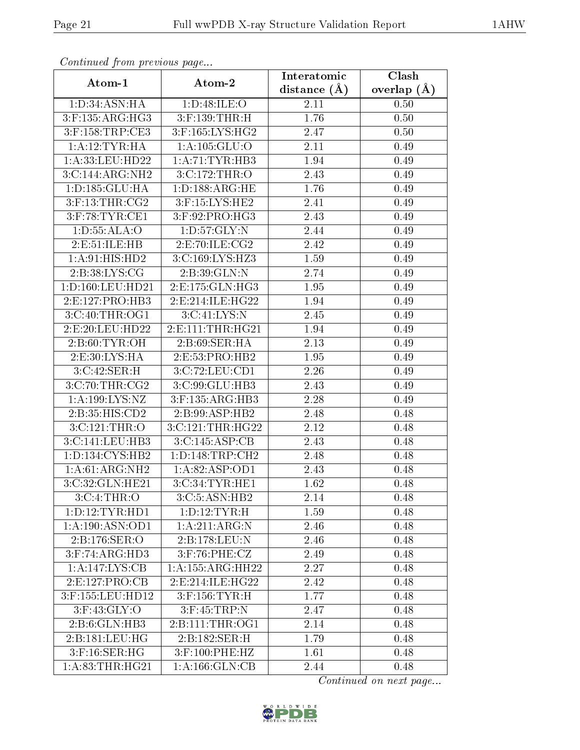*Continued from previous page...*

| Atom-1 | Atom-2 | Interatomic distance (Å) | Clash overlap (Å) |
|---|---|---|---|
| 1:D:34:ASN:HA | 1:D:48:ILE:O | 2.11 | 0.50 |
| 3:F:135:ARG:HG3 | 3:F:139:THR:H | 1.76 | 0.50 |
| 3:F:158:TRP:CE3 | 3:F:165:LYS:HG2 | 2.47 | 0.50 |
| 1:A:12:TYR:HA | 1:A:105:GLU:O | 2.11 | 0.49 |
| 1:A:33:LEU:HD22 | 1:A:71:TYR:HB3 | 1.94 | 0.49 |
| 3:C:144:ARG:NH2 | 3:C:172:THR:O | 2.43 | 0.49 |
| 1:D:185:GLU:HA | 1:D:188:ARG:HE | 1.76 | 0.49 |
| 3:F:13:THR:CG2 | 3:F:15:LYS:HE2 | 2.41 | 0.49 |
| 3:F:78:TYR:CE1 | 3:F:92:PRO:HG3 | 2.43 | 0.49 |
| 1:D:55:ALA:O | 1:D:57:GLY:N | 2.44 | 0.49 |
| 2:E:51:ILE:HB | 2:E:70:ILE:CG2 | 2.42 | 0.49 |
| 1:A:91:HIS:HD2 | 3:C:169:LYS:HZ3 | 1.59 | 0.49 |
| 2:B:38:LYS:CG | 2:B:39:GLN:N | 2.74 | 0.49 |
| 1:D:160:LEU:HD21 | 2:E:175:GLN:HG3 | 1.95 | 0.49 |
| 2:E:127:PRO:HB3 | 2:E:214:ILE:HG22 | 1.94 | 0.49 |
| 3:C:40:THR:OG1 | 3:C:41:LYS:N | 2.45 | 0.49 |
| 2:E:20:LEU:HD22 | 2:E:111:THR:HG21 | 1.94 | 0.49 |
| 2:B:60:TYR:OH | 2:B:69:SER:HA | 2.13 | 0.49 |
| 2:E:30:LYS:HA | 2:E:53:PRO:HB2 | 1.95 | 0.49 |
| 3:C:42:SER:H | 3:C:72:LEU:CD1 | 2.26 | 0.49 |
| 3:C:70:THR:CG2 | 3:C:99:GLU:HB3 | 2.43 | 0.49 |
| 1:A:199:LYS:NZ | 3:F:135:ARG:HB3 | 2.28 | 0.49 |
| 2:B:35:HIS:CD2 | 2:B:99:ASP:HB2 | 2.48 | 0.48 |
| 3:C:121:THR:O | 3:C:121:THR:HG22 | 2.12 | 0.48 |
| 3:C:141:LEU:HB3 | 3:C:145:ASP:CB | 2.43 | 0.48 |
| 1:D:134:CYS:HB2 | 1:D:148:TRP:CH2 | 2.48 | 0.48 |
| 1:A:61:ARG:NH2 | 1:A:82:ASP:OD1 | 2.43 | 0.48 |
| 3:C:32:GLN:HE21 | 3:C:34:TYR:HE1 | 1.62 | 0.48 |
| 3:C:4:THR:O | 3:C:5:ASN:HB2 | 2.14 | 0.48 |
| 1:D:12:TYR:HD1 | 1:D:12:TYR:H | 1.59 | 0.48 |
| 1:A:190:ASN:OD1 | 1:A:211:ARG:N | 2.46 | 0.48 |
| 2:B:176:SER:O | 2:B:178:LEU:N | 2.46 | 0.48 |
| 3:F:74:ARG:HD3 | 3:F:76:PHE:CZ | 2.49 | 0.48 |
| 1:A:147:LYS:CB | 1:A:155:ARG:HH22 | 2.27 | 0.48 |
| 2:E:127:PRO:CB | 2:E:214:ILE:HG22 | 2.42 | 0.48 |
| 3:F:155:LEU:HD12 | 3:F:156:TYR:H | 1.77 | 0.48 |
| 3:F:43:GLY:O | 3:F:45:TRP:N | 2.47 | 0.48 |
| 2:B:6:GLN:HB3 | 2:B:111:THR:OG1 | 2.14 | 0.48 |
| 2:B:181:LEU:HG | 2:B:182:SER:H | 1.79 | 0.48 |
| 3:F:16:SER:HG | 3:F:100:PHE:HZ | 1.61 | 0.48 |
| 1:A:83:THR:HG21 | 1:A:166:GLN:CB | 2.44 | 0.48 |

*Continued on next page...*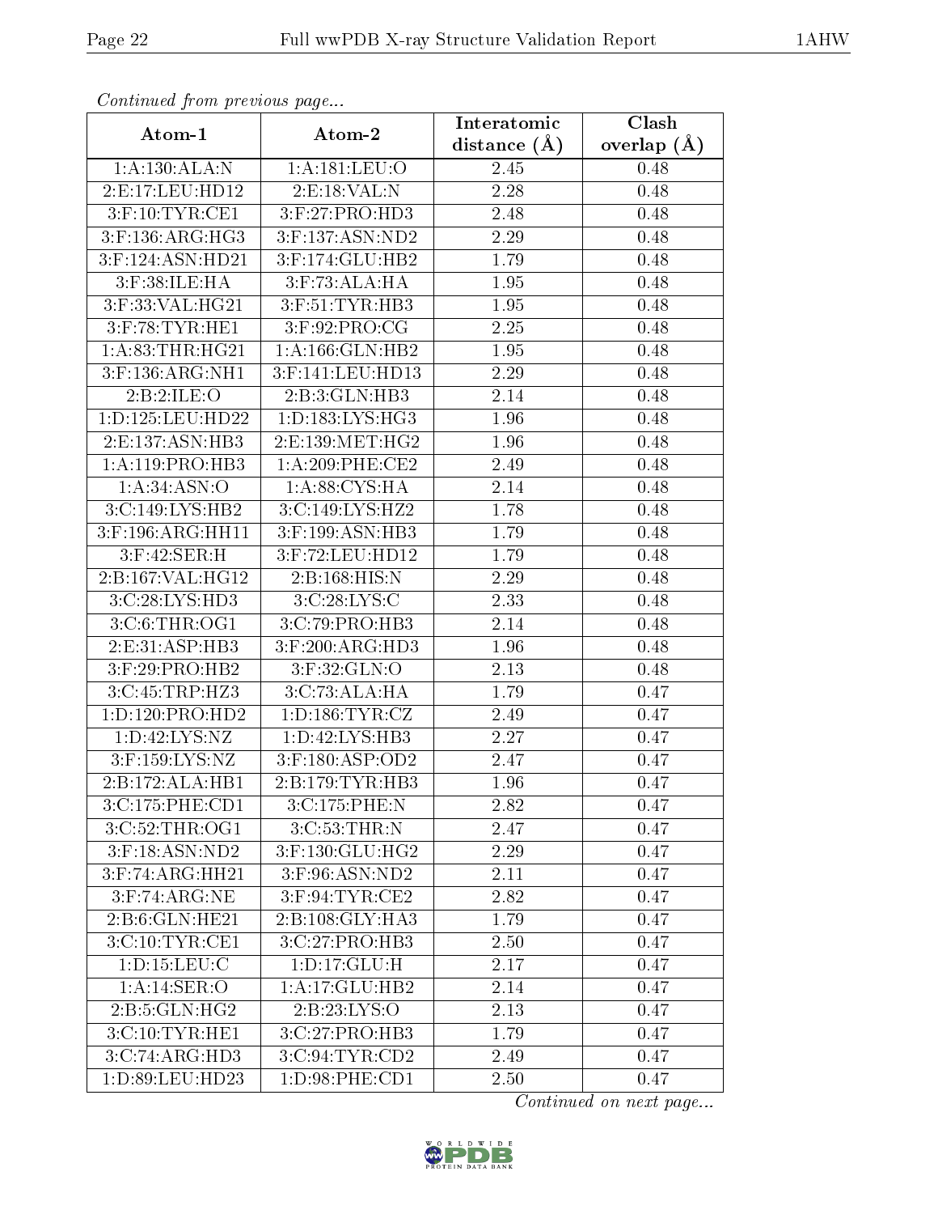*Continued from previous page...*

| Atom-1 | Atom-2 | Interatomic distance (Å) | Clash overlap (Å) |
| --- | --- | --- | --- |
| 1:A:130:ALA:N | 1:A:181:LEU:O | 2.45 | 0.48 |
| 2:E:17:LEU:HD12 | 2:E:18:VAL:N | 2.28 | 0.48 |
| 3:F:10:TYR:CE1 | 3:F:27:PRO:HD3 | 2.48 | 0.48 |
| 3:F:136:ARG:HG3 | 3:F:137:ASN:ND2 | 2.29 | 0.48 |
| 3:F:124:ASN:HD21 | 3:F:174:GLU:HB2 | 1.79 | 0.48 |
| 3:F:38:ILE:HA | 3:F:73:ALA:HA | 1.95 | 0.48 |
| 3:F:33:VAL:HG21 | 3:F:51:TYR:HB3 | 1.95 | 0.48 |
| 3:F:78:TYR:HE1 | 3:F:92:PRO:CG | 2.25 | 0.48 |
| 1:A:83:THR:HG21 | 1:A:166:GLN:HB2 | 1.95 | 0.48 |
| 3:F:136:ARG:NH1 | 3:F:141:LEU:HD13 | 2.29 | 0.48 |
| 2:B:2:ILE:O | 2:B:3:GLN:HB3 | 2.14 | 0.48 |
| 1:D:125:LEU:HD22 | 1:D:183:LYS:HG3 | 1.96 | 0.48 |
| 2:E:137:ASN:HB3 | 2:E:139:MET:HG2 | 1.96 | 0.48 |
| 1:A:119:PRO:HB3 | 1:A:209:PHE:CE2 | 2.49 | 0.48 |
| 1:A:34:ASN:O | 1:A:88:CYS:HA | 2.14 | 0.48 |
| 3:C:149:LYS:HB2 | 3:C:149:LYS:HZ2 | 1.78 | 0.48 |
| 3:F:196:ARG:HH11 | 3:F:199:ASN:HB3 | 1.79 | 0.48 |
| 3:F:42:SER:H | 3:F:72:LEU:HD12 | 1.79 | 0.48 |
| 2:B:167:VAL:HG12 | 2:B:168:HIS:N | 2.29 | 0.48 |
| 3:C:28:LYS:HD3 | 3:C:28:LYS:C | 2.33 | 0.48 |
| 3:C:6:THR:OG1 | 3:C:79:PRO:HB3 | 2.14 | 0.48 |
| 2:E:31:ASP:HB3 | 3:F:200:ARG:HD3 | 1.96 | 0.48 |
| 3:F:29:PRO:HB2 | 3:F:32:GLN:O | 2.13 | 0.48 |
| 3:C:45:TRP:HZ3 | 3:C:73:ALA:HA | 1.79 | 0.47 |
| 1:D:120:PRO:HD2 | 1:D:186:TYR:CZ | 2.49 | 0.47 |
| 1:D:42:LYS:NZ | 1:D:42:LYS:HB3 | 2.27 | 0.47 |
| 3:F:159:LYS:NZ | 3:F:180:ASP:OD2 | 2.47 | 0.47 |
| 2:B:172:ALA:HB1 | 2:B:179:TYR:HB3 | 1.96 | 0.47 |
| 3:C:175:PHE:CD1 | 3:C:175:PHE:N | 2.82 | 0.47 |
| 3:C:52:THR:OG1 | 3:C:53:THR:N | 2.47 | 0.47 |
| 3:F:18:ASN:ND2 | 3:F:130:GLU:HG2 | 2.29 | 0.47 |
| 3:F:74:ARG:HH21 | 3:F:96:ASN:ND2 | 2.11 | 0.47 |
| 3:F:74:ARG:NE | 3:F:94:TYR:CE2 | 2.82 | 0.47 |
| 2:B:6:GLN:HE21 | 2:B:108:GLY:HA3 | 1.79 | 0.47 |
| 3:C:10:TYR:CE1 | 3:C:27:PRO:HB3 | 2.50 | 0.47 |
| 1:D:15:LEU:C | 1:D:17:GLU:H | 2.17 | 0.47 |
| 1:A:14:SER:O | 1:A:17:GLU:HB2 | 2.14 | 0.47 |
| 2:B:5:GLN:HG2 | 2:B:23:LYS:O | 2.13 | 0.47 |
| 3:C:10:TYR:HE1 | 3:C:27:PRO:HB3 | 1.79 | 0.47 |
| 3:C:74:ARG:HD3 | 3:C:94:TYR:CD2 | 2.49 | 0.47 |
| 1:D:89:LEU:HD23 | 1:D:98:PHE:CD1 | 2.50 | 0.47 |

*Continued on next page...*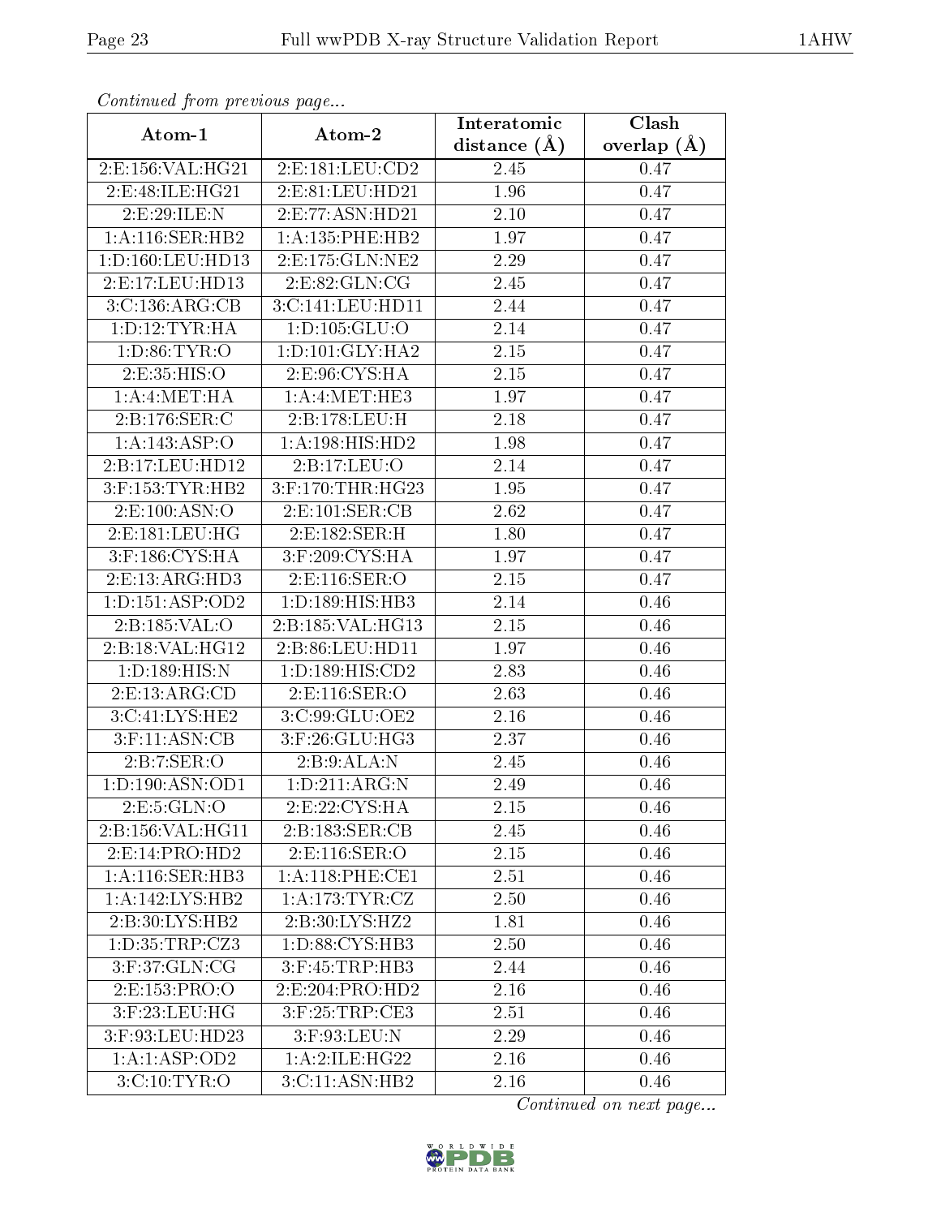*Continued from previous page...*

| Atom-1 | Atom-2 | Interatomic distance (Å) | Clash overlap (Å) |
|---|---|---|---|
| 2:E:156:VAL:HG21 | 2:E:181:LEU:CD2 | 2.45 | 0.47 |
| 2:E:48:ILE:HG21 | 2:E:81:LEU:HD21 | 1.96 | 0.47 |
| 2:E:29:ILE:N | 2:E:77:ASN:HD21 | 2.10 | 0.47 |
| 1:A:116:SER:HB2 | 1:A:135:PHE:HB2 | 1.97 | 0.47 |
| 1:D:160:LEU:HD13 | 2:E:175:GLN:NE2 | 2.29 | 0.47 |
| 2:E:17:LEU:HD13 | 2:E:82:GLN:CG | 2.45 | 0.47 |
| 3:C:136:ARG:CB | 3:C:141:LEU:HD11 | 2.44 | 0.47 |
| 1:D:12:TYR:HA | 1:D:105:GLU:O | 2.14 | 0.47 |
| 1:D:86:TYR:O | 1:D:101:GLY:HA2 | 2.15 | 0.47 |
| 2:E:35:HIS:O | 2:E:96:CYS:HA | 2.15 | 0.47 |
| 1:A:4:MET:HA | 1:A:4:MET:HE3 | 1.97 | 0.47 |
| 2:B:176:SER:C | 2:B:178:LEU:H | 2.18 | 0.47 |
| 1:A:143:ASP:O | 1:A:198:HIS:HD2 | 1.98 | 0.47 |
| 2:B:17:LEU:HD12 | 2:B:17:LEU:O | 2.14 | 0.47 |
| 3:F:153:TYR:HB2 | 3:F:170:THR:HG23 | 1.95 | 0.47 |
| 2:E:100:ASN:O | 2:E:101:SER:CB | 2.62 | 0.47 |
| 2:E:181:LEU:HG | 2:E:182:SER:H | 1.80 | 0.47 |
| 3:F:186:CYS:HA | 3:F:209:CYS:HA | 1.97 | 0.47 |
| 2:E:13:ARG:HD3 | 2:E:116:SER:O | 2.15 | 0.47 |
| 1:D:151:ASP:OD2 | 1:D:189:HIS:HB3 | 2.14 | 0.46 |
| 2:B:185:VAL:O | 2:B:185:VAL:HG13 | 2.15 | 0.46 |
| 2:B:18:VAL:HG12 | 2:B:86:LEU:HD11 | 1.97 | 0.46 |
| 1:D:189:HIS:N | 1:D:189:HIS:CD2 | 2.83 | 0.46 |
| 2:E:13:ARG:CD | 2:E:116:SER:O | 2.63 | 0.46 |
| 3:C:41:LYS:HE2 | 3:C:99:GLU:OE2 | 2.16 | 0.46 |
| 3:F:11:ASN:CB | 3:F:26:GLU:HG3 | 2.37 | 0.46 |
| 2:B:7:SER:O | 2:B:9:ALA:N | 2.45 | 0.46 |
| 1:D:190:ASN:OD1 | 1:D:211:ARG:N | 2.49 | 0.46 |
| 2:E:5:GLN:O | 2:E:22:CYS:HA | 2.15 | 0.46 |
| 2:B:156:VAL:HG11 | 2:B:183:SER:CB | 2.45 | 0.46 |
| 2:E:14:PRO:HD2 | 2:E:116:SER:O | 2.15 | 0.46 |
| 1:A:116:SER:HB3 | 1:A:118:PHE:CE1 | 2.51 | 0.46 |
| 1:A:142:LYS:HB2 | 1:A:173:TYR:CZ | 2.50 | 0.46 |
| 2:B:30:LYS:HB2 | 2:B:30:LYS:HZ2 | 1.81 | 0.46 |
| 1:D:35:TRP:CZ3 | 1:D:88:CYS:HB3 | 2.50 | 0.46 |
| 3:F:37:GLN:CG | 3:F:45:TRP:HB3 | 2.44 | 0.46 |
| 2:E:153:PRO:O | 2:E:204:PRO:HD2 | 2.16 | 0.46 |
| 3:F:23:LEU:HG | 3:F:25:TRP:CE3 | 2.51 | 0.46 |
| 3:F:93:LEU:HD23 | 3:F:93:LEU:N | 2.29 | 0.46 |
| 1:A:1:ASP:OD2 | 1:A:2:ILE:HG22 | 2.16 | 0.46 |
| 3:C:10:TYR:O | 3:C:11:ASN:HB2 | 2.16 | 0.46 |

*Continued on next page...*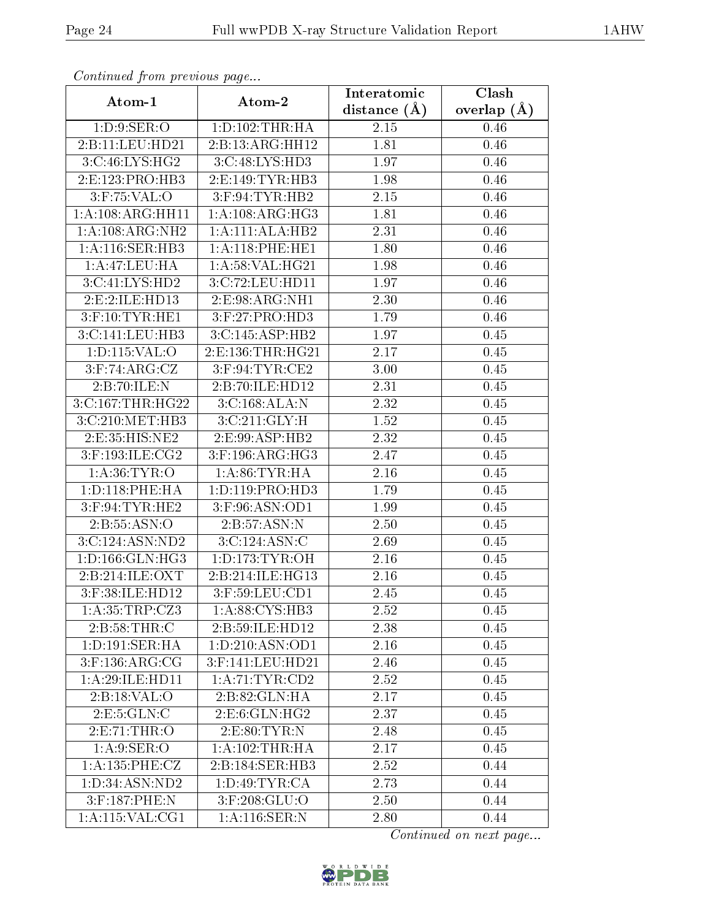*Continued from previous page...*

| Atom-1 | Atom-2 | Interatomic distance (Å) | Clash overlap (Å) |
|---|---|---|---|
| 1:D:9:SER:O | 1:D:102:THR:HA | 2.15 | 0.46 |
| 2:B:11:LEU:HD21 | 2:B:13:ARG:HH12 | 1.81 | 0.46 |
| 3:C:46:LYS:HG2 | 3:C:48:LYS:HD3 | 1.97 | 0.46 |
| 2:E:123:PRO:HB3 | 2:E:149:TYR:HB3 | 1.98 | 0.46 |
| 3:F:75:VAL:O | 3:F:94:TYR:HB2 | 2.15 | 0.46 |
| 1:A:108:ARG:HH11 | 1:A:108:ARG:HG3 | 1.81 | 0.46 |
| 1:A:108:ARG:NH2 | 1:A:111:ALA:HB2 | 2.31 | 0.46 |
| 1:A:116:SER:HB3 | 1:A:118:PHE:HE1 | 1.80 | 0.46 |
| 1:A:47:LEU:HA | 1:A:58:VAL:HG21 | 1.98 | 0.46 |
| 3:C:41:LYS:HD2 | 3:C:72:LEU:HD11 | 1.97 | 0.46 |
| 2:E:2:ILE:HD13 | 2:E:98:ARG:NH1 | 2.30 | 0.46 |
| 3:F:10:TYR:HE1 | 3:F:27:PRO:HD3 | 1.79 | 0.46 |
| 3:C:141:LEU:HB3 | 3:C:145:ASP:HB2 | 1.97 | 0.45 |
| 1:D:115:VAL:O | 2:E:136:THR:HG21 | 2.17 | 0.45 |
| 3:F:74:ARG:CZ | 3:F:94:TYR:CE2 | 3.00 | 0.45 |
| 2:B:70:ILE:N | 2:B:70:ILE:HD12 | 2.31 | 0.45 |
| 3:C:167:THR:HG22 | 3:C:168:ALA:N | 2.32 | 0.45 |
| 3:C:210:MET:HB3 | 3:C:211:GLY:H | 1.52 | 0.45 |
| 2:E:35:HIS:NE2 | 2:E:99:ASP:HB2 | 2.32 | 0.45 |
| 3:F:193:ILE:CG2 | 3:F:196:ARG:HG3 | 2.47 | 0.45 |
| 1:A:36:TYR:O | 1:A:86:TYR:HA | 2.16 | 0.45 |
| 1:D:118:PHE:HA | 1:D:119:PRO:HD3 | 1.79 | 0.45 |
| 3:F:94:TYR:HE2 | 3:F:96:ASN:OD1 | 1.99 | 0.45 |
| 2:B:55:ASN:O | 2:B:57:ASN:N | 2.50 | 0.45 |
| 3:C:124:ASN:ND2 | 3:C:124:ASN:C | 2.69 | 0.45 |
| 1:D:166:GLN:HG3 | 1:D:173:TYR:OH | 2.16 | 0.45 |
| 2:B:214:ILE:OXT | 2:B:214:ILE:HG13 | 2.16 | 0.45 |
| 3:F:38:ILE:HD12 | 3:F:59:LEU:CD1 | 2.45 | 0.45 |
| 1:A:35:TRP:CZ3 | 1:A:88:CYS:HB3 | 2.52 | 0.45 |
| 2:B:58:THR:C | 2:B:59:ILE:HD12 | 2.38 | 0.45 |
| 1:D:191:SER:HA | 1:D:210:ASN:OD1 | 2.16 | 0.45 |
| 3:F:136:ARG:CG | 3:F:141:LEU:HD21 | 2.46 | 0.45 |
| 1:A:29:ILE:HD11 | 1:A:71:TYR:CD2 | 2.52 | 0.45 |
| 2:B:18:VAL:O | 2:B:82:GLN:HA | 2.17 | 0.45 |
| 2:E:5:GLN:C | 2:E:6:GLN:HG2 | 2.37 | 0.45 |
| 2:E:71:THR:O | 2:E:80:TYR:N | 2.48 | 0.45 |
| 1:A:9:SER:O | 1:A:102:THR:HA | 2.17 | 0.45 |
| 1:A:135:PHE:CZ | 2:B:184:SER:HB3 | 2.52 | 0.44 |
| 1:D:34:ASN:ND2 | 1:D:49:TYR:CA | 2.73 | 0.44 |
| 3:F:187:PHE:N | 3:F:208:GLU:O | 2.50 | 0.44 |
| 1:A:115:VAL:CG1 | 1:A:116:SER:N | 2.80 | 0.44 |

*Continued on next page...*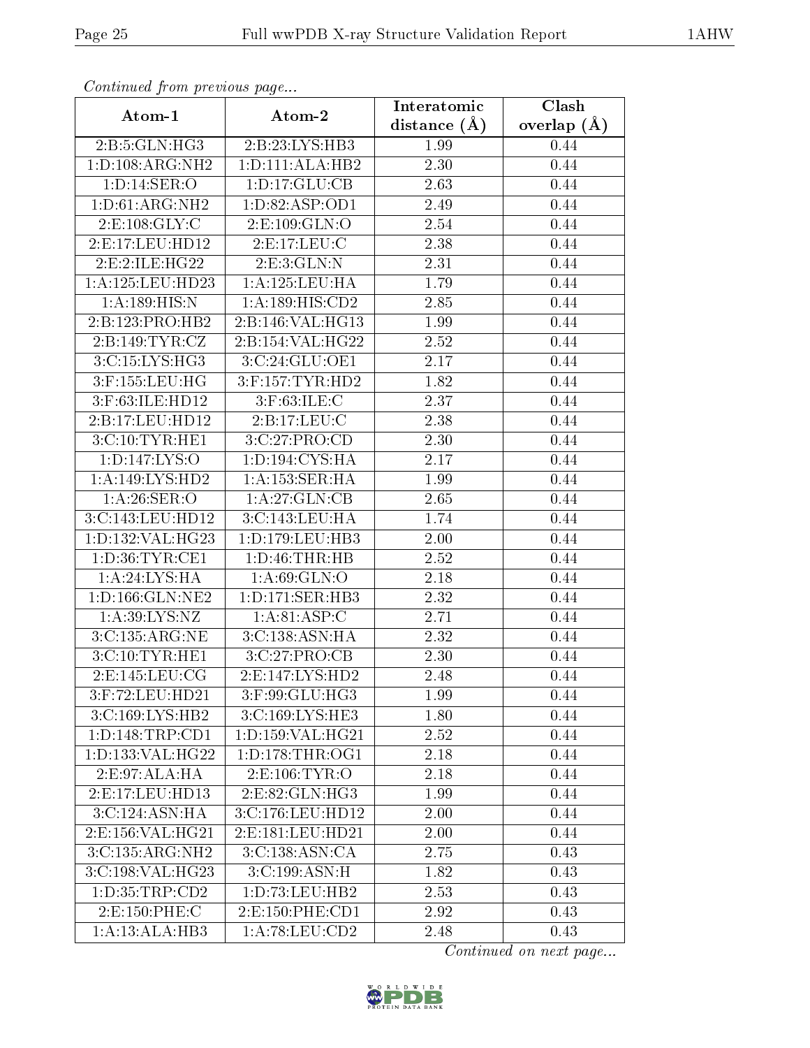*Continued from previous page...*

| Atom-1 | Atom-2 | Interatomic distance (Å) | Clash overlap (Å) |
|---|---|---|---|
| 2:B:5:GLN:HG3 | 2:B:23:LYS:HB3 | 1.99 | 0.44 |
| 1:D:108:ARG:NH2 | 1:D:111:ALA:HB2 | 2.30 | 0.44 |
| 1:D:14:SER:O | 1:D:17:GLU:CB | 2.63 | 0.44 |
| 1:D:61:ARG:NH2 | 1:D:82:ASP:OD1 | 2.49 | 0.44 |
| 2:E:108:GLY:C | 2:E:109:GLN:O | 2.54 | 0.44 |
| 2:E:17:LEU:HD12 | 2:E:17:LEU:C | 2.38 | 0.44 |
| 2:E:2:ILE:HG22 | 2:E:3:GLN:N | 2.31 | 0.44 |
| 1:A:125:LEU:HD23 | 1:A:125:LEU:HA | 1.79 | 0.44 |
| 1:A:189:HIS:N | 1:A:189:HIS:CD2 | 2.85 | 0.44 |
| 2:B:123:PRO:HB2 | 2:B:146:VAL:HG13 | 1.99 | 0.44 |
| 2:B:149:TYR:CZ | 2:B:154:VAL:HG22 | 2.52 | 0.44 |
| 3:C:15:LYS:HG3 | 3:C:24:GLU:OE1 | 2.17 | 0.44 |
| 3:F:155:LEU:HG | 3:F:157:TYR:HD2 | 1.82 | 0.44 |
| 3:F:63:ILE:HD12 | 3:F:63:ILE:C | 2.37 | 0.44 |
| 2:B:17:LEU:HD12 | 2:B:17:LEU:C | 2.38 | 0.44 |
| 3:C:10:TYR:HE1 | 3:C:27:PRO:CD | 2.30 | 0.44 |
| 1:D:147:LYS:O | 1:D:194:CYS:HA | 2.17 | 0.44 |
| 1:A:149:LYS:HD2 | 1:A:153:SER:HA | 1.99 | 0.44 |
| 1:A:26:SER:O | 1:A:27:GLN:CB | 2.65 | 0.44 |
| 3:C:143:LEU:HD12 | 3:C:143:LEU:HA | 1.74 | 0.44 |
| 1:D:132:VAL:HG23 | 1:D:179:LEU:HB3 | 2.00 | 0.44 |
| 1:D:36:TYR:CE1 | 1:D:46:THR:HB | 2.52 | 0.44 |
| 1:A:24:LYS:HA | 1:A:69:GLN:O | 2.18 | 0.44 |
| 1:D:166:GLN:NE2 | 1:D:171:SER:HB3 | 2.32 | 0.44 |
| 1:A:39:LYS:NZ | 1:A:81:ASP:C | 2.71 | 0.44 |
| 3:C:135:ARG:NE | 3:C:138:ASN:HA | 2.32 | 0.44 |
| 3:C:10:TYR:HE1 | 3:C:27:PRO:CB | 2.30 | 0.44 |
| 2:E:145:LEU:CG | 2:E:147:LYS:HD2 | 2.48 | 0.44 |
| 3:F:72:LEU:HD21 | 3:F:99:GLU:HG3 | 1.99 | 0.44 |
| 3:C:169:LYS:HB2 | 3:C:169:LYS:HE3 | 1.80 | 0.44 |
| 1:D:148:TRP:CD1 | 1:D:159:VAL:HG21 | 2.52 | 0.44 |
| 1:D:133:VAL:HG22 | 1:D:178:THR:OG1 | 2.18 | 0.44 |
| 2:E:97:ALA:HA | 2:E:106:TYR:O | 2.18 | 0.44 |
| 2:E:17:LEU:HD13 | 2:E:82:GLN:HG3 | 1.99 | 0.44 |
| 3:C:124:ASN:HA | 3:C:176:LEU:HD12 | 2.00 | 0.44 |
| 2:E:156:VAL:HG21 | 2:E:181:LEU:HD21 | 2.00 | 0.44 |
| 3:C:135:ARG:NH2 | 3:C:138:ASN:CA | 2.75 | 0.43 |
| 3:C:198:VAL:HG23 | 3:C:199:ASN:H | 1.82 | 0.43 |
| 1:D:35:TRP:CD2 | 1:D:73:LEU:HB2 | 2.53 | 0.43 |
| 2:E:150:PHE:C | 2:E:150:PHE:CD1 | 2.92 | 0.43 |
| 1:A:13:ALA:HB3 | 1:A:78:LEU:CD2 | 2.48 | 0.43 |

*Continued on next page...*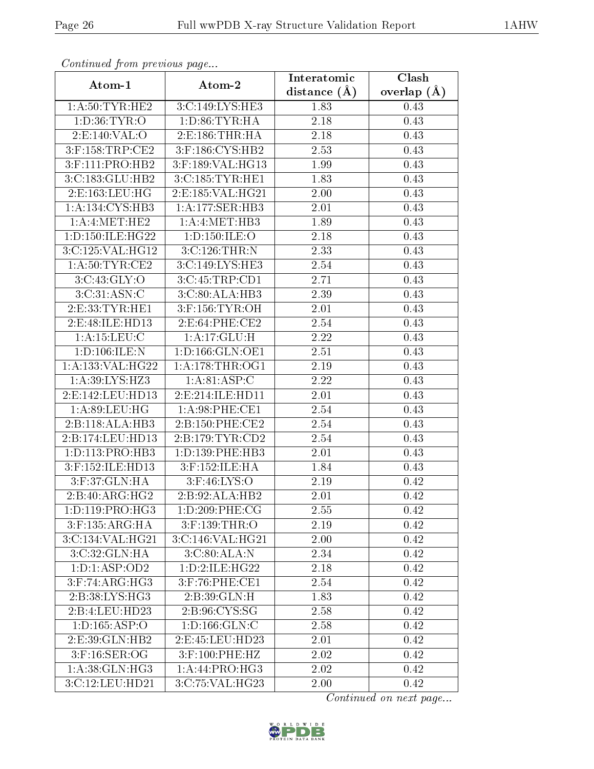*Continued from previous page...*

| Atom-1 | Atom-2 | Interatomic distance (Å) | Clash overlap (Å) |
|---|---|---|---|
| 1:A:50:TYR:HE2 | 3:C:149:LYS:HE3 | 1.83 | 0.43 |
| 1:D:36:TYR:O | 1:D:86:TYR:HA | 2.18 | 0.43 |
| 2:E:140:VAL:O | 2:E:186:THR:HA | 2.18 | 0.43 |
| 3:F:158:TRP:CE2 | 3:F:186:CYS:HB2 | 2.53 | 0.43 |
| 3:F:111:PRO:HB2 | 3:F:189:VAL:HG13 | 1.99 | 0.43 |
| 3:C:183:GLU:HB2 | 3:C:185:TYR:HE1 | 1.83 | 0.43 |
| 2:E:163:LEU:HG | 2:E:185:VAL:HG21 | 2.00 | 0.43 |
| 1:A:134:CYS:HB3 | 1:A:177:SER:HB3 | 2.01 | 0.43 |
| 1:A:4:MET:HE2 | 1:A:4:MET:HB3 | 1.89 | 0.43 |
| 1:D:150:ILE:HG22 | 1:D:150:ILE:O | 2.18 | 0.43 |
| 3:C:125:VAL:HG12 | 3:C:126:THR:N | 2.33 | 0.43 |
| 1:A:50:TYR:CE2 | 3:C:149:LYS:HE3 | 2.54 | 0.43 |
| 3:C:43:GLY:O | 3:C:45:TRP:CD1 | 2.71 | 0.43 |
| 3:C:31:ASN:C | 3:C:80:ALA:HB3 | 2.39 | 0.43 |
| 2:E:33:TYR:HE1 | 3:F:156:TYR:OH | 2.01 | 0.43 |
| 2:E:48:ILE:HD13 | 2:E:64:PHE:CE2 | 2.54 | 0.43 |
| 1:A:15:LEU:C | 1:A:17:GLU:H | 2.22 | 0.43 |
| 1:D:106:ILE:N | 1:D:166:GLN:OE1 | 2.51 | 0.43 |
| 1:A:133:VAL:HG22 | 1:A:178:THR:OG1 | 2.19 | 0.43 |
| 1:A:39:LYS:HZ3 | 1:A:81:ASP:C | 2.22 | 0.43 |
| 2:E:142:LEU:HD13 | 2:E:214:ILE:HD11 | 2.01 | 0.43 |
| 1:A:89:LEU:HG | 1:A:98:PHE:CE1 | 2.54 | 0.43 |
| 2:B:118:ALA:HB3 | 2:B:150:PHE:CE2 | 2.54 | 0.43 |
| 2:B:174:LEU:HD13 | 2:B:179:TYR:CD2 | 2.54 | 0.43 |
| 1:D:113:PRO:HB3 | 1:D:139:PHE:HB3 | 2.01 | 0.43 |
| 3:F:152:ILE:HD13 | 3:F:152:ILE:HA | 1.84 | 0.43 |
| 3:F:37:GLN:HA | 3:F:46:LYS:O | 2.19 | 0.42 |
| 2:B:40:ARG:HG2 | 2:B:92:ALA:HB2 | 2.01 | 0.42 |
| 1:D:119:PRO:HG3 | 1:D:209:PHE:CG | 2.55 | 0.42 |
| 3:F:135:ARG:HA | 3:F:139:THR:O | 2.19 | 0.42 |
| 3:C:134:VAL:HG21 | 3:C:146:VAL:HG21 | 2.00 | 0.42 |
| 3:C:32:GLN:HA | 3:C:80:ALA:N | 2.34 | 0.42 |
| 1:D:1:ASP:OD2 | 1:D:2:ILE:HG22 | 2.18 | 0.42 |
| 3:F:74:ARG:HG3 | 3:F:76:PHE:CE1 | 2.54 | 0.42 |
| 2:B:38:LYS:HG3 | 2:B:39:GLN:H | 1.83 | 0.42 |
| 2:B:4:LEU:HD23 | 2:B:96:CYS:SG | 2.58 | 0.42 |
| 1:D:165:ASP:O | 1:D:166:GLN:C | 2.58 | 0.42 |
| 2:E:39:GLN:HB2 | 2:E:45:LEU:HD23 | 2.01 | 0.42 |
| 3:F:16:SER:OG | 3:F:100:PHE:HZ | 2.02 | 0.42 |
| 1:A:38:GLN:HG3 | 1:A:44:PRO:HG3 | 2.02 | 0.42 |
| 3:C:12:LEU:HD21 | 3:C:75:VAL:HG23 | 2.00 | 0.42 |

*Continued on next page...*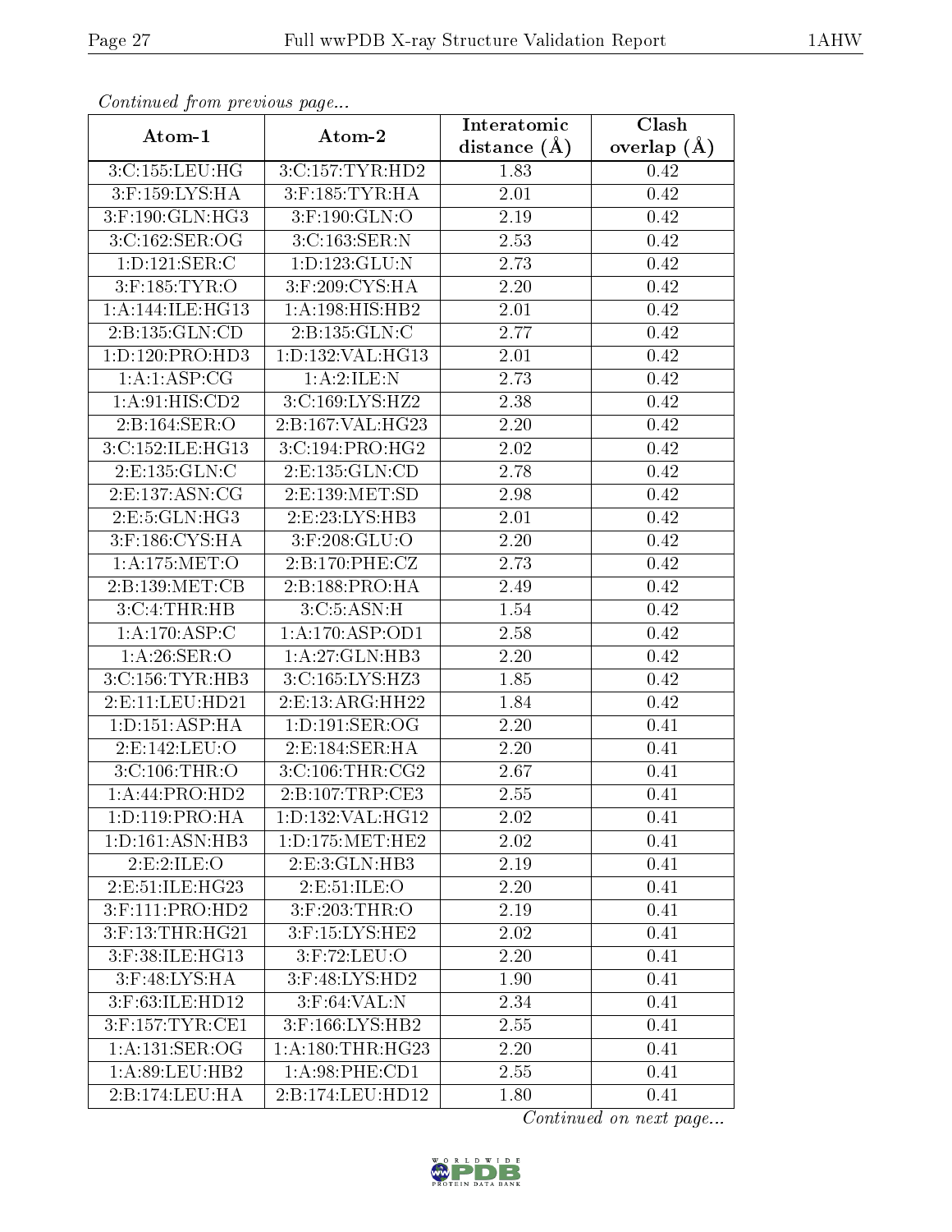*Continued from previous page...*

| Atom-1 | Atom-2 | Interatomic distance (Å) | Clash overlap (Å) |
|---|---|---|---|
| 3:C:155:LEU:HG | 3:C:157:TYR:HD2 | 1.83 | 0.42 |
| 3:F:159:LYS:HA | 3:F:185:TYR:HA | 2.01 | 0.42 |
| 3:F:190:GLN:HG3 | 3:F:190:GLN:O | 2.19 | 0.42 |
| 3:C:162:SER:OG | 3:C:163:SER:N | 2.53 | 0.42 |
| 1:D:121:SER:C | 1:D:123:GLU:N | 2.73 | 0.42 |
| 3:F:185:TYR:O | 3:F:209:CYS:HA | 2.20 | 0.42 |
| 1:A:144:ILE:HG13 | 1:A:198:HIS:HB2 | 2.01 | 0.42 |
| 2:B:135:GLN:CD | 2:B:135:GLN:C | 2.77 | 0.42 |
| 1:D:120:PRO:HD3 | 1:D:132:VAL:HG13 | 2.01 | 0.42 |
| 1:A:1:ASP:CG | 1:A:2:ILE:N | 2.73 | 0.42 |
| 1:A:91:HIS:CD2 | 3:C:169:LYS:HZ2 | 2.38 | 0.42 |
| 2:B:164:SER:O | 2:B:167:VAL:HG23 | 2.20 | 0.42 |
| 3:C:152:ILE:HG13 | 3:C:194:PRO:HG2 | 2.02 | 0.42 |
| 2:E:135:GLN:C | 2:E:135:GLN:CD | 2.78 | 0.42 |
| 2:E:137:ASN:CG | 2:E:139:MET:SD | 2.98 | 0.42 |
| 2:E:5:GLN:HG3 | 2:E:23:LYS:HB3 | 2.01 | 0.42 |
| 3:F:186:CYS:HA | 3:F:208:GLU:O | 2.20 | 0.42 |
| 1:A:175:MET:O | 2:B:170:PHE:CZ | 2.73 | 0.42 |
| 2:B:139:MET:CB | 2:B:188:PRO:HA | 2.49 | 0.42 |
| 3:C:4:THR:HB | 3:C:5:ASN:H | 1.54 | 0.42 |
| 1:A:170:ASP:C | 1:A:170:ASP:OD1 | 2.58 | 0.42 |
| 1:A:26:SER:O | 1:A:27:GLN:HB3 | 2.20 | 0.42 |
| 3:C:156:TYR:HB3 | 3:C:165:LYS:HZ3 | 1.85 | 0.42 |
| 2:E:11:LEU:HD21 | 2:E:13:ARG:HH22 | 1.84 | 0.42 |
| 1:D:151:ASP:HA | 1:D:191:SER:OG | 2.20 | 0.41 |
| 2:E:142:LEU:O | 2:E:184:SER:HA | 2.20 | 0.41 |
| 3:C:106:THR:O | 3:C:106:THR:CG2 | 2.67 | 0.41 |
| 1:A:44:PRO:HD2 | 2:B:107:TRP:CE3 | 2.55 | 0.41 |
| 1:D:119:PRO:HA | 1:D:132:VAL:HG12 | 2.02 | 0.41 |
| 1:D:161:ASN:HB3 | 1:D:175:MET:HE2 | 2.02 | 0.41 |
| 2:E:2:ILE:O | 2:E:3:GLN:HB3 | 2.19 | 0.41 |
| 2:E:51:ILE:HG23 | 2:E:51:ILE:O | 2.20 | 0.41 |
| 3:F:111:PRO:HD2 | 3:F:203:THR:O | 2.19 | 0.41 |
| 3:F:13:THR:HG21 | 3:F:15:LYS:HE2 | 2.02 | 0.41 |
| 3:F:38:ILE:HG13 | 3:F:72:LEU:O | 2.20 | 0.41 |
| 3:F:48:LYS:HA | 3:F:48:LYS:HD2 | 1.90 | 0.41 |
| 3:F:63:ILE:HD12 | 3:F:64:VAL:N | 2.34 | 0.41 |
| 3:F:157:TYR:CE1 | 3:F:166:LYS:HB2 | 2.55 | 0.41 |
| 1:A:131:SER:OG | 1:A:180:THR:HG23 | 2.20 | 0.41 |
| 1:A:89:LEU:HB2 | 1:A:98:PHE:CD1 | 2.55 | 0.41 |
| 2:B:174:LEU:HA | 2:B:174:LEU:HD12 | 1.80 | 0.41 |

*Continued on next page...*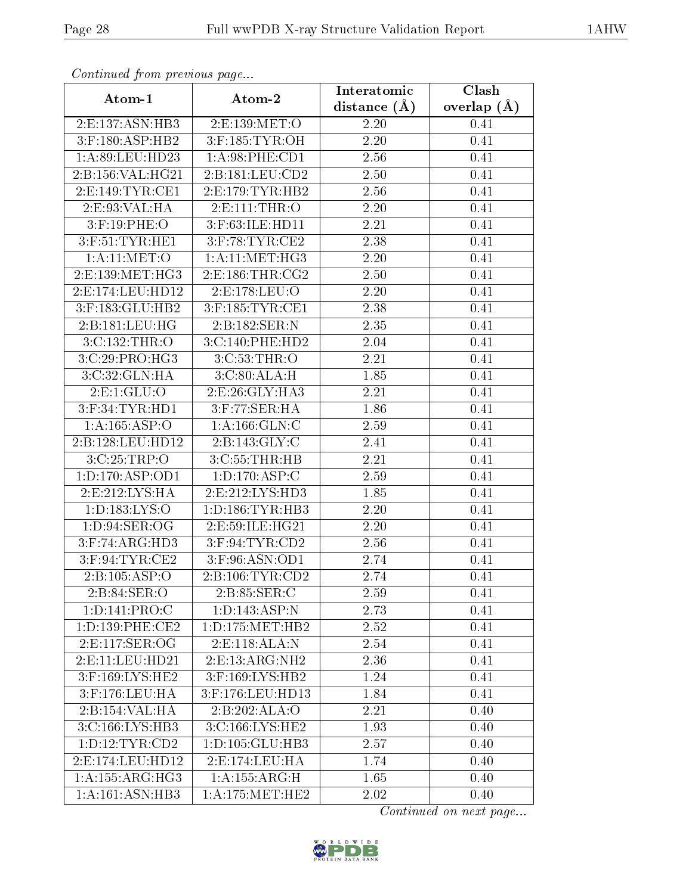*Continued from previous page...*

| Atom-1 | Atom-2 | Interatomic distance (Å) | Clash overlap (Å) |
| --- | --- | --- | --- |
| 2:E:137:ASN:HB3 | 2:E:139:MET:O | 2.20 | 0.41 |
| 3:F:180:ASP:HB2 | 3:F:185:TYR:OH | 2.20 | 0.41 |
| 1:A:89:LEU:HD23 | 1:A:98:PHE:CD1 | 2.56 | 0.41 |
| 2:B:156:VAL:HG21 | 2:B:181:LEU:CD2 | 2.50 | 0.41 |
| 2:E:149:TYR:CE1 | 2:E:179:TYR:HB2 | 2.56 | 0.41 |
| 2:E:93:VAL:HA | 2:E:111:THR:O | 2.20 | 0.41 |
| 3:F:19:PHE:O | 3:F:63:ILE:HD11 | 2.21 | 0.41 |
| 3:F:51:TYR:HE1 | 3:F:78:TYR:CE2 | 2.38 | 0.41 |
| 1:A:11:MET:O | 1:A:11:MET:HG3 | 2.20 | 0.41 |
| 2:E:139:MET:HG3 | 2:E:186:THR:CG2 | 2.50 | 0.41 |
| 2:E:174:LEU:HD12 | 2:E:178:LEU:O | 2.20 | 0.41 |
| 3:F:183:GLU:HB2 | 3:F:185:TYR:CE1 | 2.38 | 0.41 |
| 2:B:181:LEU:HG | 2:B:182:SER:N | 2.35 | 0.41 |
| 3:C:132:THR:O | 3:C:140:PHE:HD2 | 2.04 | 0.41 |
| 3:C:29:PRO:HG3 | 3:C:53:THR:O | 2.21 | 0.41 |
| 3:C:32:GLN:HA | 3:C:80:ALA:H | 1.85 | 0.41 |
| 2:E:1:GLU:O | 2:E:26:GLY:HA3 | 2.21 | 0.41 |
| 3:F:34:TYR:HD1 | 3:F:77:SER:HA | 1.86 | 0.41 |
| 1:A:165:ASP:O | 1:A:166:GLN:C | 2.59 | 0.41 |
| 2:B:128:LEU:HD12 | 2:B:143:GLY:C | 2.41 | 0.41 |
| 3:C:25:TRP:O | 3:C:55:THR:HB | 2.21 | 0.41 |
| 1:D:170:ASP:OD1 | 1:D:170:ASP:C | 2.59 | 0.41 |
| 2:E:212:LYS:HA | 2:E:212:LYS:HD3 | 1.85 | 0.41 |
| 1:D:183:LYS:O | 1:D:186:TYR:HB3 | 2.20 | 0.41 |
| 1:D:94:SER:OG | 2:E:59:ILE:HG21 | 2.20 | 0.41 |
| 3:F:74:ARG:HD3 | 3:F:94:TYR:CD2 | 2.56 | 0.41 |
| 3:F:94:TYR:CE2 | 3:F:96:ASN:OD1 | 2.74 | 0.41 |
| 2:B:105:ASP:O | 2:B:106:TYR:CD2 | 2.74 | 0.41 |
| 2:B:84:SER:O | 2:B:85:SER:C | 2.59 | 0.41 |
| 1:D:141:PRO:C | 1:D:143:ASP:N | 2.73 | 0.41 |
| 1:D:139:PHE:CE2 | 1:D:175:MET:HB2 | 2.52 | 0.41 |
| 2:E:117:SER:OG | 2:E:118:ALA:N | 2.54 | 0.41 |
| 2:E:11:LEU:HD21 | 2:E:13:ARG:NH2 | 2.36 | 0.41 |
| 3:F:169:LYS:HE2 | 3:F:169:LYS:HB2 | 1.24 | 0.41 |
| 3:F:176:LEU:HA | 3:F:176:LEU:HD13 | 1.84 | 0.41 |
| 2:B:154:VAL:HA | 2:B:202:ALA:O | 2.21 | 0.40 |
| 3:C:166:LYS:HB3 | 3:C:166:LYS:HE2 | 1.93 | 0.40 |
| 1:D:12:TYR:CD2 | 1:D:105:GLU:HB3 | 2.57 | 0.40 |
| 2:E:174:LEU:HD12 | 2:E:174:LEU:HA | 1.74 | 0.40 |
| 1:A:155:ARG:HG3 | 1:A:155:ARG:H | 1.65 | 0.40 |
| 1:A:161:ASN:HB3 | 1:A:175:MET:HE2 | 2.02 | 0.40 |

*Continued on next page...*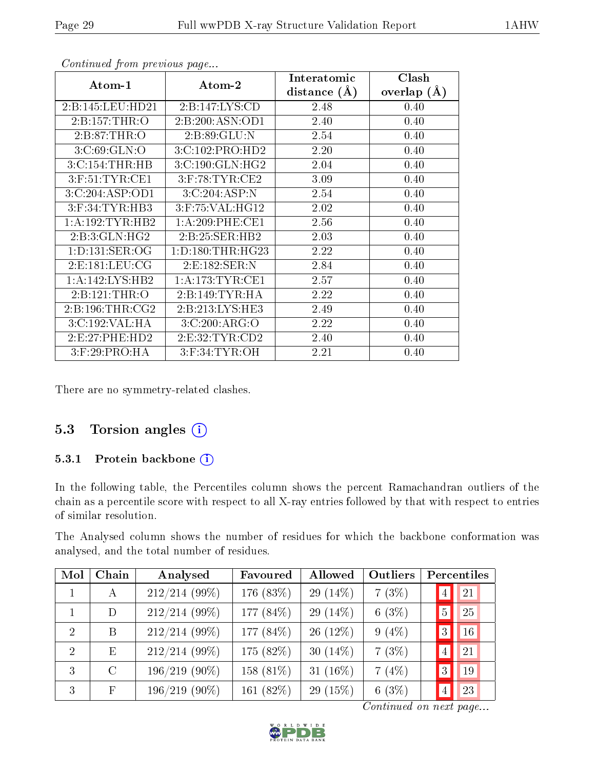*Continued from previous page...*

| Atom-1 | Atom-2 | Interatomic distance (Å) | Clash overlap (Å) |
|---|---|---|---|
| 2:B:145:LEU:HD21 | 2:B:147:LYS:CD | 2.48 | 0.40 |
| 2:B:157:THR:O | 2:B:200:ASN:OD1 | 2.40 | 0.40 |
| 2:B:87:THR:O | 2:B:89:GLU:N | 2.54 | 0.40 |
| 3:C:69:GLN:O | 3:C:102:PRO:HD2 | 2.20 | 0.40 |
| 3:C:154:THR:HB | 3:C:190:GLN:HG2 | 2.04 | 0.40 |
| 3:F:51:TYR:CE1 | 3:F:78:TYR:CE2 | 3.09 | 0.40 |
| 3:C:204:ASP:OD1 | 3:C:204:ASP:N | 2.54 | 0.40 |
| 3:F:34:TYR:HB3 | 3:F:75:VAL:HG12 | 2.02 | 0.40 |
| 1:A:192:TYR:HB2 | 1:A:209:PHE:CE1 | 2.56 | 0.40 |
| 2:B:3:GLN:HG2 | 2:B:25:SER:HB2 | 2.03 | 0.40 |
| 1:D:131:SER:OG | 1:D:180:THR:HG23 | 2.22 | 0.40 |
| 2:E:181:LEU:CG | 2:E:182:SER:N | 2.84 | 0.40 |
| 1:A:142:LYS:HB2 | 1:A:173:TYR:CE1 | 2.57 | 0.40 |
| 2:B:121:THR:O | 2:B:149:TYR:HA | 2.22 | 0.40 |
| 2:B:196:THR:CG2 | 2:B:213:LYS:HE3 | 2.49 | 0.40 |
| 3:C:192:VAL:HA | 3:C:200:ARG:O | 2.22 | 0.40 |
| 2:E:27:PHE:HD2 | 2:E:32:TYR:CD2 | 2.40 | 0.40 |
| 3:F:29:PRO:HA | 3:F:34:TYR:OH | 2.21 | 0.40 |

There are no symmetry-related clashes.

## 5.3 Torsion angles

### 5.3.1 Protein backbone

In the following table, the Percentiles column shows the percent Ramachandran outliers of the chain as a percentile score with respect to all X-ray entries followed by that with respect to entries of similar resolution.

The Analysed column shows the number of residues for which the backbone conformation was analysed, and the total number of residues.

| Mol | Chain | Analysed | Favoured | Allowed | Outliers | Percentiles | |
|---|---|---|---|---|---|---|---|
| 1 | A | 212/214 (99%) | 176 (83%) | 29 (14%) | 7 (3%) | 4 | 21 |
| 1 | D | 212/214 (99%) | 177 (84%) | 29 (14%) | 6 (3%) | 5 | 25 |
| 2 | B | 212/214 (99%) | 177 (84%) | 26 (12%) | 9 (4%) | 3 | 16 |
| 2 | E | 212/214 (99%) | 175 (82%) | 30 (14%) | 7 (3%) | 4 | 21 |
| 3 | C | 196/219 (90%) | 158 (81%) | 31 (16%) | 7 (4%) | 3 | 19 |
| 3 | F | 196/219 (90%) | 161 (82%) | 29 (15%) | 6 (3%) | 4 | 23 |

*Continued on next page...*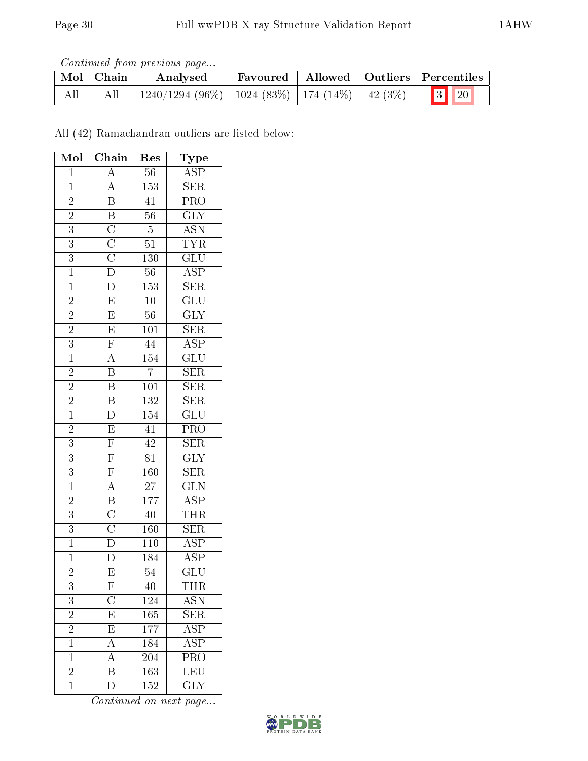*Continued from previous page...*

| Mol | Chain | Analysed | Favoured | Allowed | Outliers | Percentiles | |
|---|---|---|---|---|---|---|---|
| All | All | 1240/1294 (96%) | 1024 (83%) | 174 (14%) | 42 (3%) | 3 | 20 |

All (42) Ramachandran outliers are listed below:

| Mol | Chain | Res | Type |
|---|---|---|---|
| 1 | A | 56 | ASP |
| 1 | A | 153 | SER |
| 2 | B | 41 | PRO |
| 2 | B | 56 | GLY |
| 3 | C | 5 | ASN |
| 3 | C | 51 | TYR |
| 3 | C | 130 | GLU |
| 1 | D | 56 | ASP |
| 1 | D | 153 | SER |
| 2 | E | 10 | GLU |
| 2 | E | 56 | GLY |
| 2 | E | 101 | SER |
| 3 | F | 44 | ASP |
| 1 | A | 154 | GLU |
| 2 | B | 7 | SER |
| 2 | B | 101 | SER |
| 2 | B | 132 | SER |
| 1 | D | 154 | GLU |
| 2 | E | 41 | PRO |
| 3 | F | 42 | SER |
| 3 | F | 81 | GLY |
| 3 | F | 160 | SER |
| 1 | A | 27 | GLN |
| 2 | B | 177 | ASP |
| 3 | C | 40 | THR |
| 3 | C | 160 | SER |
| 1 | D | 110 | ASP |
| 1 | D | 184 | ASP |
| 2 | E | 54 | GLU |
| 3 | F | 40 | THR |
| 3 | C | 124 | ASN |
| 2 | E | 165 | SER |
| 2 | E | 177 | ASP |
| 1 | A | 184 | ASP |
| 1 | A | 204 | PRO |
| 2 | B | 163 | LEU |
| 1 | D | 152 | GLY |

*Continued on next page...*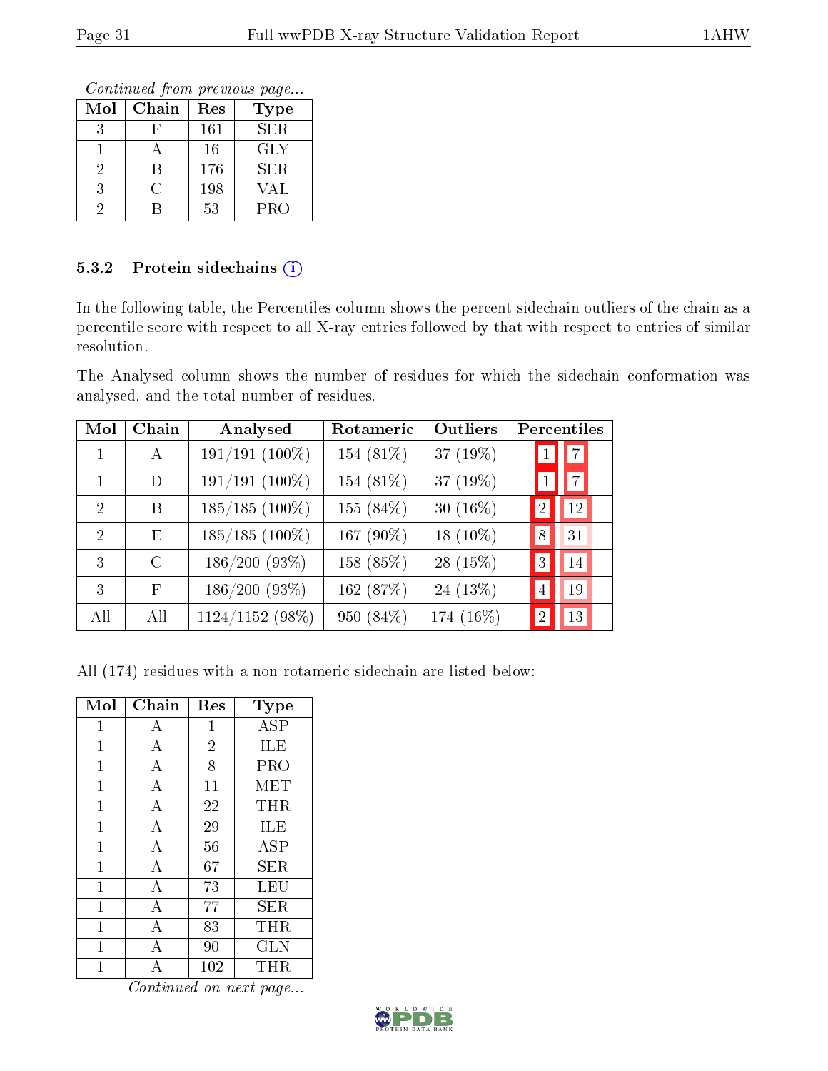*Continued from previous page...*

| Mol | Chain | Res | Type |
|---|---|---|---|
| 3 | F | 161 | SER |
| 1 | A | 16 | GLY |
| 2 | B | 176 | SER |
| 3 | C | 198 | VAL |
| 2 | B | 53 | PRO |

### 5.3.2 Protein sidechains

In the following table, the Percentiles column shows the percent sidechain outliers of the chain as a percentile score with respect to all X-ray entries followed by that with respect to entries of similar resolution.

The Analysed column shows the number of residues for which the sidechain conformation was analysed, and the total number of residues.

| Mol | Chain | Analysed | Rotameric | Outliers | Percentiles | |
|---|---|---|---|---|---|---|
| 1 | A | 191/191 (100%) | 154 (81%) | 37 (19%) | 1 | 7 |
| 1 | D | 191/191 (100%) | 154 (81%) | 37 (19%) | 1 | 7 |
| 2 | B | 185/185 (100%) | 155 (84%) | 30 (16%) | 2 | 12 |
| 2 | E | 185/185 (100%) | 167 (90%) | 18 (10%) | 8 | 31 |
| 3 | C | 186/200 (93%) | 158 (85%) | 28 (15%) | 3 | 14 |
| 3 | F | 186/200 (93%) | 162 (87%) | 24 (13%) | 4 | 19 |
| All | All | 1124/1152 (98%) | 950 (84%) | 174 (16%) | 2 | 13 |

All (174) residues with a non-rotameric sidechain are listed below:

| Mol | Chain | Res | Type |
|---|---|---|---|
| 1 | A | 1 | ASP |
| 1 | A | 2 | ILE |
| 1 | A | 8 | PRO |
| 1 | A | 11 | MET |
| 1 | A | 22 | THR |
| 1 | A | 29 | ILE |
| 1 | A | 56 | ASP |
| 1 | A | 67 | SER |
| 1 | A | 73 | LEU |
| 1 | A | 77 | SER |
| 1 | A | 83 | THR |
| 1 | A | 90 | GLN |
| 1 | A | 102 | THR |

*Continued on next page...*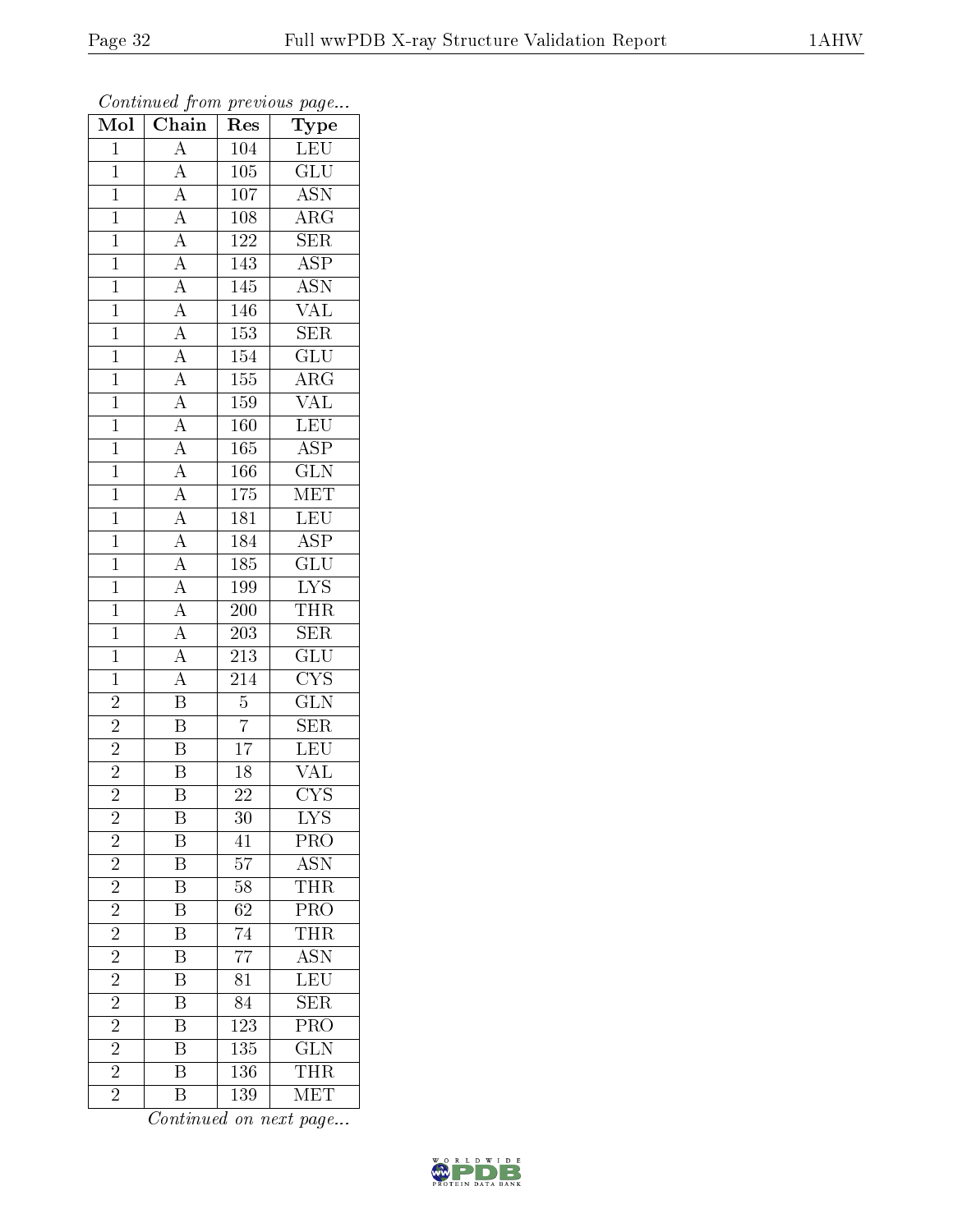*Continued from previous page...*

| Mol | Chain | Res | Type |
|---|---|---|---|
| 1 | A | 104 | LEU |
| 1 | A | 105 | GLU |
| 1 | A | 107 | ASN |
| 1 | A | 108 | ARG |
| 1 | A | 122 | SER |
| 1 | A | 143 | ASP |
| 1 | A | 145 | ASN |
| 1 | A | 146 | VAL |
| 1 | A | 153 | SER |
| 1 | A | 154 | GLU |
| 1 | A | 155 | ARG |
| 1 | A | 159 | VAL |
| 1 | A | 160 | LEU |
| 1 | A | 165 | ASP |
| 1 | A | 166 | GLN |
| 1 | A | 175 | MET |
| 1 | A | 181 | LEU |
| 1 | A | 184 | ASP |
| 1 | A | 185 | GLU |
| 1 | A | 199 | LYS |
| 1 | A | 200 | THR |
| 1 | A | 203 | SER |
| 1 | A | 213 | GLU |
| 1 | A | 214 | CYS |
| 2 | B | 5 | GLN |
| 2 | B | 7 | SER |
| 2 | B | 17 | LEU |
| 2 | B | 18 | VAL |
| 2 | B | 22 | CYS |
| 2 | B | 30 | LYS |
| 2 | B | 41 | PRO |
| 2 | B | 57 | ASN |
| 2 | B | 58 | THR |
| 2 | B | 62 | PRO |
| 2 | B | 74 | THR |
| 2 | B | 77 | ASN |
| 2 | B | 81 | LEU |
| 2 | B | 84 | SER |
| 2 | B | 123 | PRO |
| 2 | B | 135 | GLN |
| 2 | B | 136 | THR |
| 2 | B | 139 | MET |

*Continued on next page...*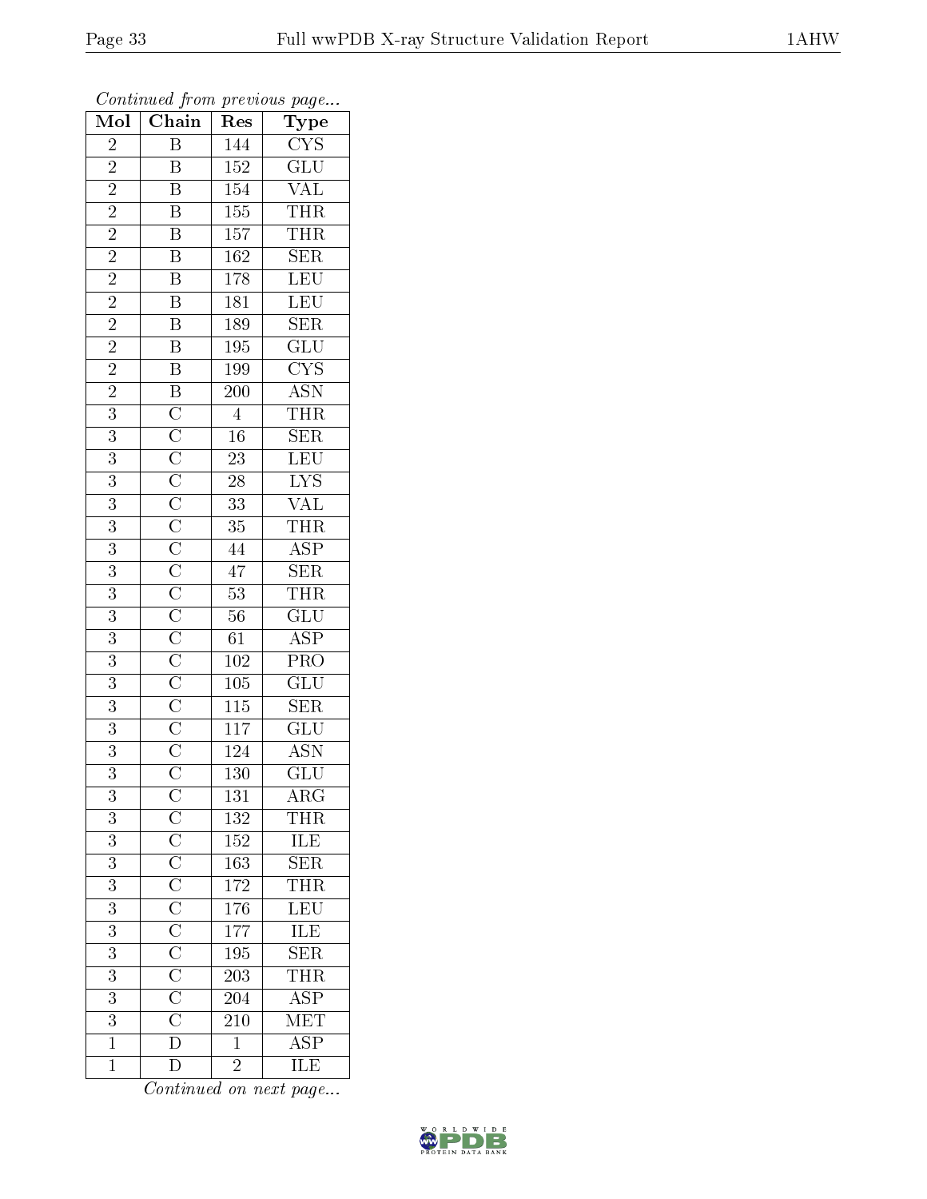*Continued from previous page...*

| Mol | Chain | Res | Type |
|---|---|---|---|
| 2 | B | 144 | CYS |
| 2 | B | 152 | GLU |
| 2 | B | 154 | VAL |
| 2 | B | 155 | THR |
| 2 | B | 157 | THR |
| 2 | B | 162 | SER |
| 2 | B | 178 | LEU |
| 2 | B | 181 | LEU |
| 2 | B | 189 | SER |
| 2 | B | 195 | GLU |
| 2 | B | 199 | CYS |
| 2 | B | 200 | ASN |
| 3 | C | 4 | THR |
| 3 | C | 16 | SER |
| 3 | C | 23 | LEU |
| 3 | C | 28 | LYS |
| 3 | C | 33 | VAL |
| 3 | C | 35 | THR |
| 3 | C | 44 | ASP |
| 3 | C | 47 | SER |
| 3 | C | 53 | THR |
| 3 | C | 56 | GLU |
| 3 | C | 61 | ASP |
| 3 | C | 102 | PRO |
| 3 | C | 105 | GLU |
| 3 | C | 115 | SER |
| 3 | C | 117 | GLU |
| 3 | C | 124 | ASN |
| 3 | C | 130 | GLU |
| 3 | C | 131 | ARG |
| 3 | C | 132 | THR |
| 3 | C | 152 | ILE |
| 3 | C | 163 | SER |
| 3 | C | 172 | THR |
| 3 | C | 176 | LEU |
| 3 | C | 177 | ILE |
| 3 | C | 195 | SER |
| 3 | C | 203 | THR |
| 3 | C | 204 | ASP |
| 3 | C | 210 | MET |
| 1 | D | 1 | ASP |
| 1 | D | 2 | ILE |

*Continued on next page...*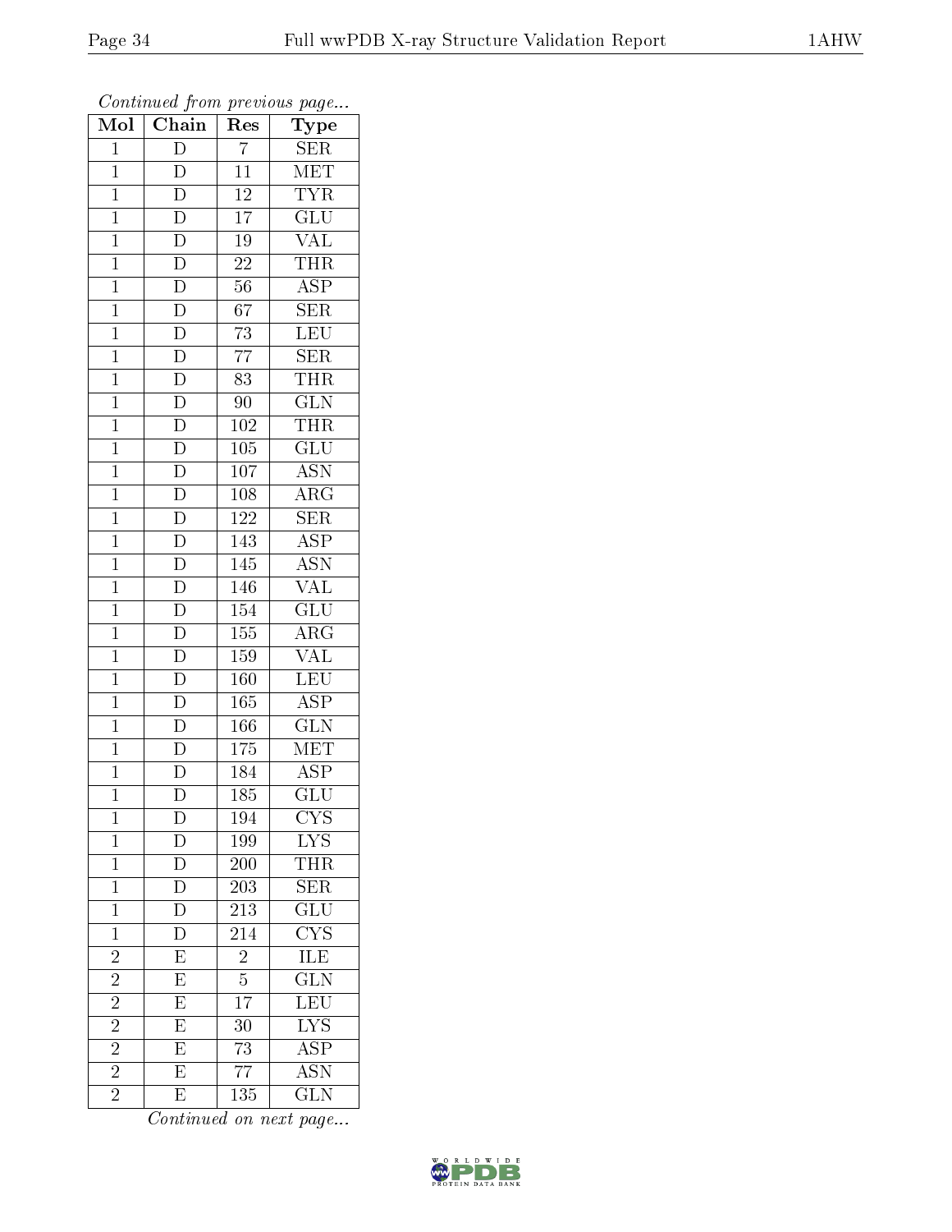*Continued from previous page...*

| Mol | Chain | Res | Type |
| --- | --- | --- | --- |
| 1 | D | 7 | SER |
| 1 | D | 11 | MET |
| 1 | D | 12 | TYR |
| 1 | D | 17 | GLU |
| 1 | D | 19 | VAL |
| 1 | D | 22 | THR |
| 1 | D | 56 | ASP |
| 1 | D | 67 | SER |
| 1 | D | 73 | LEU |
| 1 | D | 77 | SER |
| 1 | D | 83 | THR |
| 1 | D | 90 | GLN |
| 1 | D | 102 | THR |
| 1 | D | 105 | GLU |
| 1 | D | 107 | ASN |
| 1 | D | 108 | ARG |
| 1 | D | 122 | SER |
| 1 | D | 143 | ASP |
| 1 | D | 145 | ASN |
| 1 | D | 146 | VAL |
| 1 | D | 154 | GLU |
| 1 | D | 155 | ARG |
| 1 | D | 159 | VAL |
| 1 | D | 160 | LEU |
| 1 | D | 165 | ASP |
| 1 | D | 166 | GLN |
| 1 | D | 175 | MET |
| 1 | D | 184 | ASP |
| 1 | D | 185 | GLU |
| 1 | D | 194 | CYS |
| 1 | D | 199 | LYS |
| 1 | D | 200 | THR |
| 1 | D | 203 | SER |
| 1 | D | 213 | GLU |
| 1 | D | 214 | CYS |
| 2 | E | 2 | ILE |
| 2 | E | 5 | GLN |
| 2 | E | 17 | LEU |
| 2 | E | 30 | LYS |
| 2 | E | 73 | ASP |
| 2 | E | 77 | ASN |
| 2 | E | 135 | GLN |

*Continued on next page...*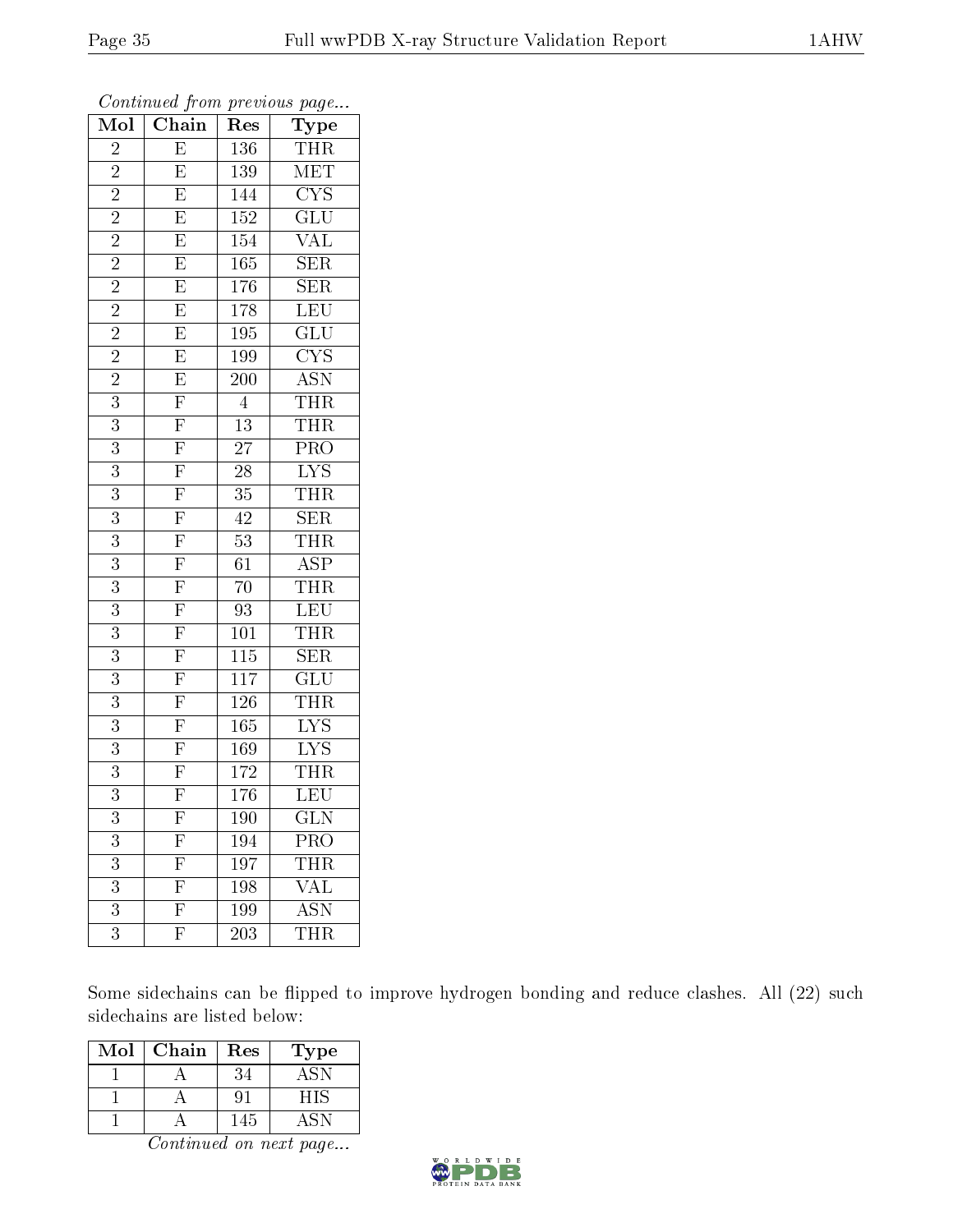*Continued from previous page...*

| Mol | Chain | Res | Type |
|---|---|---|---|
| 2 | E | 136 | THR |
| 2 | E | 139 | MET |
| 2 | E | 144 | CYS |
| 2 | E | 152 | GLU |
| 2 | E | 154 | VAL |
| 2 | E | 165 | SER |
| 2 | E | 176 | SER |
| 2 | E | 178 | LEU |
| 2 | E | 195 | GLU |
| 2 | E | 199 | CYS |
| 2 | E | 200 | ASN |
| 3 | F | 4 | THR |
| 3 | F | 13 | THR |
| 3 | F | 27 | PRO |
| 3 | F | 28 | LYS |
| 3 | F | 35 | THR |
| 3 | F | 42 | SER |
| 3 | F | 53 | THR |
| 3 | F | 61 | ASP |
| 3 | F | 70 | THR |
| 3 | F | 93 | LEU |
| 3 | F | 101 | THR |
| 3 | F | 115 | SER |
| 3 | F | 117 | GLU |
| 3 | F | 126 | THR |
| 3 | F | 165 | LYS |
| 3 | F | 169 | LYS |
| 3 | F | 172 | THR |
| 3 | F | 176 | LEU |
| 3 | F | 190 | GLN |
| 3 | F | 194 | PRO |
| 3 | F | 197 | THR |
| 3 | F | 198 | VAL |
| 3 | F | 199 | ASN |
| 3 | F | 203 | THR |

Some sidechains can be flipped to improve hydrogen bonding and reduce clashes. All (22) such sidechains are listed below:

| Mol | Chain | Res | Type |
|---|---|---|---|
| 1 | A | 34 | ASN |
| 1 | A | 91 | HIS |
| 1 | A | 145 | ASN |

*Continued on next page...*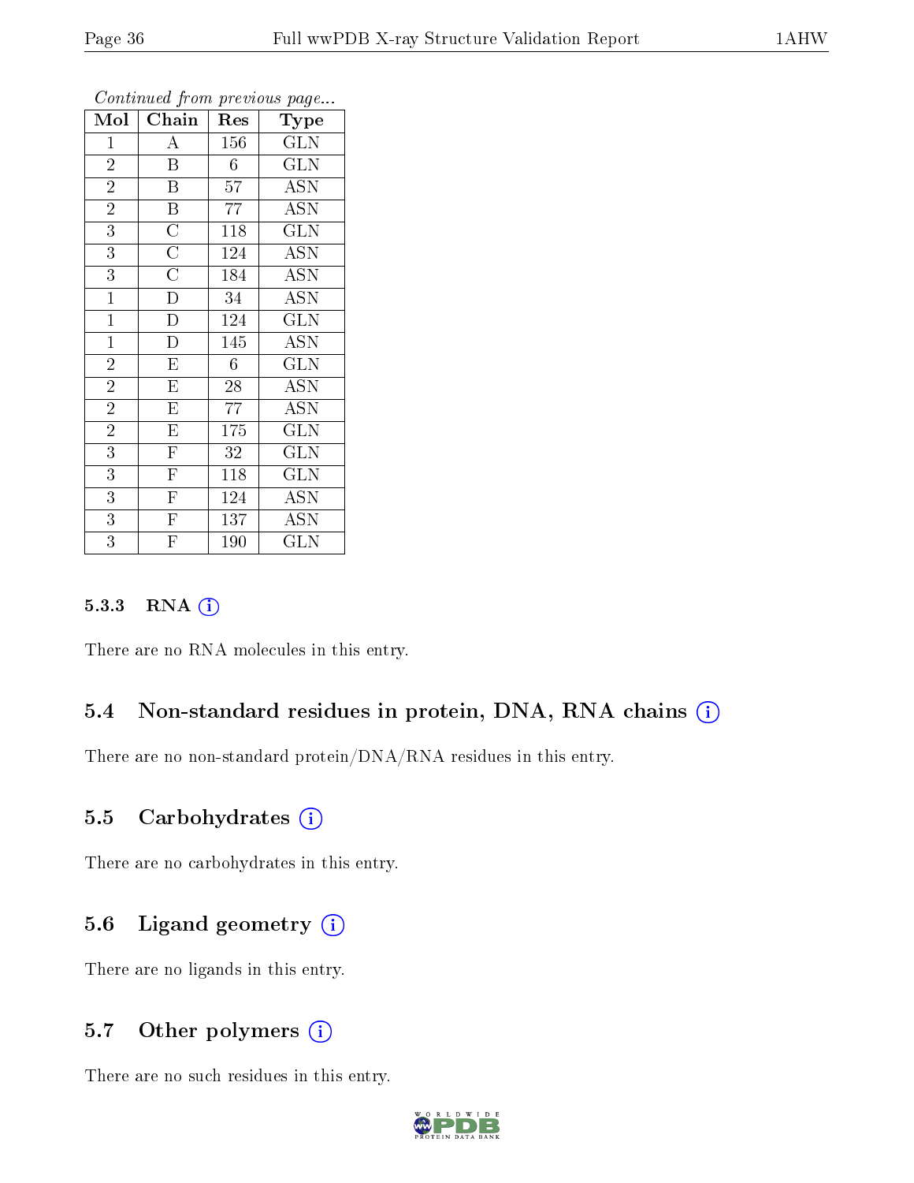*Continued from previous page...*

| Mol | Chain | Res | Type |
|---|---|---|---|
| 1 | A | 156 | GLN |
| 2 | B | 6 | GLN |
| 2 | B | 57 | ASN |
| 2 | B | 77 | ASN |
| 3 | C | 118 | GLN |
| 3 | C | 124 | ASN |
| 3 | C | 184 | ASN |
| 1 | D | 34 | ASN |
| 1 | D | 124 | GLN |
| 1 | D | 145 | ASN |
| 2 | E | 6 | GLN |
| 2 | E | 28 | ASN |
| 2 | E | 77 | ASN |
| 2 | E | 175 | GLN |
| 3 | F | 32 | GLN |
| 3 | F | 118 | GLN |
| 3 | F | 124 | ASN |
| 3 | F | 137 | ASN |
| 3 | F | 190 | GLN |

#### 5.3.3 RNA

There are no RNA molecules in this entry.

### 5.4 Non-standard residues in protein, DNA, RNA chains

There are no non-standard protein/DNA/RNA residues in this entry.

### 5.5 Carbohydrates

There are no carbohydrates in this entry.

### 5.6 Ligand geometry

There are no ligands in this entry.

### 5.7 Other polymers

There are no such residues in this entry.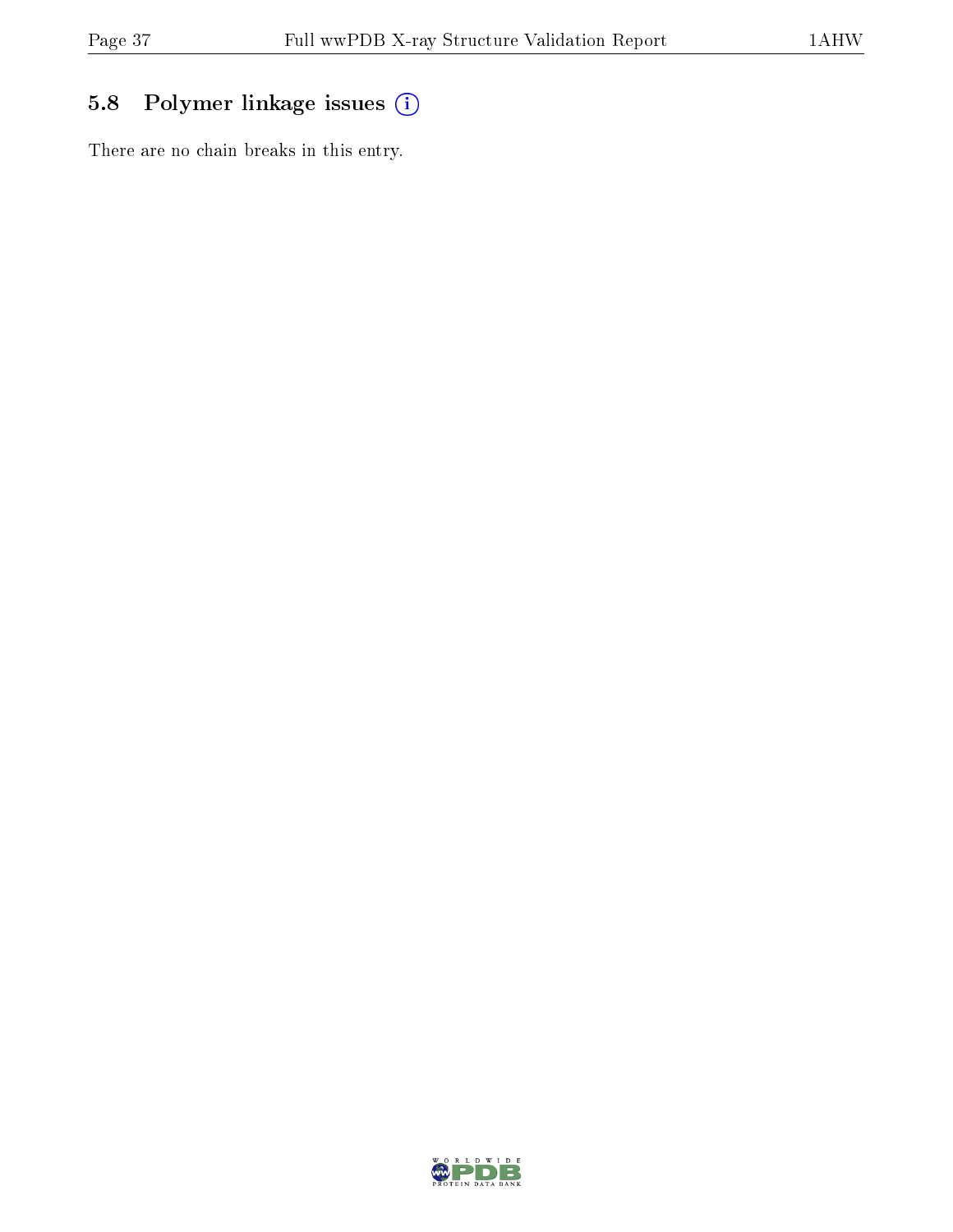## 5.8 Polymer linkage issues (i)

There are no chain breaks in this entry.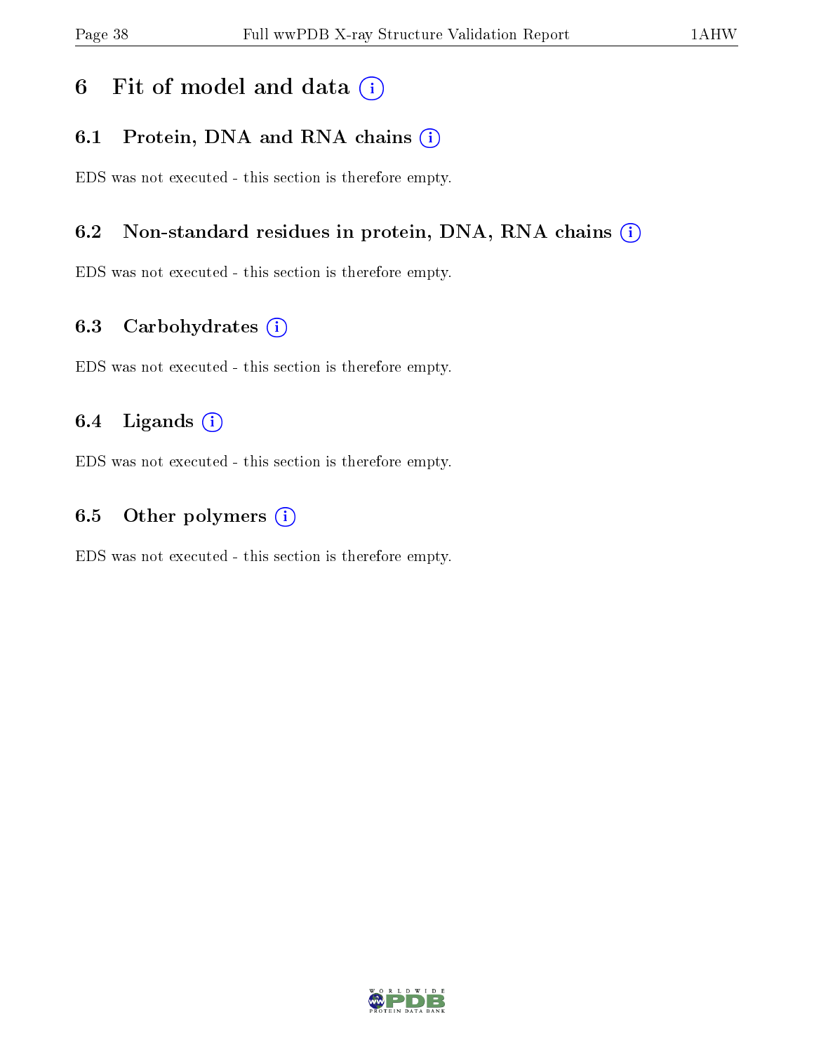# 6 Fit of model and data

## 6.1 Protein, DNA and RNA chains

EDS was not executed - this section is therefore empty.

## 6.2 Non-standard residues in protein, DNA, RNA chains

EDS was not executed - this section is therefore empty.

## 6.3 Carbohydrates

EDS was not executed - this section is therefore empty.

## 6.4 Ligands

EDS was not executed - this section is therefore empty.

## 6.5 Other polymers

EDS was not executed - this section is therefore empty.